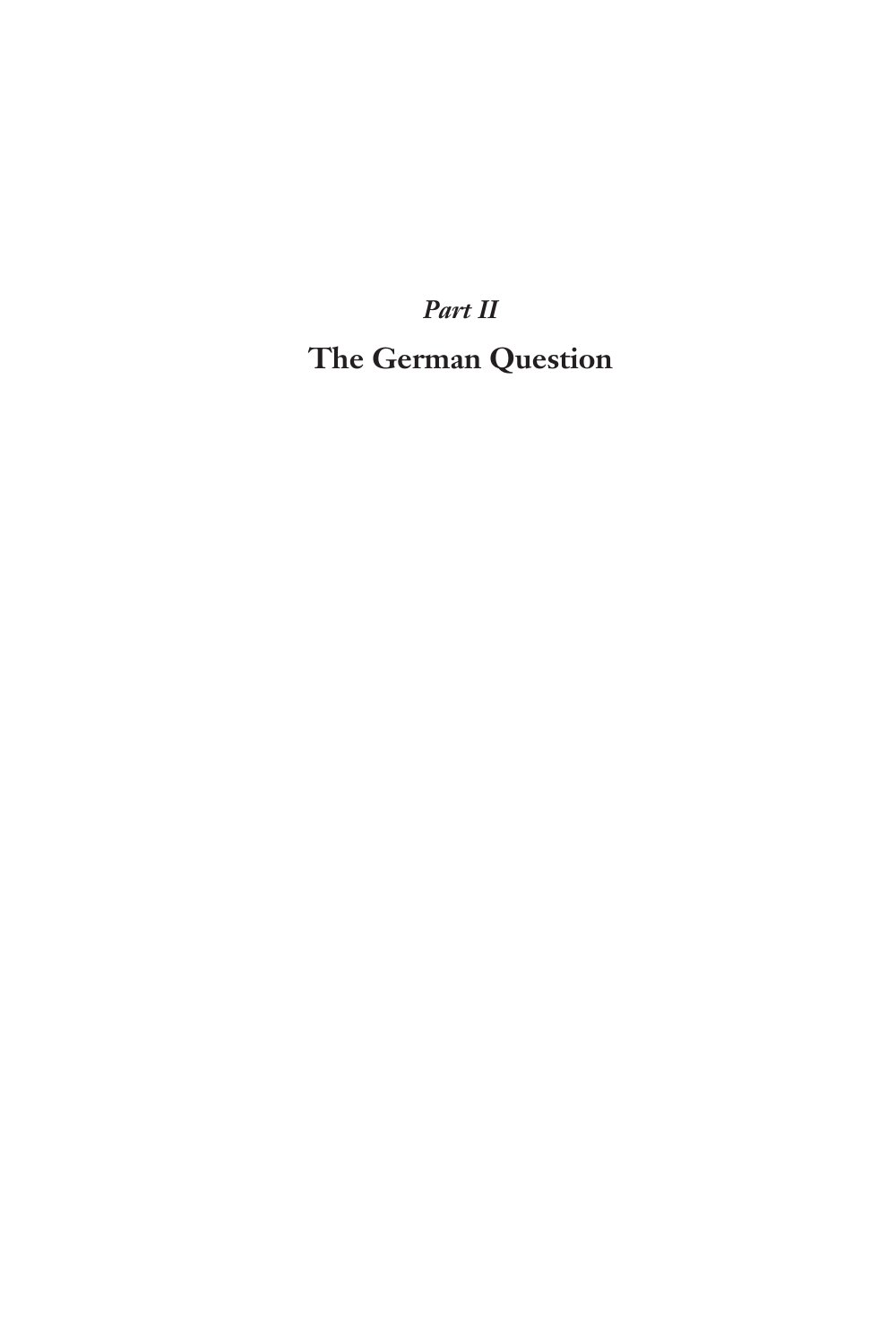*Part II*

# The German Question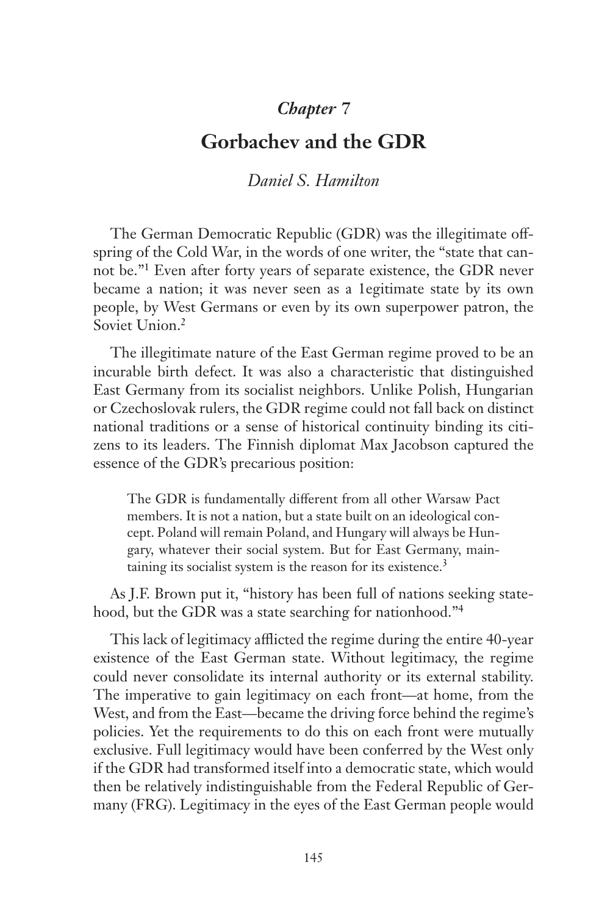## *Chapter 7*

# Gorbachev and the GDR

*Daniel S. Hamilton*

The German Democratic Republic (GDR) was the illegitimate offspring of the Cold War, in the words of one writer, the "state that cannot be."[1] Even after forty years of separate existence, the GDR never became a nation; it was never seen as a 1egitimate state by its own people, by West Germans or even by its own superpower patron, the Soviet Union.[2]

The illegitimate nature of the East German regime proved to be an incurable birth defect. It was also a characteristic that distinguished East Germany from its socialist neighbors. Unlike Polish, Hungarian or Czechoslovak rulers, the GDR regime could not fall back on distinct national traditions or a sense of historical continuity binding its citizens to its leaders. The Finnish diplomat Max Jacobson captured the essence of the GDR's precarious position:

> The GDR is fundamentally different from all other Warsaw Pact members. It is not a nation, but a state built on an ideological concept. Poland will remain Poland, and Hungary will always be Hungary, whatever their social system. But for East Germany, maintaining its socialist system is the reason for its existence.[3]

As J.F. Brown put it, "history has been full of nations seeking statehood, but the GDR was a state searching for nationhood."[4]

This lack of legitimacy afflicted the regime during the entire 40-year existence of the East German state. Without legitimacy, the regime could never consolidate its internal authority or its external stability. The imperative to gain legitimacy on each front—at home, from the West, and from the East—became the driving force behind the regime's policies. Yet the requirements to do this on each front were mutually exclusive. Full legitimacy would have been conferred by the West only if the GDR had transformed itself into a democratic state, which would then be relatively indistinguishable from the Federal Republic of Germany (FRG). Legitimacy in the eyes of the East German people would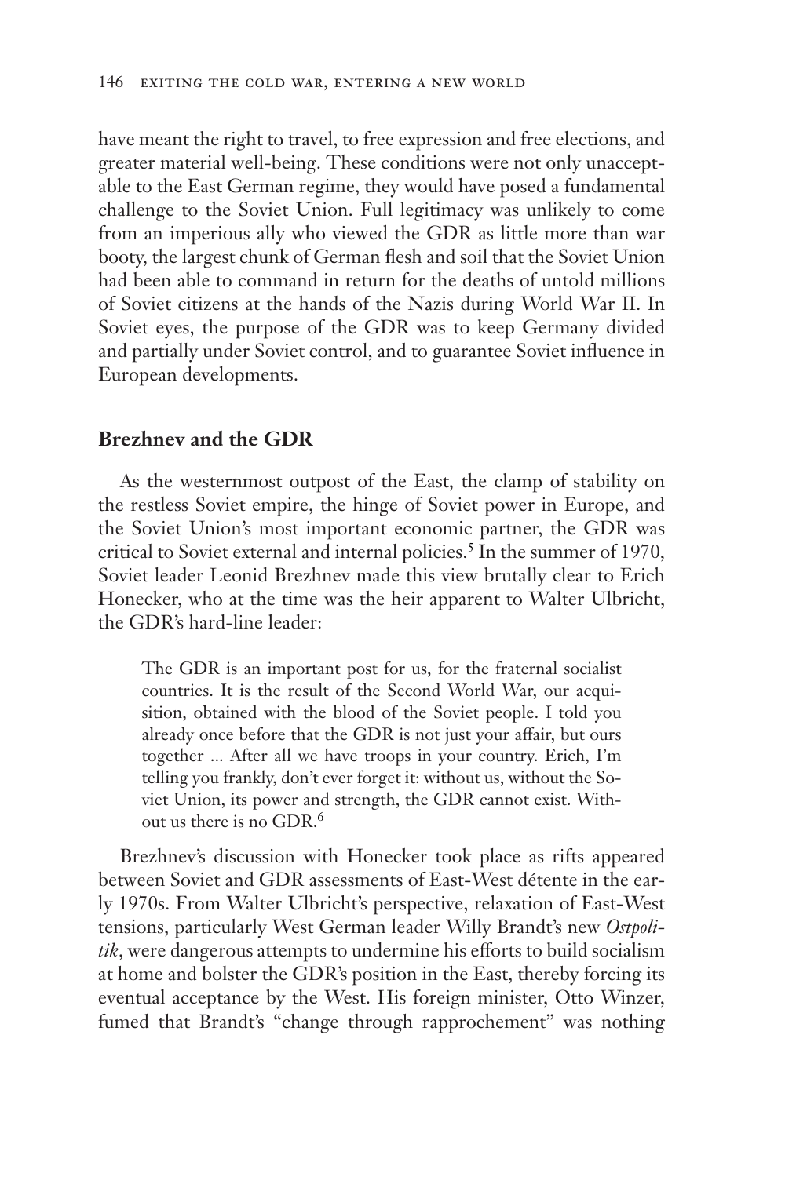have meant the right to travel, to free expression and free elections, and greater material well-being. These conditions were not only unacceptable to the East German regime, they would have posed a fundamental challenge to the Soviet Union. Full legitimacy was unlikely to come from an imperious ally who viewed the GDR as little more than war booty, the largest chunk of German flesh and soil that the Soviet Union had been able to command in return for the deaths of untold millions of Soviet citizens at the hands of the Nazis during World War II. In Soviet eyes, the purpose of the GDR was to keep Germany divided and partially under Soviet control, and to guarantee Soviet influence in European developments.

## Brezhnev and the GDR

As the westernmost outpost of the East, the clamp of stability on the restless Soviet empire, the hinge of Soviet power in Europe, and the Soviet Union's most important economic partner, the GDR was critical to Soviet external and internal policies.[5] In the summer of 1970, Soviet leader Leonid Brezhnev made this view brutally clear to Erich Honecker, who at the time was the heir apparent to Walter Ulbricht, the GDR's hard-line leader:

> The GDR is an important post for us, for the fraternal socialist countries. It is the result of the Second World War, our acquisition, obtained with the blood of the Soviet people. I told you already once before that the GDR is not just your affair, but ours together ... After all we have troops in your country. Erich, I'm telling you frankly, don't ever forget it: without us, without the Soviet Union, its power and strength, the GDR cannot exist. Without us there is no GDR.[6]

Brezhnev's discussion with Honecker took place as rifts appeared between Soviet and GDR assessments of East-West détente in the early 1970s. From Walter Ulbricht's perspective, relaxation of East-West tensions, particularly West German leader Willy Brandt's new *Ostpolitik*, were dangerous attempts to undermine his efforts to build socialism at home and bolster the GDR's position in the East, thereby forcing its eventual acceptance by the West. His foreign minister, Otto Winzer, fumed that Brandt's "change through rapprochement" was nothing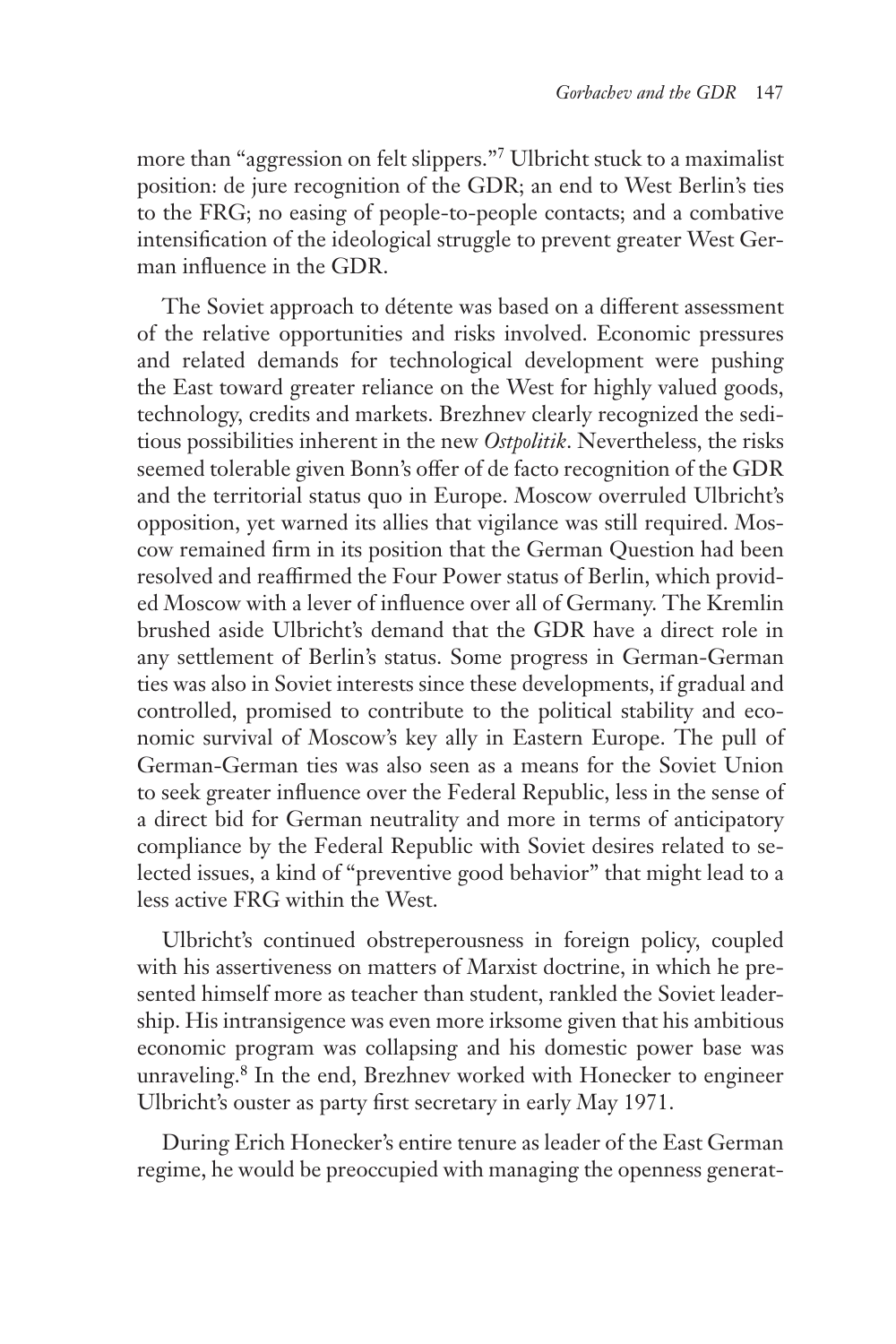more than "aggression on felt slippers."[7] Ulbricht stuck to a maximalist position: de jure recognition of the GDR; an end to West Berlin's ties to the FRG; no easing of people-to-people contacts; and a combative intensification of the ideological struggle to prevent greater West German influence in the GDR.

The Soviet approach to détente was based on a different assessment of the relative opportunities and risks involved. Economic pressures and related demands for technological development were pushing the East toward greater reliance on the West for highly valued goods, technology, credits and markets. Brezhnev clearly recognized the seditious possibilities inherent in the new *Ostpolitik*. Nevertheless, the risks seemed tolerable given Bonn's offer of de facto recognition of the GDR and the territorial status quo in Europe. Moscow overruled Ulbricht's opposition, yet warned its allies that vigilance was still required. Moscow remained firm in its position that the German Question had been resolved and reaffirmed the Four Power status of Berlin, which provided Moscow with a lever of influence over all of Germany. The Kremlin brushed aside Ulbricht's demand that the GDR have a direct role in any settlement of Berlin's status. Some progress in German-German ties was also in Soviet interests since these developments, if gradual and controlled, promised to contribute to the political stability and economic survival of Moscow's key ally in Eastern Europe. The pull of German-German ties was also seen as a means for the Soviet Union to seek greater influence over the Federal Republic, less in the sense of a direct bid for German neutrality and more in terms of anticipatory compliance by the Federal Republic with Soviet desires related to selected issues, a kind of "preventive good behavior" that might lead to a less active FRG within the West.

Ulbricht's continued obstreperousness in foreign policy, coupled with his assertiveness on matters of Marxist doctrine, in which he presented himself more as teacher than student, rankled the Soviet leadership. His intransigence was even more irksome given that his ambitious economic program was collapsing and his domestic power base was unraveling.[8] In the end, Brezhnev worked with Honecker to engineer Ulbricht's ouster as party first secretary in early May 1971.

During Erich Honecker's entire tenure as leader of the East German regime, he would be preoccupied with managing the openness generat-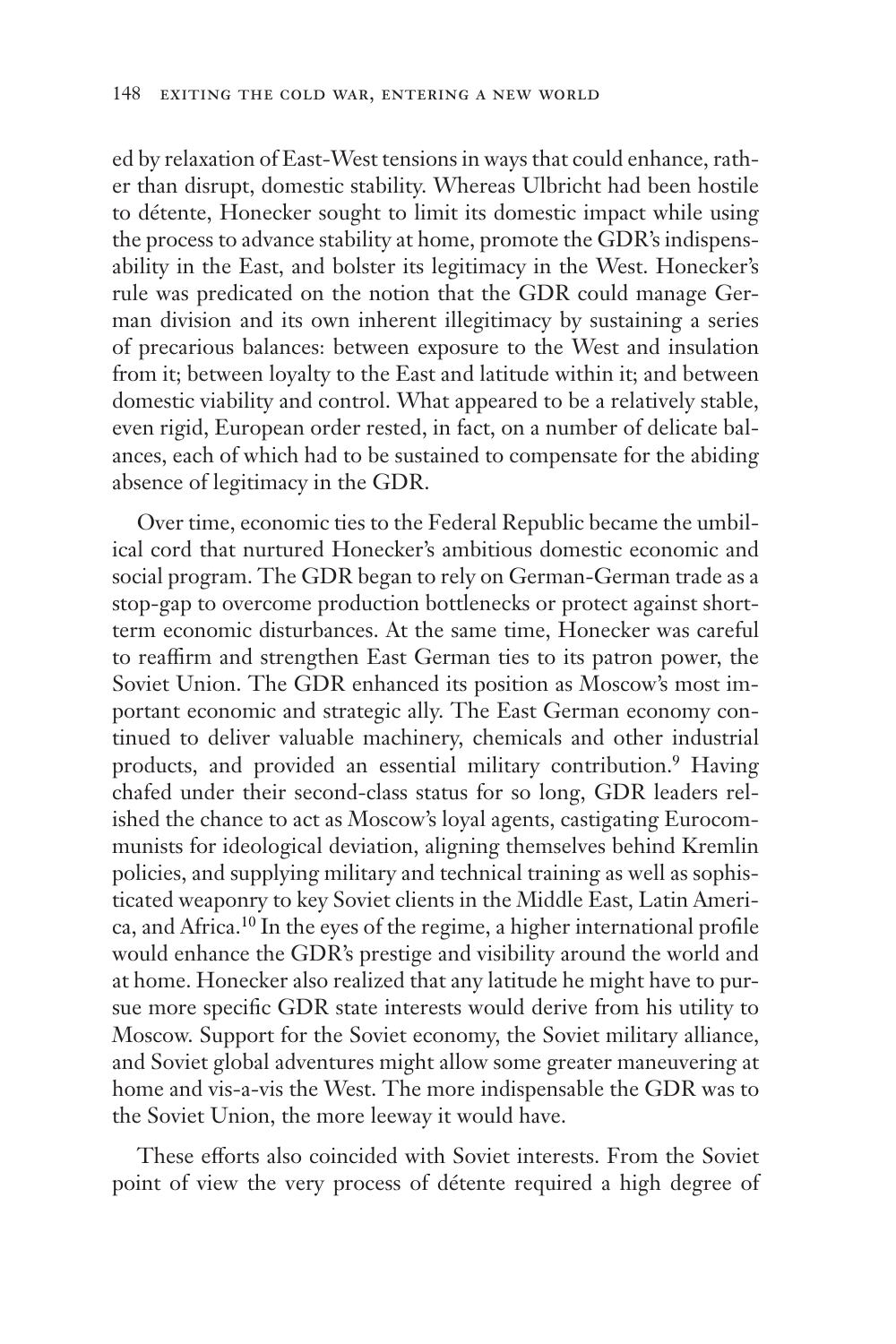ed by relaxation of East-West tensions in ways that could enhance, rather than disrupt, domestic stability. Whereas Ulbricht had been hostile to détente, Honecker sought to limit its domestic impact while using the process to advance stability at home, promote the GDR's indispensability in the East, and bolster its legitimacy in the West. Honecker's rule was predicated on the notion that the GDR could manage German division and its own inherent illegitimacy by sustaining a series of precarious balances: between exposure to the West and insulation from it; between loyalty to the East and latitude within it; and between domestic viability and control. What appeared to be a relatively stable, even rigid, European order rested, in fact, on a number of delicate balances, each of which had to be sustained to compensate for the abiding absence of legitimacy in the GDR.

Over time, economic ties to the Federal Republic became the umbilical cord that nurtured Honecker's ambitious domestic economic and social program. The GDR began to rely on German-German trade as a stop-gap to overcome production bottlenecks or protect against short-term economic disturbances. At the same time, Honecker was careful to reaffirm and strengthen East German ties to its patron power, the Soviet Union. The GDR enhanced its position as Moscow's most important economic and strategic ally. The East German economy continued to deliver valuable machinery, chemicals and other industrial products, and provided an essential military contribution.[9] Having chafed under their second-class status for so long, GDR leaders relished the chance to act as Moscow's loyal agents, castigating Eurocommunists for ideological deviation, aligning themselves behind Kremlin policies, and supplying military and technical training as well as sophisticated weaponry to key Soviet clients in the Middle East, Latin America, and Africa.[10] In the eyes of the regime, a higher international profile would enhance the GDR's prestige and visibility around the world and at home. Honecker also realized that any latitude he might have to pursue more specific GDR state interests would derive from his utility to Moscow. Support for the Soviet economy, the Soviet military alliance, and Soviet global adventures might allow some greater maneuvering at home and vis-a-vis the West. The more indispensable the GDR was to the Soviet Union, the more leeway it would have.

These efforts also coincided with Soviet interests. From the Soviet point of view the very process of détente required a high degree of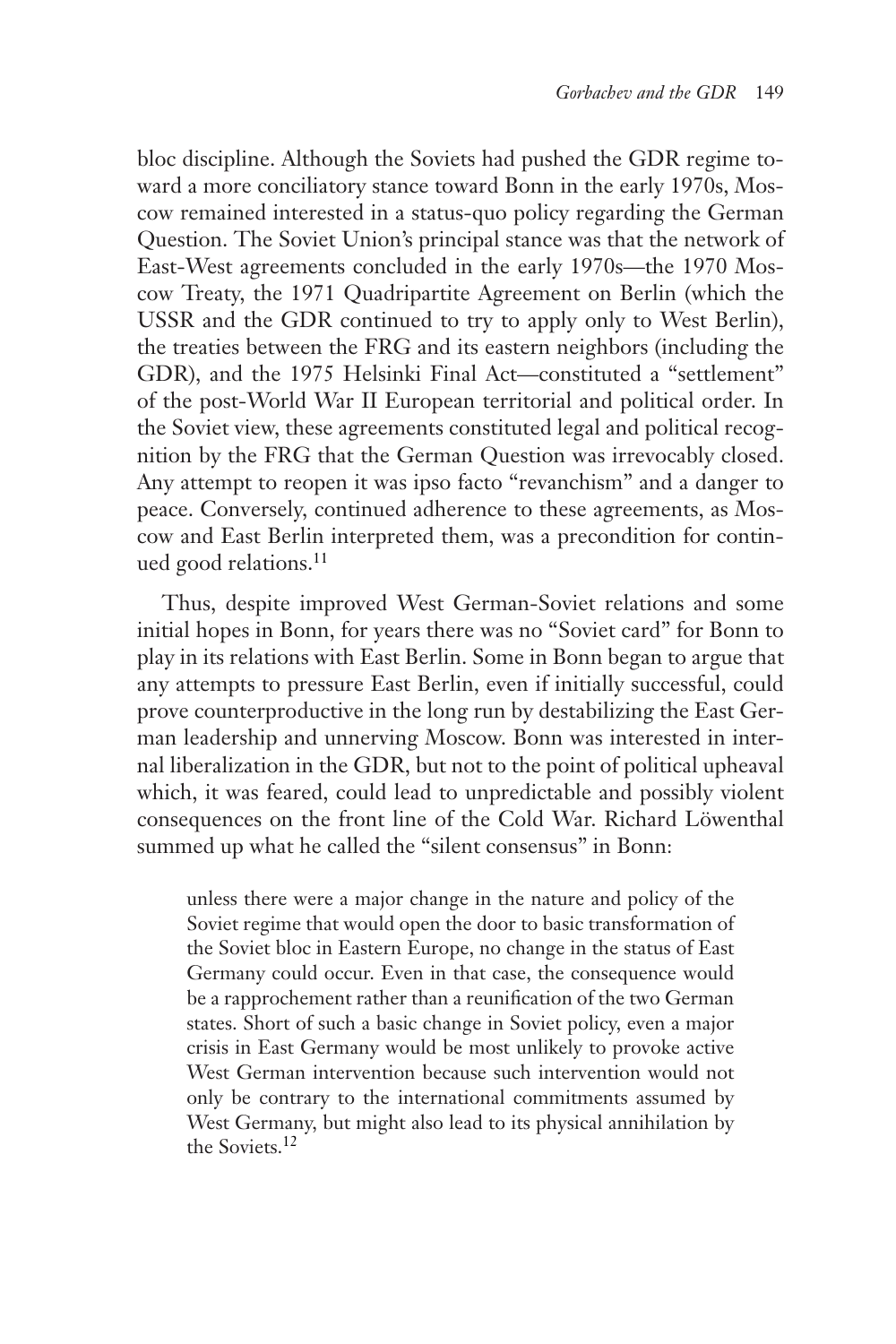bloc discipline. Although the Soviets had pushed the GDR regime toward a more conciliatory stance toward Bonn in the early 1970s, Moscow remained interested in a status-quo policy regarding the German Question. The Soviet Union's principal stance was that the network of East-West agreements concluded in the early 1970s—the 1970 Moscow Treaty, the 1971 Quadripartite Agreement on Berlin (which the USSR and the GDR continued to try to apply only to West Berlin), the treaties between the FRG and its eastern neighbors (including the GDR), and the 1975 Helsinki Final Act—constituted a "settlement" of the post-World War II European territorial and political order. In the Soviet view, these agreements constituted legal and political recognition by the FRG that the German Question was irrevocably closed. Any attempt to reopen it was ipso facto "revanchism" and a danger to peace. Conversely, continued adherence to these agreements, as Moscow and East Berlin interpreted them, was a precondition for continued good relations.[11]

Thus, despite improved West German-Soviet relations and some initial hopes in Bonn, for years there was no "Soviet card" for Bonn to play in its relations with East Berlin. Some in Bonn began to argue that any attempts to pressure East Berlin, even if initially successful, could prove counterproductive in the long run by destabilizing the East German leadership and unnerving Moscow. Bonn was interested in internal liberalization in the GDR, but not to the point of political upheaval which, it was feared, could lead to unpredictable and possibly violent consequences on the front line of the Cold War. Richard Löwenthal summed up what he called the "silent consensus" in Bonn:

> unless there were a major change in the nature and policy of the Soviet regime that would open the door to basic transformation of the Soviet bloc in Eastern Europe, no change in the status of East Germany could occur. Even in that case, the consequence would be a rapprochement rather than a reunification of the two German states. Short of such a basic change in Soviet policy, even a major crisis in East Germany would be most unlikely to provoke active West German intervention because such intervention would not only be contrary to the international commitments assumed by West Germany, but might also lead to its physical annihilation by the Soviets.[12]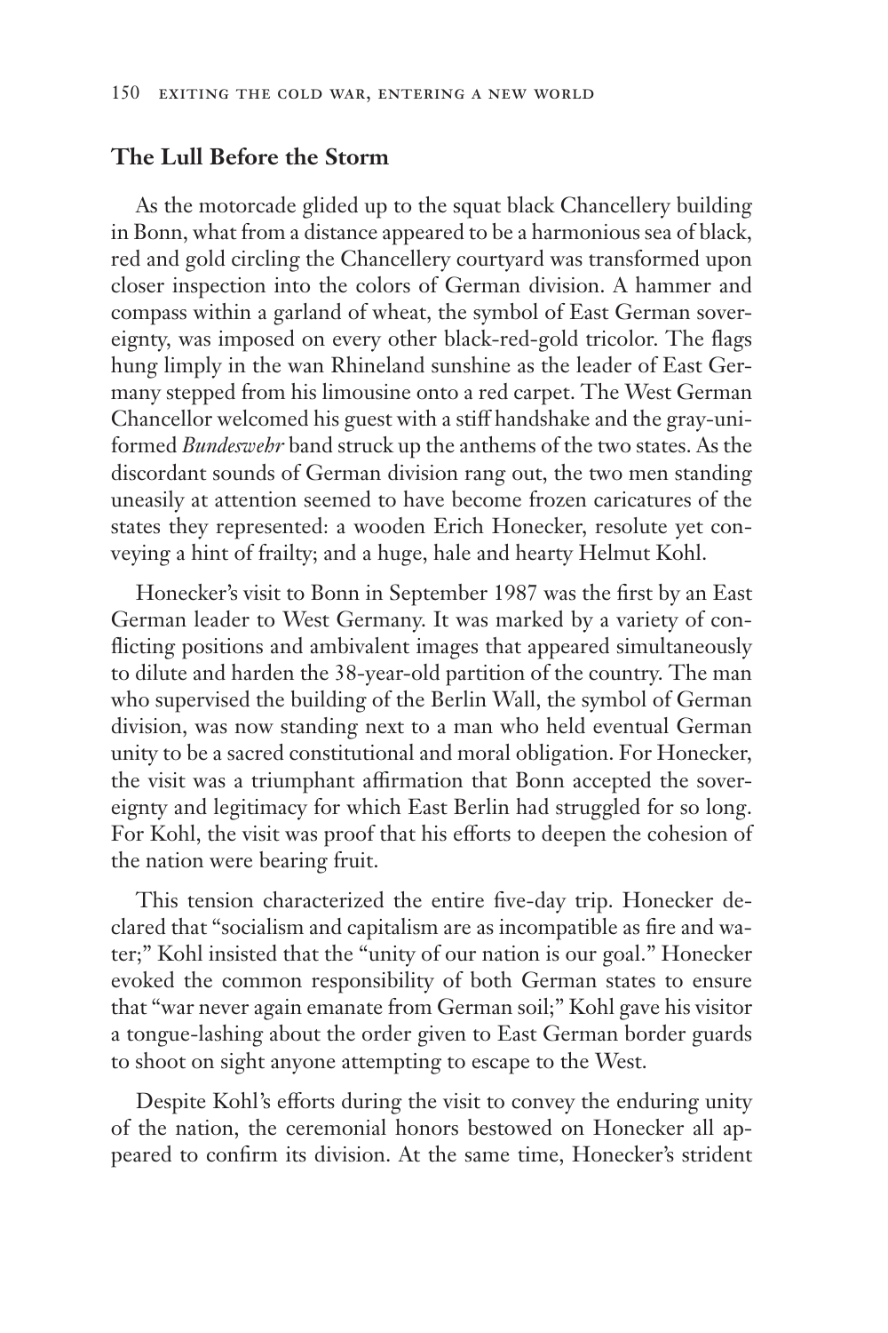## The Lull Before the Storm

As the motorcade glided up to the squat black Chancellery building in Bonn, what from a distance appeared to be a harmonious sea of black, red and gold circling the Chancellery courtyard was transformed upon closer inspection into the colors of German division. A hammer and compass within a garland of wheat, the symbol of East German sovereignty, was imposed on every other black-red-gold tricolor. The flags hung limply in the wan Rhineland sunshine as the leader of East Germany stepped from his limousine onto a red carpet. The West German Chancellor welcomed his guest with a stiff handshake and the gray-uniformed *Bundeswehr* band struck up the anthems of the two states. As the discordant sounds of German division rang out, the two men standing uneasily at attention seemed to have become frozen caricatures of the states they represented: a wooden Erich Honecker, resolute yet conveying a hint of frailty; and a huge, hale and hearty Helmut Kohl.

Honecker's visit to Bonn in September 1987 was the first by an East German leader to West Germany. It was marked by a variety of conflicting positions and ambivalent images that appeared simultaneously to dilute and harden the 38-year-old partition of the country. The man who supervised the building of the Berlin Wall, the symbol of German division, was now standing next to a man who held eventual German unity to be a sacred constitutional and moral obligation. For Honecker, the visit was a triumphant affirmation that Bonn accepted the sovereignty and legitimacy for which East Berlin had struggled for so long. For Kohl, the visit was proof that his efforts to deepen the cohesion of the nation were bearing fruit.

This tension characterized the entire five-day trip. Honecker declared that "socialism and capitalism are as incompatible as fire and water;" Kohl insisted that the "unity of our nation is our goal." Honecker evoked the common responsibility of both German states to ensure that "war never again emanate from German soil;" Kohl gave his visitor a tongue-lashing about the order given to East German border guards to shoot on sight anyone attempting to escape to the West.

Despite Kohl's efforts during the visit to convey the enduring unity of the nation, the ceremonial honors bestowed on Honecker all appeared to confirm its division. At the same time, Honecker's strident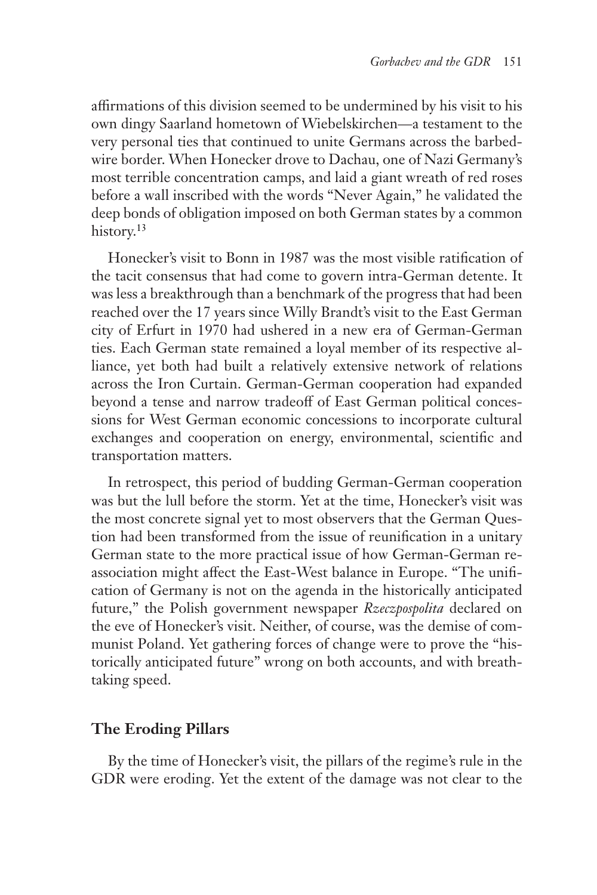affirmations of this division seemed to be undermined by his visit to his own dingy Saarland hometown of Wiebelskirchen—a testament to the very personal ties that continued to unite Germans across the barbed-wire border. When Honecker drove to Dachau, one of Nazi Germany's most terrible concentration camps, and laid a giant wreath of red roses before a wall inscribed with the words "Never Again," he validated the deep bonds of obligation imposed on both German states by a common history.[13]

Honecker's visit to Bonn in 1987 was the most visible ratification of the tacit consensus that had come to govern intra-German detente. It was less a breakthrough than a benchmark of the progress that had been reached over the 17 years since Willy Brandt's visit to the East German city of Erfurt in 1970 had ushered in a new era of German-German ties. Each German state remained a loyal member of its respective alliance, yet both had built a relatively extensive network of relations across the Iron Curtain. German-German cooperation had expanded beyond a tense and narrow tradeoff of East German political concessions for West German economic concessions to incorporate cultural exchanges and cooperation on energy, environmental, scientific and transportation matters.

In retrospect, this period of budding German-German cooperation was but the lull before the storm. Yet at the time, Honecker's visit was the most concrete signal yet to most observers that the German Question had been transformed from the issue of reunification in a unitary German state to the more practical issue of how German-German reassociation might affect the East-West balance in Europe. "The unification of Germany is not on the agenda in the historically anticipated future," the Polish government newspaper *Rzeczpospolita* declared on the eve of Honecker's visit. Neither, of course, was the demise of communist Poland. Yet gathering forces of change were to prove the "historically anticipated future" wrong on both accounts, and with breathtaking speed.

## The Eroding Pillars

By the time of Honecker's visit, the pillars of the regime's rule in the GDR were eroding. Yet the extent of the damage was not clear to the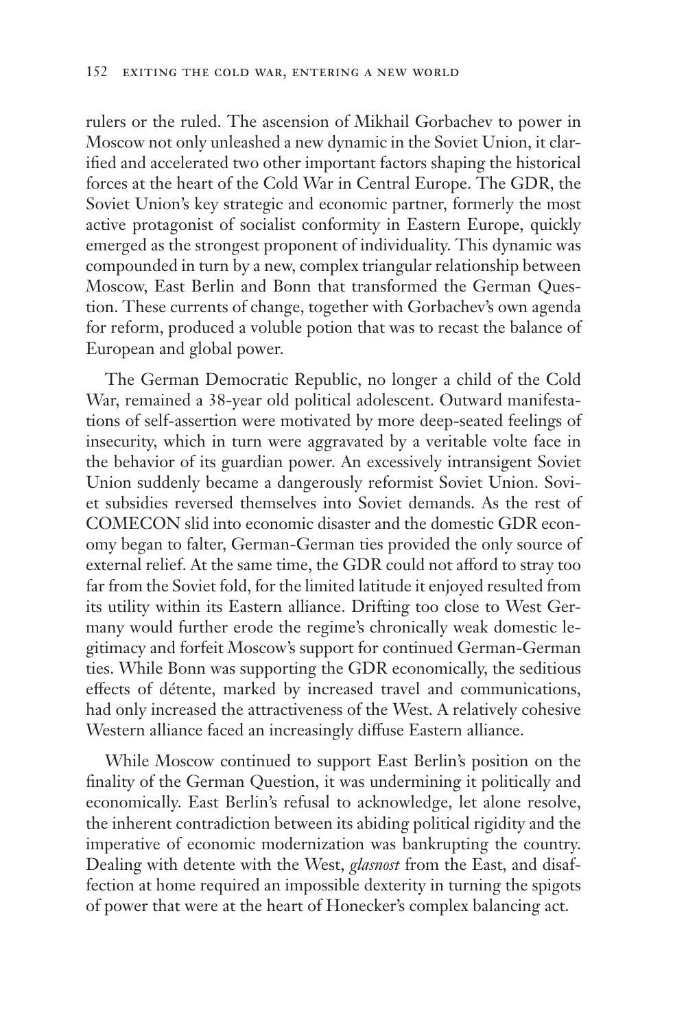rulers or the ruled. The ascension of Mikhail Gorbachev to power in Moscow not only unleashed a new dynamic in the Soviet Union, it clarified and accelerated two other important factors shaping the historical forces at the heart of the Cold War in Central Europe. The GDR, the Soviet Union's key strategic and economic partner, formerly the most active protagonist of socialist conformity in Eastern Europe, quickly emerged as the strongest proponent of individuality. This dynamic was compounded in turn by a new, complex triangular relationship between Moscow, East Berlin and Bonn that transformed the German Question. These currents of change, together with Gorbachev's own agenda for reform, produced a voluble potion that was to recast the balance of European and global power.

The German Democratic Republic, no longer a child of the Cold War, remained a 38-year old political adolescent. Outward manifestations of self-assertion were motivated by more deep-seated feelings of insecurity, which in turn were aggravated by a veritable volte face in the behavior of its guardian power. An excessively intransigent Soviet Union suddenly became a dangerously reformist Soviet Union. Soviet subsidies reversed themselves into Soviet demands. As the rest of COMECON slid into economic disaster and the domestic GDR economy began to falter, German-German ties provided the only source of external relief. At the same time, the GDR could not afford to stray too far from the Soviet fold, for the limited latitude it enjoyed resulted from its utility within its Eastern alliance. Drifting too close to West Germany would further erode the regime's chronically weak domestic legitimacy and forfeit Moscow's support for continued German-German ties. While Bonn was supporting the GDR economically, the seditious effects of détente, marked by increased travel and communications, had only increased the attractiveness of the West. A relatively cohesive Western alliance faced an increasingly diffuse Eastern alliance.

While Moscow continued to support East Berlin's position on the finality of the German Question, it was undermining it politically and economically. East Berlin's refusal to acknowledge, let alone resolve, the inherent contradiction between its abiding political rigidity and the imperative of economic modernization was bankrupting the country. Dealing with detente with the West, *glasnost* from the East, and disaffection at home required an impossible dexterity in turning the spigots of power that were at the heart of Honecker's complex balancing act.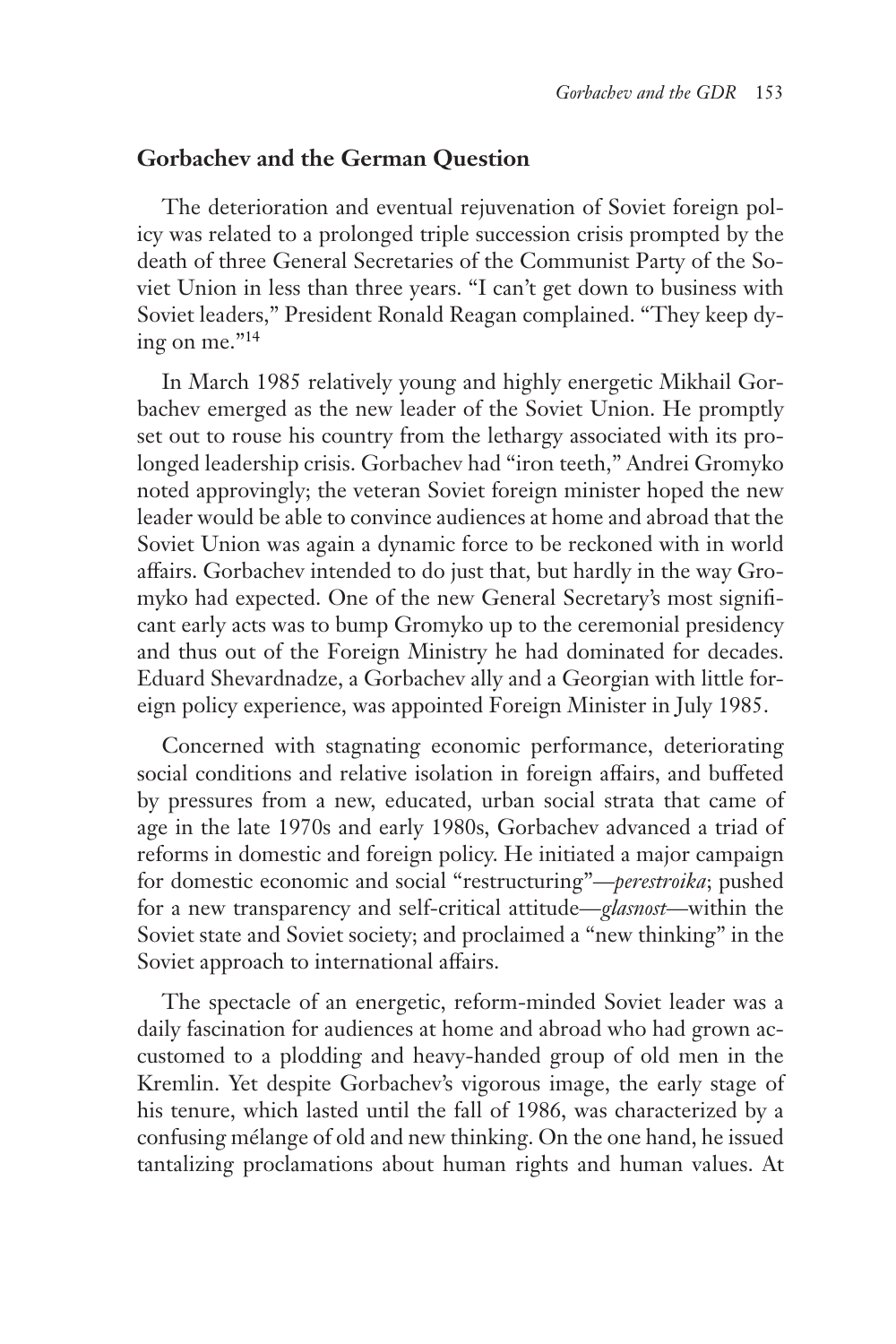## Gorbachev and the German Question

The deterioration and eventual rejuvenation of Soviet foreign policy was related to a prolonged triple succession crisis prompted by the death of three General Secretaries of the Communist Party of the Soviet Union in less than three years. "I can't get down to business with Soviet leaders," President Ronald Reagan complained. "They keep dying on me."[14]

In March 1985 relatively young and highly energetic Mikhail Gorbachev emerged as the new leader of the Soviet Union. He promptly set out to rouse his country from the lethargy associated with its prolonged leadership crisis. Gorbachev had "iron teeth," Andrei Gromyko noted approvingly; the veteran Soviet foreign minister hoped the new leader would be able to convince audiences at home and abroad that the Soviet Union was again a dynamic force to be reckoned with in world affairs. Gorbachev intended to do just that, but hardly in the way Gromyko had expected. One of the new General Secretary's most significant early acts was to bump Gromyko up to the ceremonial presidency and thus out of the Foreign Ministry he had dominated for decades. Eduard Shevardnadze, a Gorbachev ally and a Georgian with little foreign policy experience, was appointed Foreign Minister in July 1985.

Concerned with stagnating economic performance, deteriorating social conditions and relative isolation in foreign affairs, and buffeted by pressures from a new, educated, urban social strata that came of age in the late 1970s and early 1980s, Gorbachev advanced a triad of reforms in domestic and foreign policy. He initiated a major campaign for domestic economic and social "restructuring"—*perestroika*; pushed for a new transparency and self-critical attitude—*glasnost*—within the Soviet state and Soviet society; and proclaimed a "new thinking" in the Soviet approach to international affairs.

The spectacle of an energetic, reform-minded Soviet leader was a daily fascination for audiences at home and abroad who had grown accustomed to a plodding and heavy-handed group of old men in the Kremlin. Yet despite Gorbachev's vigorous image, the early stage of his tenure, which lasted until the fall of 1986, was characterized by a confusing mélange of old and new thinking. On the one hand, he issued tantalizing proclamations about human rights and human values. At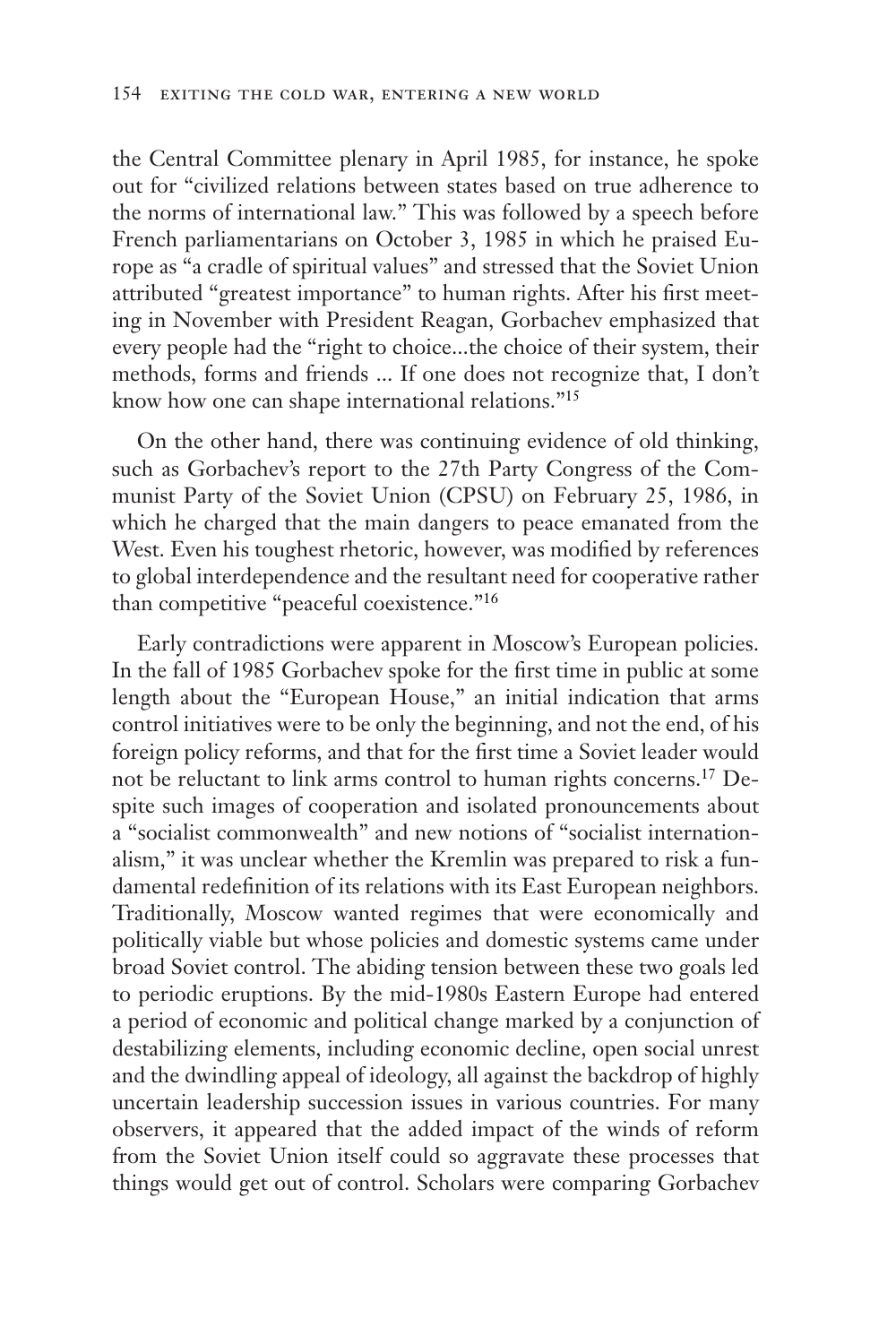the Central Committee plenary in April 1985, for instance, he spoke out for "civilized relations between states based on true adherence to the norms of international law." This was followed by a speech before French parliamentarians on October 3, 1985 in which he praised Europe as "a cradle of spiritual values" and stressed that the Soviet Union attributed "greatest importance" to human rights. After his first meeting in November with President Reagan, Gorbachev emphasized that every people had the "right to choice...the choice of their system, their methods, forms and friends ... If one does not recognize that, I don't know how one can shape international relations."[15]

On the other hand, there was continuing evidence of old thinking, such as Gorbachev's report to the 27th Party Congress of the Communist Party of the Soviet Union (CPSU) on February 25, 1986, in which he charged that the main dangers to peace emanated from the West. Even his toughest rhetoric, however, was modified by references to global interdependence and the resultant need for cooperative rather than competitive "peaceful coexistence."[16]

Early contradictions were apparent in Moscow's European policies. In the fall of 1985 Gorbachev spoke for the first time in public at some length about the "European House," an initial indication that arms control initiatives were to be only the beginning, and not the end, of his foreign policy reforms, and that for the first time a Soviet leader would not be reluctant to link arms control to human rights concerns.[17] Despite such images of cooperation and isolated pronouncements about a "socialist commonwealth" and new notions of "socialist internationalism," it was unclear whether the Kremlin was prepared to risk a fundamental redefinition of its relations with its East European neighbors. Traditionally, Moscow wanted regimes that were economically and politically viable but whose policies and domestic systems came under broad Soviet control. The abiding tension between these two goals led to periodic eruptions. By the mid-1980s Eastern Europe had entered a period of economic and political change marked by a conjunction of destabilizing elements, including economic decline, open social unrest and the dwindling appeal of ideology, all against the backdrop of highly uncertain leadership succession issues in various countries. For many observers, it appeared that the added impact of the winds of reform from the Soviet Union itself could so aggravate these processes that things would get out of control. Scholars were comparing Gorbachev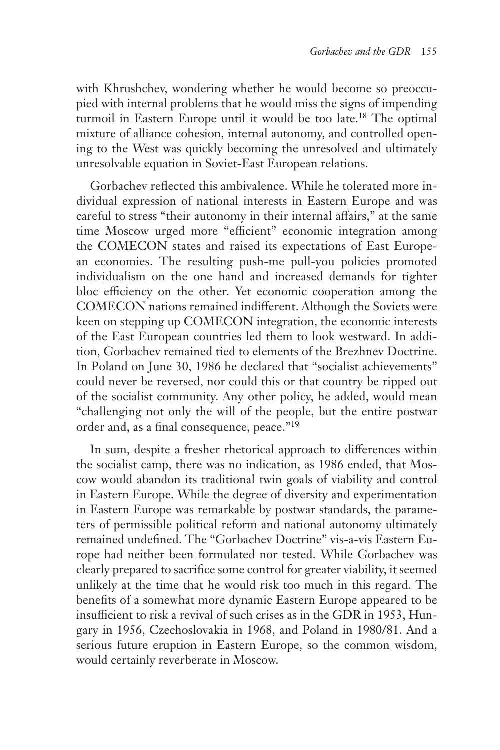with Khrushchev, wondering whether he would become so preoccupied with internal problems that he would miss the signs of impending turmoil in Eastern Europe until it would be too late.[18] The optimal mixture of alliance cohesion, internal autonomy, and controlled opening to the West was quickly becoming the unresolved and ultimately unresolvable equation in Soviet-East European relations.

Gorbachev reflected this ambivalence. While he tolerated more individual expression of national interests in Eastern Europe and was careful to stress "their autonomy in their internal affairs," at the same time Moscow urged more "efficient" economic integration among the COMECON states and raised its expectations of East European economies. The resulting push-me pull-you policies promoted individualism on the one hand and increased demands for tighter bloc efficiency on the other. Yet economic cooperation among the COMECON nations remained indifferent. Although the Soviets were keen on stepping up COMECON integration, the economic interests of the East European countries led them to look westward. In addition, Gorbachev remained tied to elements of the Brezhnev Doctrine. In Poland on June 30, 1986 he declared that "socialist achievements" could never be reversed, nor could this or that country be ripped out of the socialist community. Any other policy, he added, would mean "challenging not only the will of the people, but the entire postwar order and, as a final consequence, peace."[19]

In sum, despite a fresher rhetorical approach to differences within the socialist camp, there was no indication, as 1986 ended, that Moscow would abandon its traditional twin goals of viability and control in Eastern Europe. While the degree of diversity and experimentation in Eastern Europe was remarkable by postwar standards, the parameters of permissible political reform and national autonomy ultimately remained undefined. The "Gorbachev Doctrine" vis-a-vis Eastern Europe had neither been formulated nor tested. While Gorbachev was clearly prepared to sacrifice some control for greater viability, it seemed unlikely at the time that he would risk too much in this regard. The benefits of a somewhat more dynamic Eastern Europe appeared to be insufficient to risk a revival of such crises as in the GDR in 1953, Hungary in 1956, Czechoslovakia in 1968, and Poland in 1980/81. And a serious future eruption in Eastern Europe, so the common wisdom, would certainly reverberate in Moscow.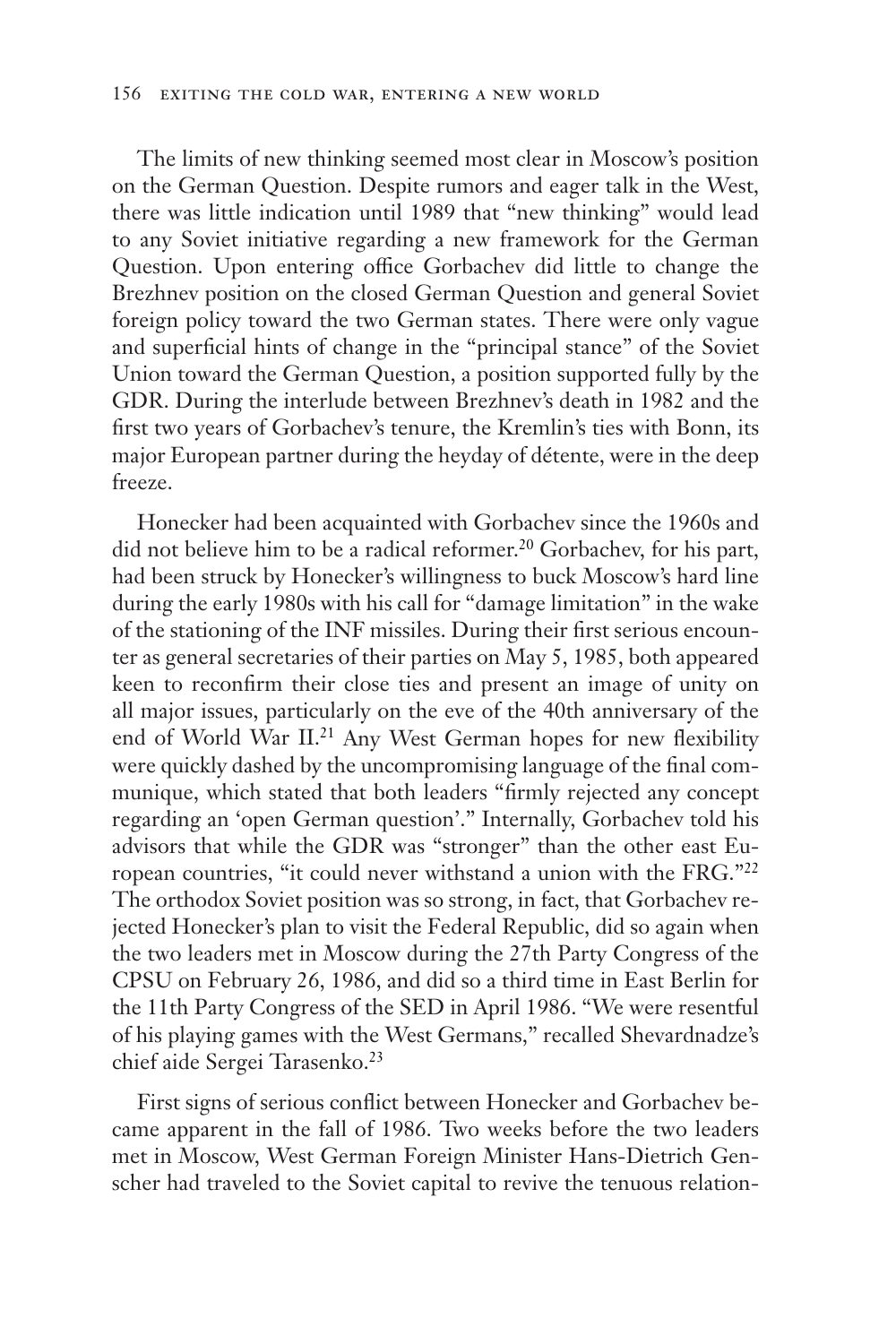The limits of new thinking seemed most clear in Moscow's position on the German Question. Despite rumors and eager talk in the West, there was little indication until 1989 that "new thinking" would lead to any Soviet initiative regarding a new framework for the German Question. Upon entering office Gorbachev did little to change the Brezhnev position on the closed German Question and general Soviet foreign policy toward the two German states. There were only vague and superficial hints of change in the "principal stance" of the Soviet Union toward the German Question, a position supported fully by the GDR. During the interlude between Brezhnev's death in 1982 and the first two years of Gorbachev's tenure, the Kremlin's ties with Bonn, its major European partner during the heyday of détente, were in the deep freeze.

Honecker had been acquainted with Gorbachev since the 1960s and did not believe him to be a radical reformer.[20] Gorbachev, for his part, had been struck by Honecker's willingness to buck Moscow's hard line during the early 1980s with his call for "damage limitation" in the wake of the stationing of the INF missiles. During their first serious encounter as general secretaries of their parties on May 5, 1985, both appeared keen to reconfirm their close ties and present an image of unity on all major issues, particularly on the eve of the 40th anniversary of the end of World War II.[21] Any West German hopes for new flexibility were quickly dashed by the uncompromising language of the final communique, which stated that both leaders "firmly rejected any concept regarding an 'open German question'." Internally, Gorbachev told his advisors that while the GDR was "stronger" than the other east European countries, "it could never withstand a union with the FRG."[22] The orthodox Soviet position was so strong, in fact, that Gorbachev rejected Honecker's plan to visit the Federal Republic, did so again when the two leaders met in Moscow during the 27th Party Congress of the CPSU on February 26, 1986, and did so a third time in East Berlin for the 11th Party Congress of the SED in April 1986. "We were resentful of his playing games with the West Germans," recalled Shevardnadze's chief aide Sergei Tarasenko.[23]

First signs of serious conflict between Honecker and Gorbachev became apparent in the fall of 1986. Two weeks before the two leaders met in Moscow, West German Foreign Minister Hans-Dietrich Genscher had traveled to the Soviet capital to revive the tenuous relation-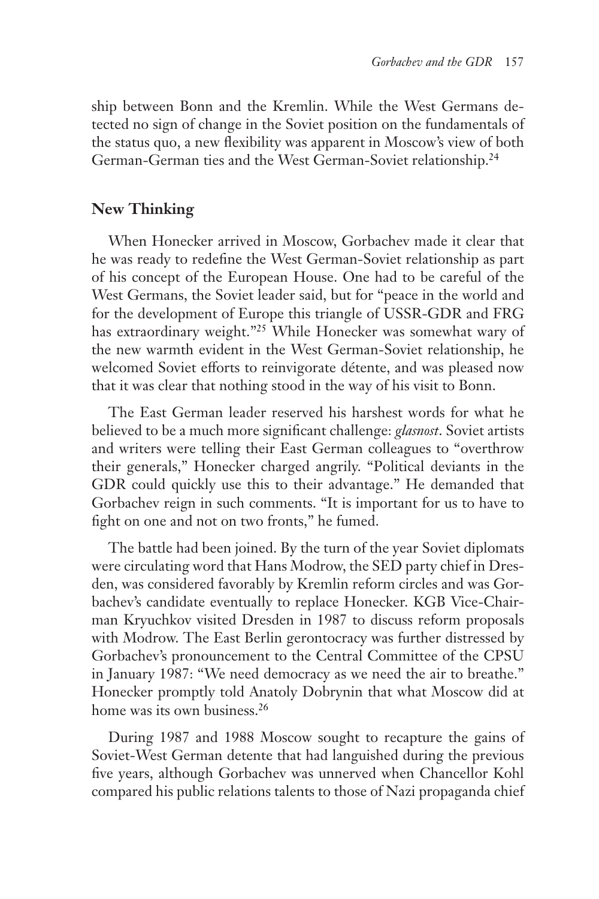ship between Bonn and the Kremlin. While the West Germans detected no sign of change in the Soviet position on the fundamentals of the status quo, a new flexibility was apparent in Moscow's view of both German-German ties and the West German-Soviet relationship.[24]

## New Thinking

When Honecker arrived in Moscow, Gorbachev made it clear that he was ready to redefine the West German-Soviet relationship as part of his concept of the European House. One had to be careful of the West Germans, the Soviet leader said, but for "peace in the world and for the development of Europe this triangle of USSR-GDR and FRG has extraordinary weight."[25] While Honecker was somewhat wary of the new warmth evident in the West German-Soviet relationship, he welcomed Soviet efforts to reinvigorate détente, and was pleased now that it was clear that nothing stood in the way of his visit to Bonn.

The East German leader reserved his harshest words for what he believed to be a much more significant challenge: *glasnost*. Soviet artists and writers were telling their East German colleagues to "overthrow their generals," Honecker charged angrily. "Political deviants in the GDR could quickly use this to their advantage." He demanded that Gorbachev reign in such comments. "It is important for us to have to fight on one and not on two fronts," he fumed.

The battle had been joined. By the turn of the year Soviet diplomats were circulating word that Hans Modrow, the SED party chief in Dresden, was considered favorably by Kremlin reform circles and was Gorbachev's candidate eventually to replace Honecker. KGB Vice-Chairman Kryuchkov visited Dresden in 1987 to discuss reform proposals with Modrow. The East Berlin gerontocracy was further distressed by Gorbachev's pronouncement to the Central Committee of the CPSU in January 1987: "We need democracy as we need the air to breathe." Honecker promptly told Anatoly Dobrynin that what Moscow did at home was its own business.[26]

During 1987 and 1988 Moscow sought to recapture the gains of Soviet-West German detente that had languished during the previous five years, although Gorbachev was unnerved when Chancellor Kohl compared his public relations talents to those of Nazi propaganda chief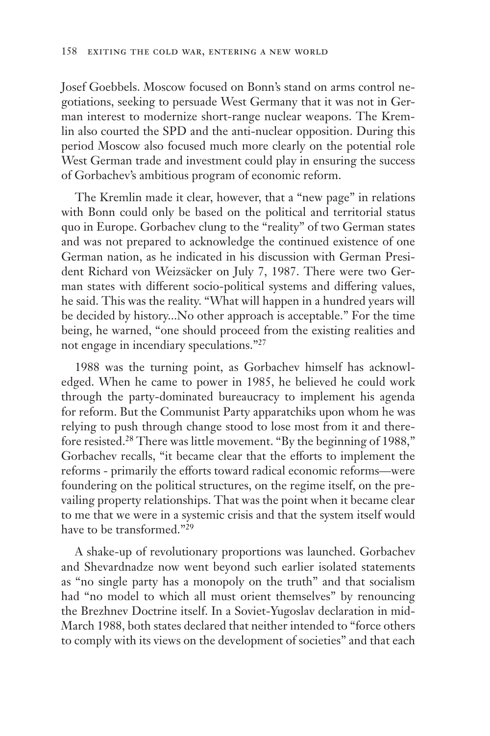Josef Goebbels. Moscow focused on Bonn's stand on arms control negotiations, seeking to persuade West Germany that it was not in German interest to modernize short-range nuclear weapons. The Kremlin also courted the SPD and the anti-nuclear opposition. During this period Moscow also focused much more clearly on the potential role West German trade and investment could play in ensuring the success of Gorbachev's ambitious program of economic reform.

The Kremlin made it clear, however, that a "new page" in relations with Bonn could only be based on the political and territorial status quo in Europe. Gorbachev clung to the "reality" of two German states and was not prepared to acknowledge the continued existence of one German nation, as he indicated in his discussion with German President Richard von Weizsäcker on July 7, 1987. There were two German states with different socio-political systems and differing values, he said. This was the reality. "What will happen in a hundred years will be decided by history...No other approach is acceptable." For the time being, he warned, "one should proceed from the existing realities and not engage in incendiary speculations."[27]

1988 was the turning point, as Gorbachev himself has acknowledged. When he came to power in 1985, he believed he could work through the party-dominated bureaucracy to implement his agenda for reform. But the Communist Party apparatchiks upon whom he was relying to push through change stood to lose most from it and therefore resisted.[28] There was little movement. "By the beginning of 1988," Gorbachev recalls, "it became clear that the efforts to implement the reforms - primarily the efforts toward radical economic reforms—were foundering on the political structures, on the regime itself, on the prevailing property relationships. That was the point when it became clear to me that we were in a systemic crisis and that the system itself would have to be transformed."[29]

A shake-up of revolutionary proportions was launched. Gorbachev and Shevardnadze now went beyond such earlier isolated statements as "no single party has a monopoly on the truth" and that socialism had "no model to which all must orient themselves" by renouncing the Brezhnev Doctrine itself. In a Soviet-Yugoslav declaration in mid-March 1988, both states declared that neither intended to "force others to comply with its views on the development of societies" and that each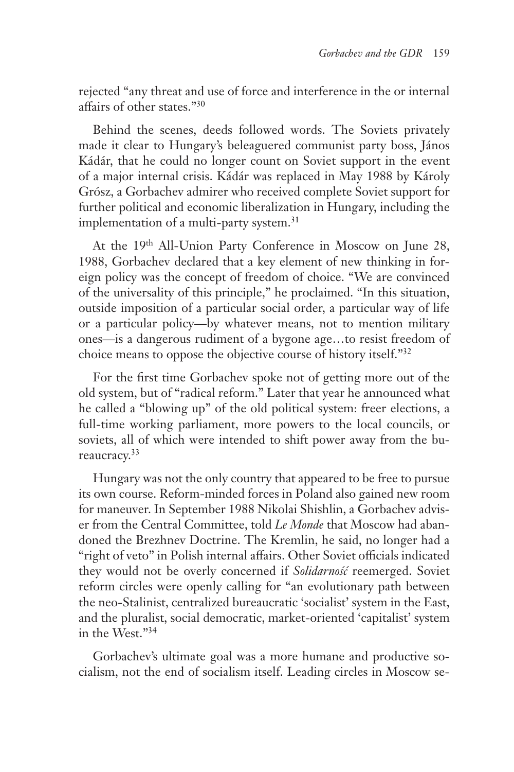rejected "any threat and use of force and interference in the or internal affairs of other states."[30]

Behind the scenes, deeds followed words. The Soviets privately made it clear to Hungary's beleaguered communist party boss, János Kádár, that he could no longer count on Soviet support in the event of a major internal crisis. Kádár was replaced in May 1988 by Károly Grósz, a Gorbachev admirer who received complete Soviet support for further political and economic liberalization in Hungary, including the implementation of a multi-party system.[31]

At the 19th All-Union Party Conference in Moscow on June 28, 1988, Gorbachev declared that a key element of new thinking in foreign policy was the concept of freedom of choice. "We are convinced of the universality of this principle," he proclaimed. "In this situation, outside imposition of a particular social order, a particular way of life or a particular policy—by whatever means, not to mention military ones—is a dangerous rudiment of a bygone age…to resist freedom of choice means to oppose the objective course of history itself."[32]

For the first time Gorbachev spoke not of getting more out of the old system, but of "radical reform." Later that year he announced what he called a "blowing up" of the old political system: freer elections, a full-time working parliament, more powers to the local councils, or soviets, all of which were intended to shift power away from the bureaucracy.[33]

Hungary was not the only country that appeared to be free to pursue its own course. Reform-minded forces in Poland also gained new room for maneuver. In September 1988 Nikolai Shishlin, a Gorbachev adviser from the Central Committee, told *Le Monde* that Moscow had abandoned the Brezhnev Doctrine. The Kremlin, he said, no longer had a "right of veto" in Polish internal affairs. Other Soviet officials indicated they would not be overly concerned if *Solidarność* reemerged. Soviet reform circles were openly calling for "an evolutionary path between the neo-Stalinist, centralized bureaucratic 'socialist' system in the East, and the pluralist, social democratic, market-oriented 'capitalist' system in the West."[34]

Gorbachev's ultimate goal was a more humane and productive socialism, not the end of socialism itself. Leading circles in Moscow se-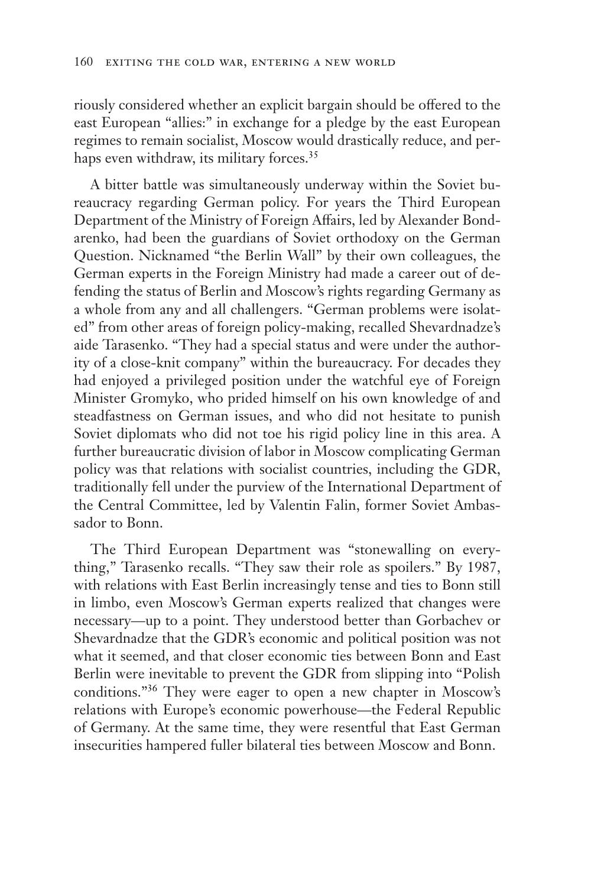riously considered whether an explicit bargain should be offered to the east European "allies:" in exchange for a pledge by the east European regimes to remain socialist, Moscow would drastically reduce, and perhaps even withdraw, its military forces.[35]

A bitter battle was simultaneously underway within the Soviet bureaucracy regarding German policy. For years the Third European Department of the Ministry of Foreign Affairs, led by Alexander Bondarenko, had been the guardians of Soviet orthodoxy on the German Question. Nicknamed "the Berlin Wall" by their own colleagues, the German experts in the Foreign Ministry had made a career out of defending the status of Berlin and Moscow's rights regarding Germany as a whole from any and all challengers. "German problems were isolated" from other areas of foreign policy-making, recalled Shevardnadze's aide Tarasenko. "They had a special status and were under the authority of a close-knit company" within the bureaucracy. For decades they had enjoyed a privileged position under the watchful eye of Foreign Minister Gromyko, who prided himself on his own knowledge of and steadfastness on German issues, and who did not hesitate to punish Soviet diplomats who did not toe his rigid policy line in this area. A further bureaucratic division of labor in Moscow complicating German policy was that relations with socialist countries, including the GDR, traditionally fell under the purview of the International Department of the Central Committee, led by Valentin Falin, former Soviet Ambassador to Bonn.

The Third European Department was "stonewalling on everything," Tarasenko recalls. "They saw their role as spoilers." By 1987, with relations with East Berlin increasingly tense and ties to Bonn still in limbo, even Moscow's German experts realized that changes were necessary—up to a point. They understood better than Gorbachev or Shevardnadze that the GDR's economic and political position was not what it seemed, and that closer economic ties between Bonn and East Berlin were inevitable to prevent the GDR from slipping into "Polish conditions."[36] They were eager to open a new chapter in Moscow's relations with Europe's economic powerhouse—the Federal Republic of Germany. At the same time, they were resentful that East German insecurities hampered fuller bilateral ties between Moscow and Bonn.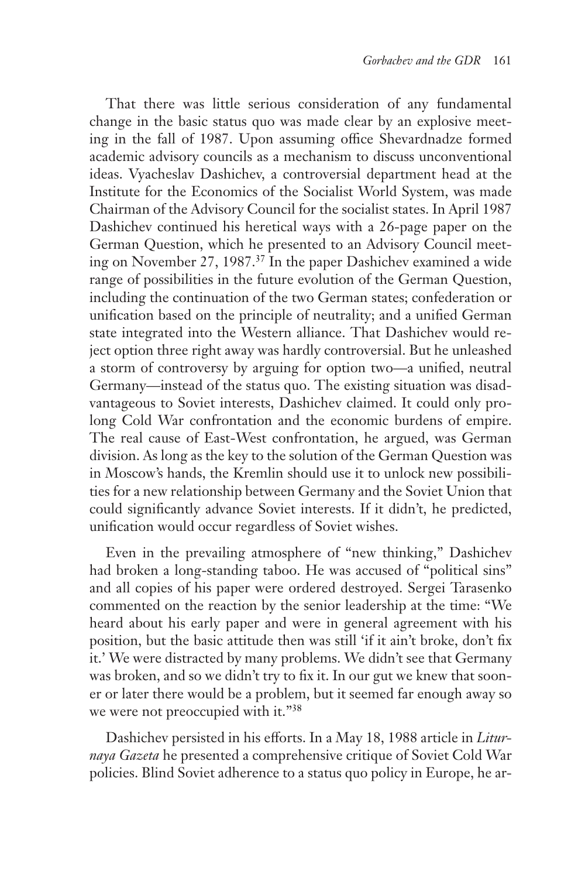That there was little serious consideration of any fundamental change in the basic status quo was made clear by an explosive meeting in the fall of 1987. Upon assuming office Shevardnadze formed academic advisory councils as a mechanism to discuss unconventional ideas. Vyacheslav Dashichev, a controversial department head at the Institute for the Economics of the Socialist World System, was made Chairman of the Advisory Council for the socialist states. In April 1987 Dashichev continued his heretical ways with a 26-page paper on the German Question, which he presented to an Advisory Council meeting on November 27, 1987.[37] In the paper Dashichev examined a wide range of possibilities in the future evolution of the German Question, including the continuation of the two German states; confederation or unification based on the principle of neutrality; and a unified German state integrated into the Western alliance. That Dashichev would reject option three right away was hardly controversial. But he unleashed a storm of controversy by arguing for option two—a unified, neutral Germany—instead of the status quo. The existing situation was disadvantageous to Soviet interests, Dashichev claimed. It could only prolong Cold War confrontation and the economic burdens of empire. The real cause of East-West confrontation, he argued, was German division. As long as the key to the solution of the German Question was in Moscow's hands, the Kremlin should use it to unlock new possibilities for a new relationship between Germany and the Soviet Union that could significantly advance Soviet interests. If it didn't, he predicted, unification would occur regardless of Soviet wishes.

Even in the prevailing atmosphere of "new thinking," Dashichev had broken a long-standing taboo. He was accused of "political sins" and all copies of his paper were ordered destroyed. Sergei Tarasenko commented on the reaction by the senior leadership at the time: "We heard about his early paper and were in general agreement with his position, but the basic attitude then was still 'if it ain't broke, don't fix it.' We were distracted by many problems. We didn't see that Germany was broken, and so we didn't try to fix it. In our gut we knew that sooner or later there would be a problem, but it seemed far enough away so we were not preoccupied with it."[38]

Dashichev persisted in his efforts. In a May 18, 1988 article in *Liturnaya Gazeta* he presented a comprehensive critique of Soviet Cold War policies. Blind Soviet adherence to a status quo policy in Europe, he ar-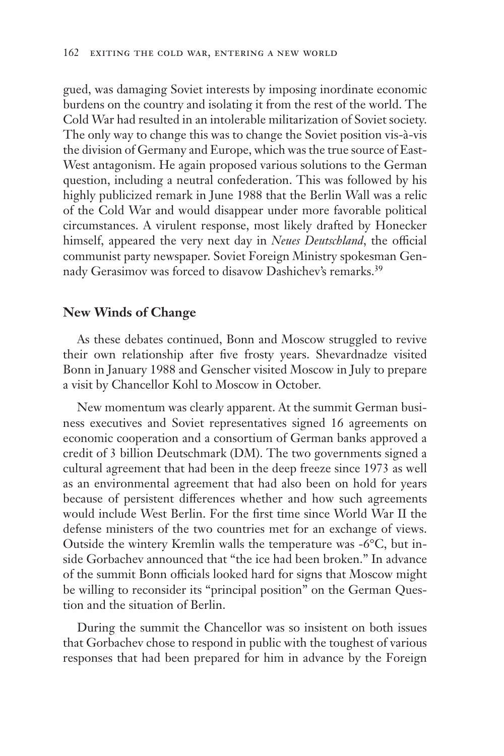gued, was damaging Soviet interests by imposing inordinate economic burdens on the country and isolating it from the rest of the world. The Cold War had resulted in an intolerable militarization of Soviet society. The only way to change this was to change the Soviet position vis-à-vis the division of Germany and Europe, which was the true source of East-West antagonism. He again proposed various solutions to the German question, including a neutral confederation. This was followed by his highly publicized remark in June 1988 that the Berlin Wall was a relic of the Cold War and would disappear under more favorable political circumstances. A virulent response, most likely drafted by Honecker himself, appeared the very next day in *Neues Deutschland*, the official communist party newspaper. Soviet Foreign Ministry spokesman Gennady Gerasimov was forced to disavow Dashichev's remarks.[39]

## New Winds of Change

As these debates continued, Bonn and Moscow struggled to revive their own relationship after five frosty years. Shevardnadze visited Bonn in January 1988 and Genscher visited Moscow in July to prepare a visit by Chancellor Kohl to Moscow in October.

New momentum was clearly apparent. At the summit German business executives and Soviet representatives signed 16 agreements on economic cooperation and a consortium of German banks approved a credit of 3 billion Deutschmark (DM). The two governments signed a cultural agreement that had been in the deep freeze since 1973 as well as an environmental agreement that had also been on hold for years because of persistent differences whether and how such agreements would include West Berlin. For the first time since World War II the defense ministers of the two countries met for an exchange of views. Outside the wintery Kremlin walls the temperature was -6°C, but inside Gorbachev announced that "the ice had been broken." In advance of the summit Bonn officials looked hard for signs that Moscow might be willing to reconsider its "principal position" on the German Question and the situation of Berlin.

During the summit the Chancellor was so insistent on both issues that Gorbachev chose to respond in public with the toughest of various responses that had been prepared for him in advance by the Foreign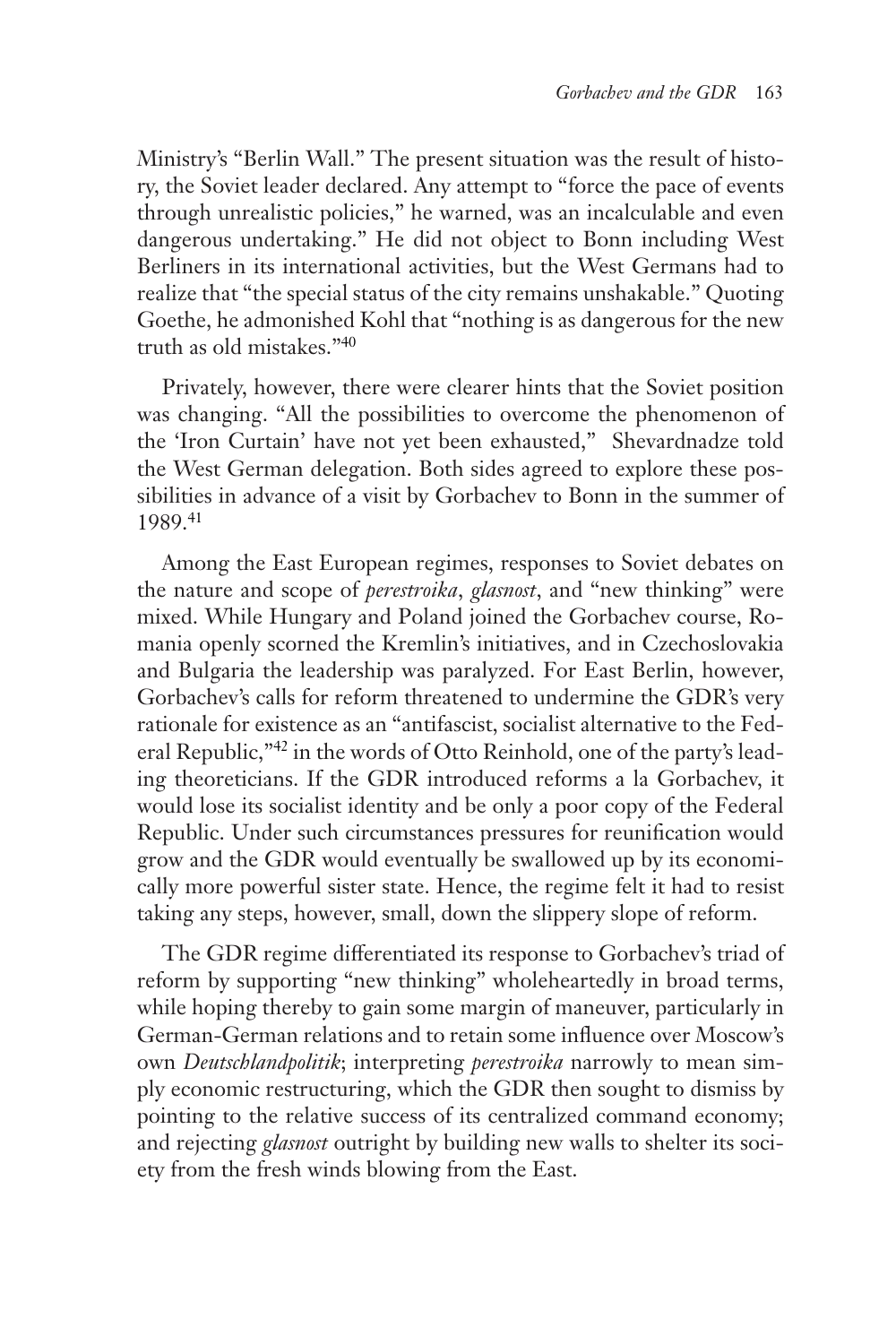Ministry's "Berlin Wall." The present situation was the result of history, the Soviet leader declared. Any attempt to "force the pace of events through unrealistic policies," he warned, was an incalculable and even dangerous undertaking." He did not object to Bonn including West Berliners in its international activities, but the West Germans had to realize that "the special status of the city remains unshakable." Quoting Goethe, he admonished Kohl that "nothing is as dangerous for the new truth as old mistakes."[40]

Privately, however, there were clearer hints that the Soviet position was changing. "All the possibilities to overcome the phenomenon of the 'Iron Curtain' have not yet been exhausted," Shevardnadze told the West German delegation. Both sides agreed to explore these possibilities in advance of a visit by Gorbachev to Bonn in the summer of 1989.[41]

Among the East European regimes, responses to Soviet debates on the nature and scope of *perestroika*, *glasnost*, and "new thinking" were mixed. While Hungary and Poland joined the Gorbachev course, Romania openly scorned the Kremlin's initiatives, and in Czechoslovakia and Bulgaria the leadership was paralyzed. For East Berlin, however, Gorbachev's calls for reform threatened to undermine the GDR's very rationale for existence as an "antifascist, socialist alternative to the Federal Republic,"[42] in the words of Otto Reinhold, one of the party's leading theoreticians. If the GDR introduced reforms a la Gorbachev, it would lose its socialist identity and be only a poor copy of the Federal Republic. Under such circumstances pressures for reunification would grow and the GDR would eventually be swallowed up by its economically more powerful sister state. Hence, the regime felt it had to resist taking any steps, however, small, down the slippery slope of reform.

The GDR regime differentiated its response to Gorbachev's triad of reform by supporting "new thinking" wholeheartedly in broad terms, while hoping thereby to gain some margin of maneuver, particularly in German-German relations and to retain some influence over Moscow's own *Deutschlandpolitik*; interpreting *perestroika* narrowly to mean simply economic restructuring, which the GDR then sought to dismiss by pointing to the relative success of its centralized command economy; and rejecting *glasnost* outright by building new walls to shelter its society from the fresh winds blowing from the East.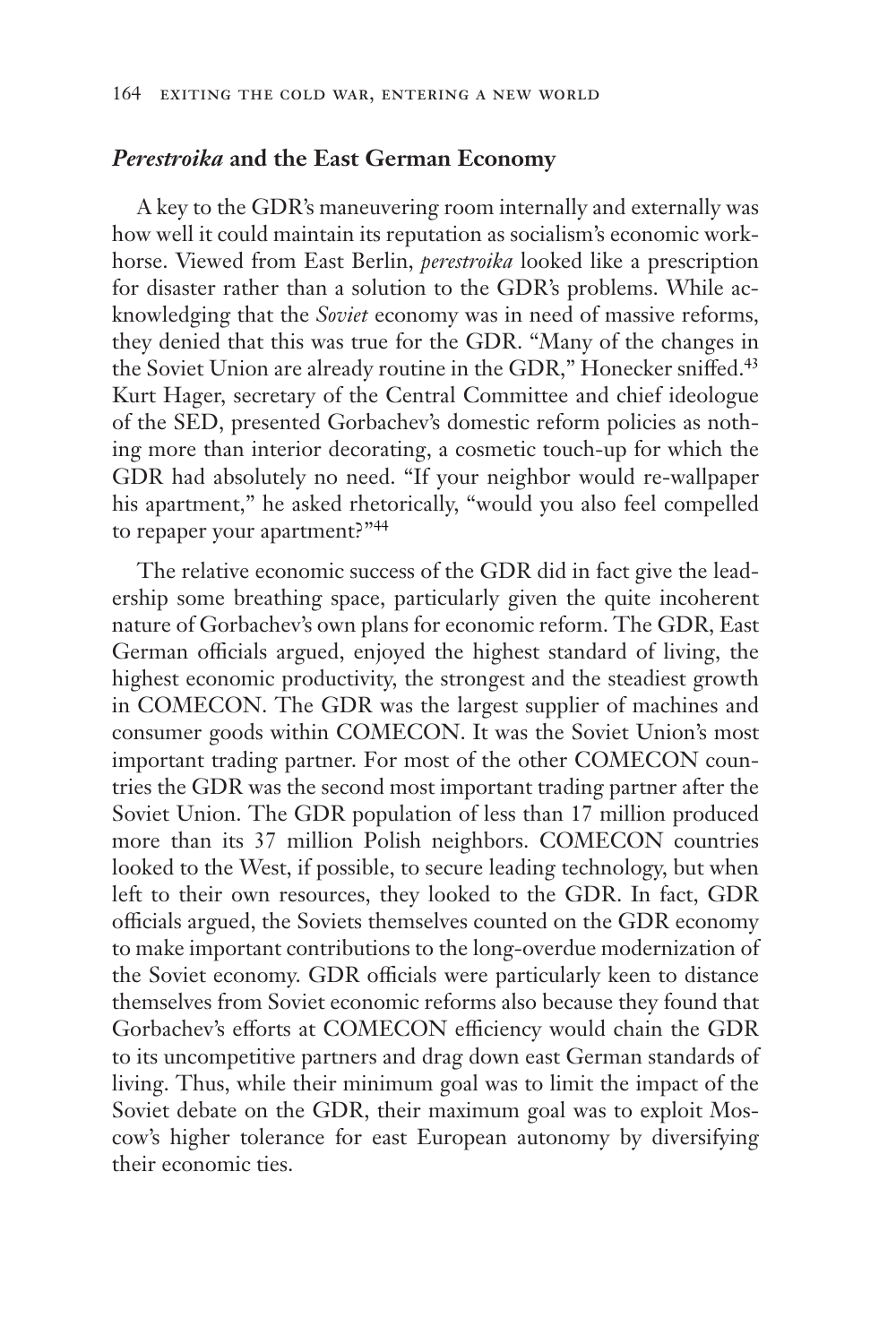## *Perestroika* and the East German Economy

A key to the GDR's maneuvering room internally and externally was how well it could maintain its reputation as socialism's economic workhorse. Viewed from East Berlin, *perestroika* looked like a prescription for disaster rather than a solution to the GDR's problems. While acknowledging that the *Soviet* economy was in need of massive reforms, they denied that this was true for the GDR. "Many of the changes in the Soviet Union are already routine in the GDR," Honecker sniffed.[43] Kurt Hager, secretary of the Central Committee and chief ideologue of the SED, presented Gorbachev's domestic reform policies as nothing more than interior decorating, a cosmetic touch-up for which the GDR had absolutely no need. "If your neighbor would re-wallpaper his apartment," he asked rhetorically, "would you also feel compelled to repaper your apartment?"[44]

The relative economic success of the GDR did in fact give the leadership some breathing space, particularly given the quite incoherent nature of Gorbachev's own plans for economic reform. The GDR, East German officials argued, enjoyed the highest standard of living, the highest economic productivity, the strongest and the steadiest growth in COMECON. The GDR was the largest supplier of machines and consumer goods within COMECON. It was the Soviet Union's most important trading partner. For most of the other COMECON countries the GDR was the second most important trading partner after the Soviet Union. The GDR population of less than 17 million produced more than its 37 million Polish neighbors. COMECON countries looked to the West, if possible, to secure leading technology, but when left to their own resources, they looked to the GDR. In fact, GDR officials argued, the Soviets themselves counted on the GDR economy to make important contributions to the long-overdue modernization of the Soviet economy. GDR officials were particularly keen to distance themselves from Soviet economic reforms also because they found that Gorbachev's efforts at COMECON efficiency would chain the GDR to its uncompetitive partners and drag down east German standards of living. Thus, while their minimum goal was to limit the impact of the Soviet debate on the GDR, their maximum goal was to exploit Moscow's higher tolerance for east European autonomy by diversifying their economic ties.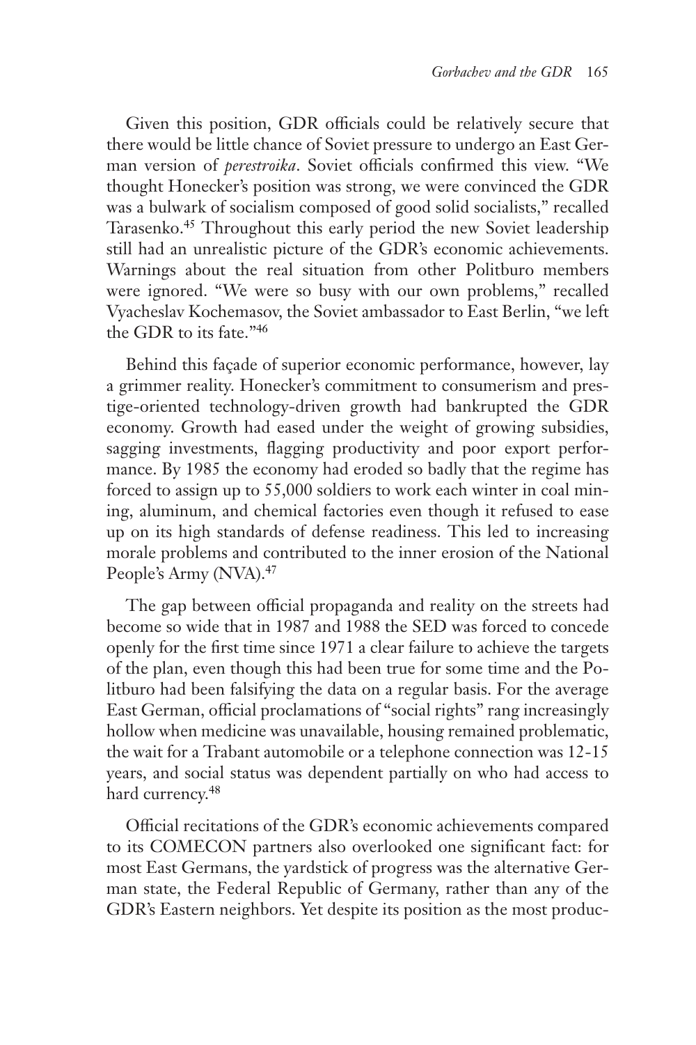Given this position, GDR officials could be relatively secure that there would be little chance of Soviet pressure to undergo an East German version of *perestroika*. Soviet officials confirmed this view. "We thought Honecker's position was strong, we were convinced the GDR was a bulwark of socialism composed of good solid socialists," recalled Tarasenko.[45] Throughout this early period the new Soviet leadership still had an unrealistic picture of the GDR's economic achievements. Warnings about the real situation from other Politburo members were ignored. "We were so busy with our own problems," recalled Vyacheslav Kochemasov, the Soviet ambassador to East Berlin, "we left the GDR to its fate."[46]

Behind this façade of superior economic performance, however, lay a grimmer reality. Honecker's commitment to consumerism and prestige-oriented technology-driven growth had bankrupted the GDR economy. Growth had eased under the weight of growing subsidies, sagging investments, flagging productivity and poor export performance. By 1985 the economy had eroded so badly that the regime has forced to assign up to 55,000 soldiers to work each winter in coal mining, aluminum, and chemical factories even though it refused to ease up on its high standards of defense readiness. This led to increasing morale problems and contributed to the inner erosion of the National People's Army (NVA).[47]

The gap between official propaganda and reality on the streets had become so wide that in 1987 and 1988 the SED was forced to concede openly for the first time since 1971 a clear failure to achieve the targets of the plan, even though this had been true for some time and the Politburo had been falsifying the data on a regular basis. For the average East German, official proclamations of "social rights" rang increasingly hollow when medicine was unavailable, housing remained problematic, the wait for a Trabant automobile or a telephone connection was 12-15 years, and social status was dependent partially on who had access to hard currency.[48]

Official recitations of the GDR's economic achievements compared to its COMECON partners also overlooked one significant fact: for most East Germans, the yardstick of progress was the alternative German state, the Federal Republic of Germany, rather than any of the GDR's Eastern neighbors. Yet despite its position as the most produc-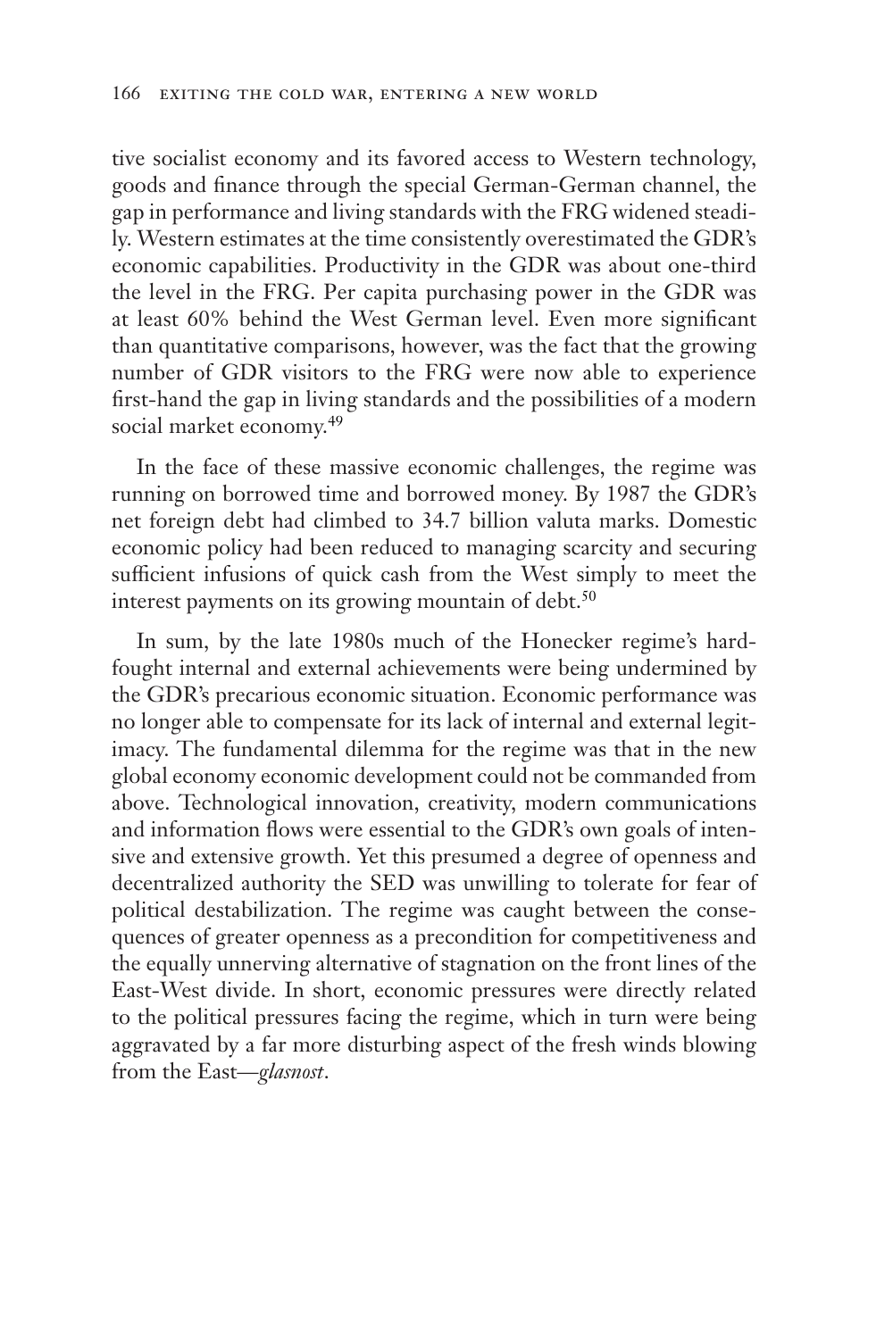tive socialist economy and its favored access to Western technology, goods and finance through the special German-German channel, the gap in performance and living standards with the FRG widened steadily. Western estimates at the time consistently overestimated the GDR's economic capabilities. Productivity in the GDR was about one-third the level in the FRG. Per capita purchasing power in the GDR was at least 60% behind the West German level. Even more significant than quantitative comparisons, however, was the fact that the growing number of GDR visitors to the FRG were now able to experience first-hand the gap in living standards and the possibilities of a modern social market economy.[49]

In the face of these massive economic challenges, the regime was running on borrowed time and borrowed money. By 1987 the GDR's net foreign debt had climbed to 34.7 billion valuta marks. Domestic economic policy had been reduced to managing scarcity and securing sufficient infusions of quick cash from the West simply to meet the interest payments on its growing mountain of debt.[50]

In sum, by the late 1980s much of the Honecker regime's hard-fought internal and external achievements were being undermined by the GDR's precarious economic situation. Economic performance was no longer able to compensate for its lack of internal and external legitimacy. The fundamental dilemma for the regime was that in the new global economy economic development could not be commanded from above. Technological innovation, creativity, modern communications and information flows were essential to the GDR's own goals of intensive and extensive growth. Yet this presumed a degree of openness and decentralized authority the SED was unwilling to tolerate for fear of political destabilization. The regime was caught between the consequences of greater openness as a precondition for competitiveness and the equally unnerving alternative of stagnation on the front lines of the East-West divide. In short, economic pressures were directly related to the political pressures facing the regime, which in turn were being aggravated by a far more disturbing aspect of the fresh winds blowing from the East—*glasnost*.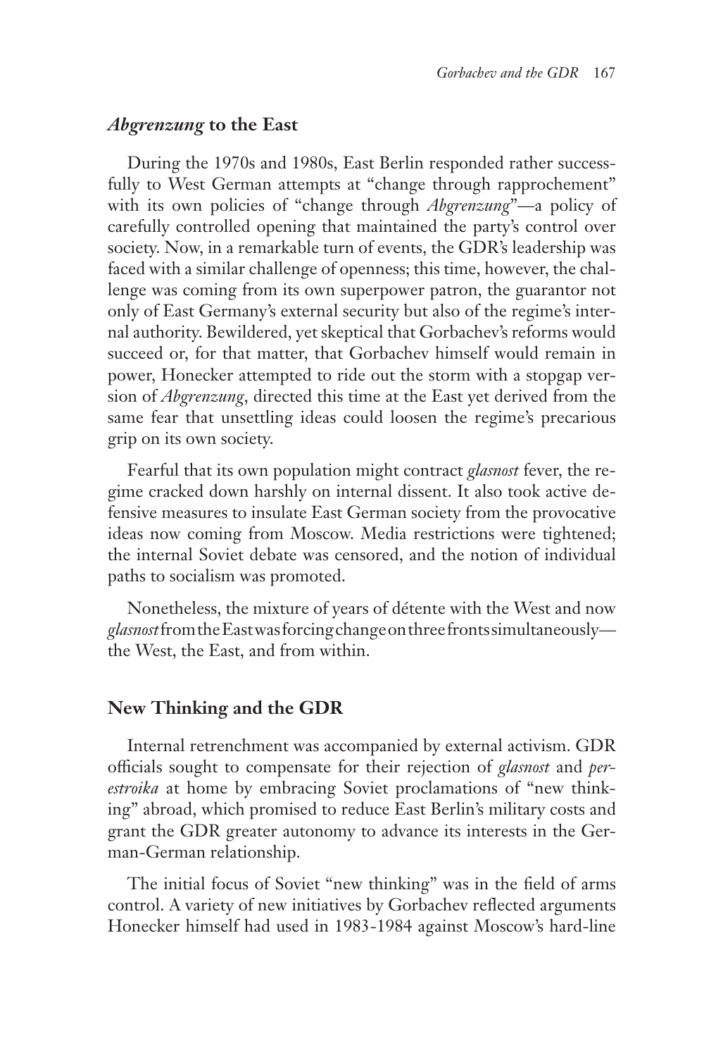## *Abgrenzung* to the East

During the 1970s and 1980s, East Berlin responded rather successfully to West German attempts at "change through rapprochement" with its own policies of "change through *Abgrenzung*"—a policy of carefully controlled opening that maintained the party's control over society. Now, in a remarkable turn of events, the GDR's leadership was faced with a similar challenge of openness; this time, however, the challenge was coming from its own superpower patron, the guarantor not only of East Germany's external security but also of the regime's internal authority. Bewildered, yet skeptical that Gorbachev's reforms would succeed or, for that matter, that Gorbachev himself would remain in power, Honecker attempted to ride out the storm with a stopgap version of *Abgrenzung*, directed this time at the East yet derived from the same fear that unsettling ideas could loosen the regime's precarious grip on its own society.

Fearful that its own population might contract *glasnost* fever, the regime cracked down harshly on internal dissent. It also took active defensive measures to insulate East German society from the provocative ideas now coming from Moscow. Media restrictions were tightened; the internal Soviet debate was censored, and the notion of individual paths to socialism was promoted.

Nonetheless, the mixture of years of détente with the West and now *glasnost* from the East was forcing change on three fronts simultaneously—the West, the East, and from within.

## New Thinking and the GDR

Internal retrenchment was accompanied by external activism. GDR officials sought to compensate for their rejection of *glasnost* and *perestroika* at home by embracing Soviet proclamations of "new thinking" abroad, which promised to reduce East Berlin's military costs and grant the GDR greater autonomy to advance its interests in the German-German relationship.

The initial focus of Soviet "new thinking" was in the field of arms control. A variety of new initiatives by Gorbachev reflected arguments Honecker himself had used in 1983-1984 against Moscow's hard-line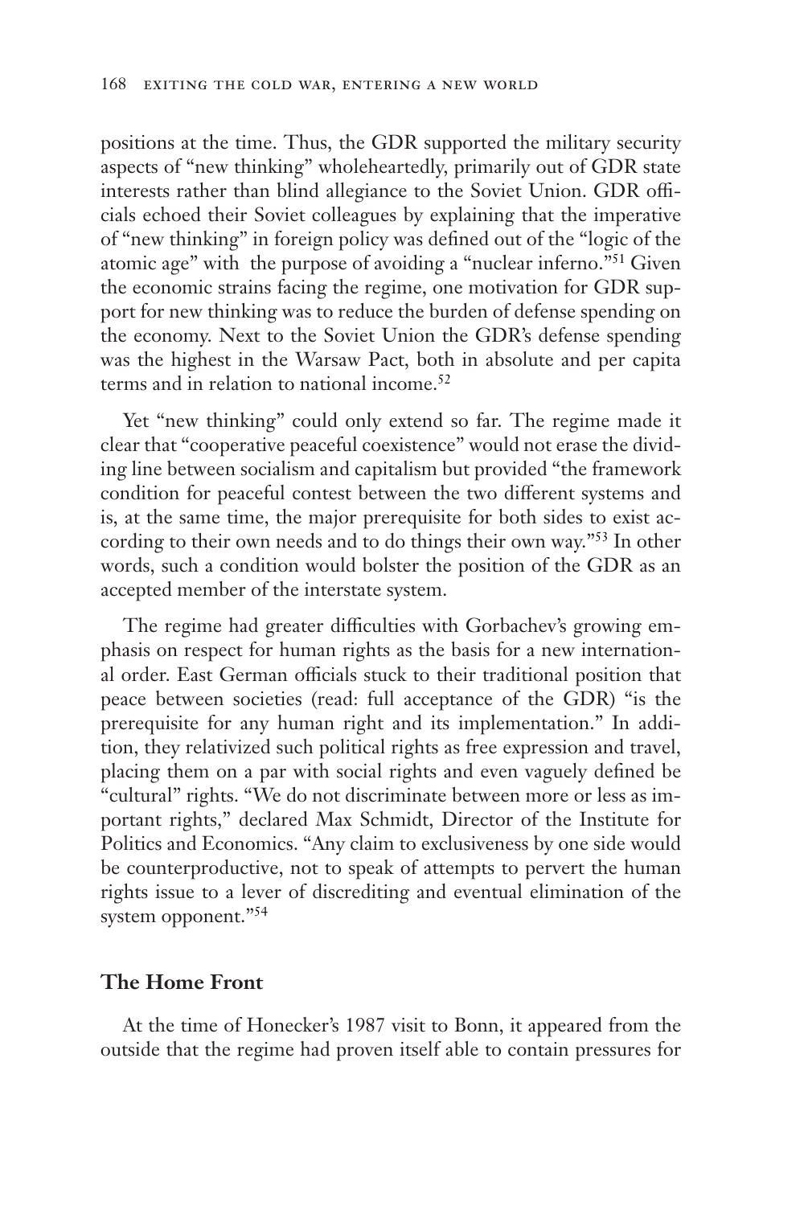positions at the time. Thus, the GDR supported the military security aspects of "new thinking" wholeheartedly, primarily out of GDR state interests rather than blind allegiance to the Soviet Union. GDR officials echoed their Soviet colleagues by explaining that the imperative of "new thinking" in foreign policy was defined out of the "logic of the atomic age" with the purpose of avoiding a "nuclear inferno."[51] Given the economic strains facing the regime, one motivation for GDR support for new thinking was to reduce the burden of defense spending on the economy. Next to the Soviet Union the GDR's defense spending was the highest in the Warsaw Pact, both in absolute and per capita terms and in relation to national income.[52]

Yet "new thinking" could only extend so far. The regime made it clear that "cooperative peaceful coexistence" would not erase the dividing line between socialism and capitalism but provided "the framework condition for peaceful contest between the two different systems and is, at the same time, the major prerequisite for both sides to exist according to their own needs and to do things their own way."[53] In other words, such a condition would bolster the position of the GDR as an accepted member of the interstate system.

The regime had greater difficulties with Gorbachev's growing emphasis on respect for human rights as the basis for a new international order. East German officials stuck to their traditional position that peace between societies (read: full acceptance of the GDR) "is the prerequisite for any human right and its implementation." In addition, they relativized such political rights as free expression and travel, placing them on a par with social rights and even vaguely defined be "cultural" rights. "We do not discriminate between more or less as important rights," declared Max Schmidt, Director of the Institute for Politics and Economics. "Any claim to exclusiveness by one side would be counterproductive, not to speak of attempts to pervert the human rights issue to a lever of discrediting and eventual elimination of the system opponent."[54]

## The Home Front

At the time of Honecker's 1987 visit to Bonn, it appeared from the outside that the regime had proven itself able to contain pressures for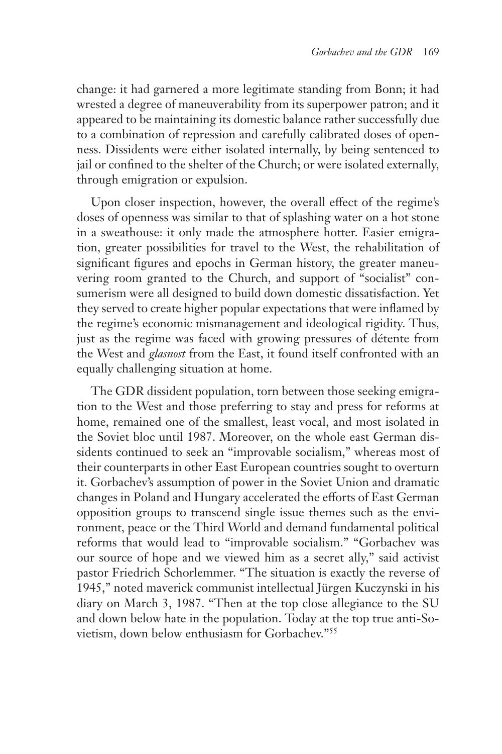change: it had garnered a more legitimate standing from Bonn; it had wrested a degree of maneuverability from its superpower patron; and it appeared to be maintaining its domestic balance rather successfully due to a combination of repression and carefully calibrated doses of openness. Dissidents were either isolated internally, by being sentenced to jail or confined to the shelter of the Church; or were isolated externally, through emigration or expulsion.

Upon closer inspection, however, the overall effect of the regime's doses of openness was similar to that of splashing water on a hot stone in a sweathouse: it only made the atmosphere hotter. Easier emigration, greater possibilities for travel to the West, the rehabilitation of significant figures and epochs in German history, the greater maneuvering room granted to the Church, and support of "socialist" consumerism were all designed to build down domestic dissatisfaction. Yet they served to create higher popular expectations that were inflamed by the regime's economic mismanagement and ideological rigidity. Thus, just as the regime was faced with growing pressures of détente from the West and *glasnost* from the East, it found itself confronted with an equally challenging situation at home.

The GDR dissident population, torn between those seeking emigration to the West and those preferring to stay and press for reforms at home, remained one of the smallest, least vocal, and most isolated in the Soviet bloc until 1987. Moreover, on the whole east German dissidents continued to seek an "improvable socialism," whereas most of their counterparts in other East European countries sought to overturn it. Gorbachev's assumption of power in the Soviet Union and dramatic changes in Poland and Hungary accelerated the efforts of East German opposition groups to transcend single issue themes such as the environment, peace or the Third World and demand fundamental political reforms that would lead to "improvable socialism." "Gorbachev was our source of hope and we viewed him as a secret ally," said activist pastor Friedrich Schorlemmer. "The situation is exactly the reverse of 1945," noted maverick communist intellectual Jürgen Kuczynski in his diary on March 3, 1987. "Then at the top close allegiance to the SU and down below hate in the population. Today at the top true anti-Sovietism, down below enthusiasm for Gorbachev."[55]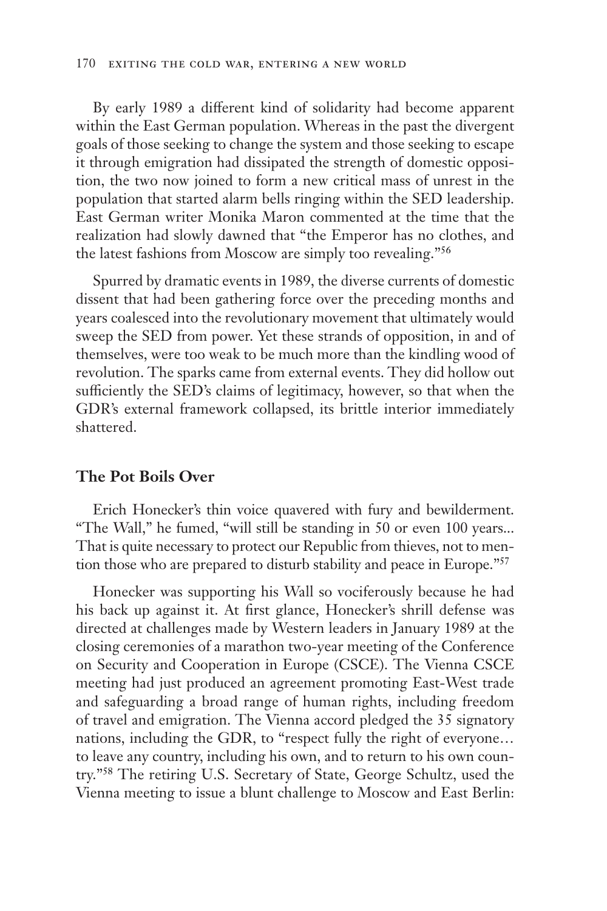By early 1989 a different kind of solidarity had become apparent within the East German population. Whereas in the past the divergent goals of those seeking to change the system and those seeking to escape it through emigration had dissipated the strength of domestic opposition, the two now joined to form a new critical mass of unrest in the population that started alarm bells ringing within the SED leadership. East German writer Monika Maron commented at the time that the realization had slowly dawned that "the Emperor has no clothes, and the latest fashions from Moscow are simply too revealing."[56]

Spurred by dramatic events in 1989, the diverse currents of domestic dissent that had been gathering force over the preceding months and years coalesced into the revolutionary movement that ultimately would sweep the SED from power. Yet these strands of opposition, in and of themselves, were too weak to be much more than the kindling wood of revolution. The sparks came from external events. They did hollow out sufficiently the SED's claims of legitimacy, however, so that when the GDR's external framework collapsed, its brittle interior immediately shattered.

## The Pot Boils Over

Erich Honecker's thin voice quavered with fury and bewilderment. "The Wall," he fumed, "will still be standing in 50 or even 100 years... That is quite necessary to protect our Republic from thieves, not to mention those who are prepared to disturb stability and peace in Europe."[57]

Honecker was supporting his Wall so vociferously because he had his back up against it. At first glance, Honecker's shrill defense was directed at challenges made by Western leaders in January 1989 at the closing ceremonies of a marathon two-year meeting of the Conference on Security and Cooperation in Europe (CSCE). The Vienna CSCE meeting had just produced an agreement promoting East-West trade and safeguarding a broad range of human rights, including freedom of travel and emigration. The Vienna accord pledged the 35 signatory nations, including the GDR, to "respect fully the right of everyone… to leave any country, including his own, and to return to his own country."[58] The retiring U.S. Secretary of State, George Schultz, used the Vienna meeting to issue a blunt challenge to Moscow and East Berlin: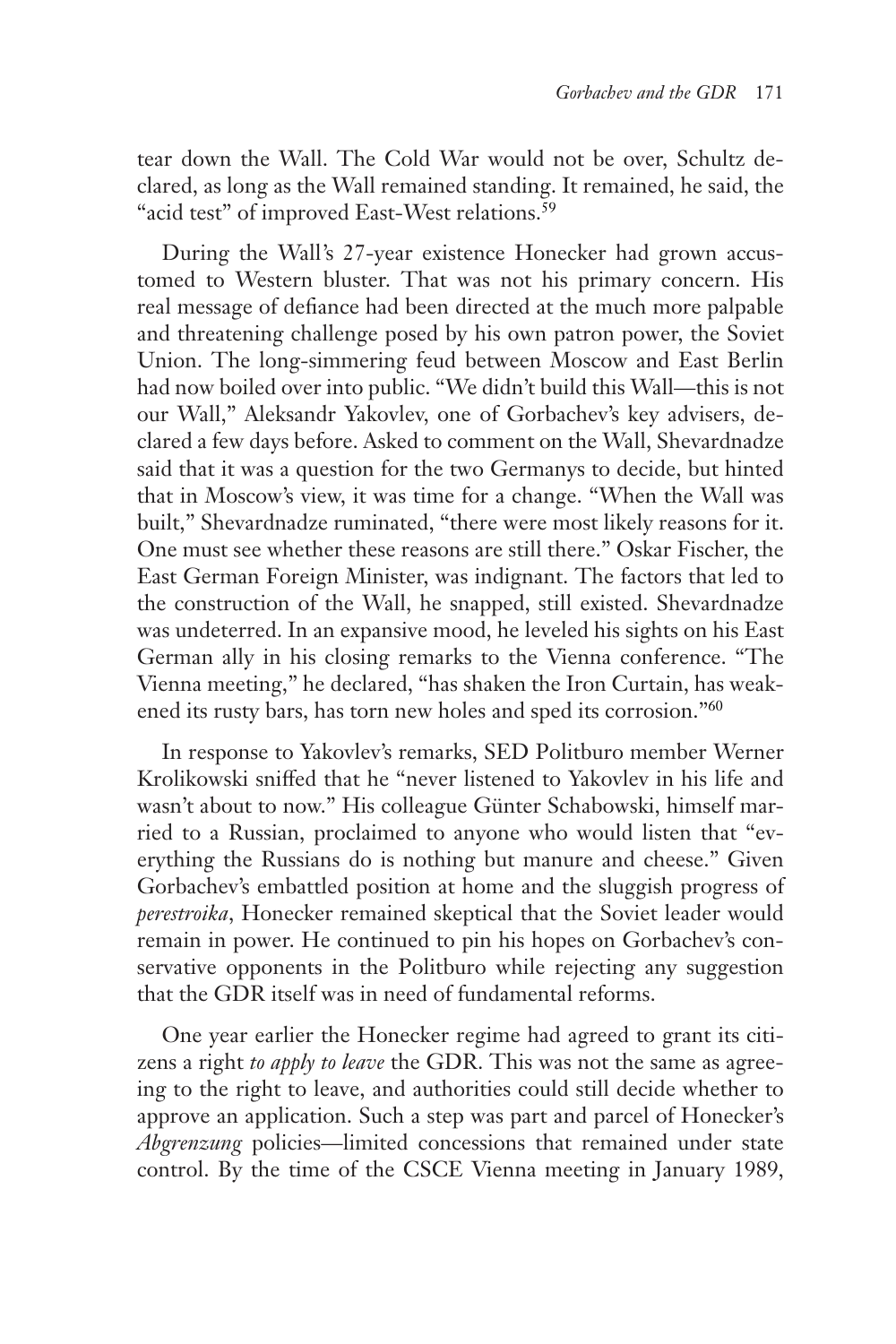tear down the Wall. The Cold War would not be over, Schultz declared, as long as the Wall remained standing. It remained, he said, the "acid test" of improved East-West relations.[59]

During the Wall's 27-year existence Honecker had grown accustomed to Western bluster. That was not his primary concern. His real message of defiance had been directed at the much more palpable and threatening challenge posed by his own patron power, the Soviet Union. The long-simmering feud between Moscow and East Berlin had now boiled over into public. "We didn't build this Wall—this is not our Wall," Aleksandr Yakovlev, one of Gorbachev's key advisers, declared a few days before. Asked to comment on the Wall, Shevardnadze said that it was a question for the two Germanys to decide, but hinted that in Moscow's view, it was time for a change. "When the Wall was built," Shevardnadze ruminated, "there were most likely reasons for it. One must see whether these reasons are still there." Oskar Fischer, the East German Foreign Minister, was indignant. The factors that led to the construction of the Wall, he snapped, still existed. Shevardnadze was undeterred. In an expansive mood, he leveled his sights on his East German ally in his closing remarks to the Vienna conference. "The Vienna meeting," he declared, "has shaken the Iron Curtain, has weakened its rusty bars, has torn new holes and sped its corrosion."[60]

In response to Yakovlev's remarks, SED Politburo member Werner Krolikowski sniffed that he "never listened to Yakovlev in his life and wasn't about to now." His colleague Günter Schabowski, himself married to a Russian, proclaimed to anyone who would listen that "everything the Russians do is nothing but manure and cheese." Given Gorbachev's embattled position at home and the sluggish progress of *perestroika*, Honecker remained skeptical that the Soviet leader would remain in power. He continued to pin his hopes on Gorbachev's conservative opponents in the Politburo while rejecting any suggestion that the GDR itself was in need of fundamental reforms.

One year earlier the Honecker regime had agreed to grant its citizens a right *to apply to leave* the GDR. This was not the same as agreeing to the right to leave, and authorities could still decide whether to approve an application. Such a step was part and parcel of Honecker's *Abgrenzung* policies—limited concessions that remained under state control. By the time of the CSCE Vienna meeting in January 1989,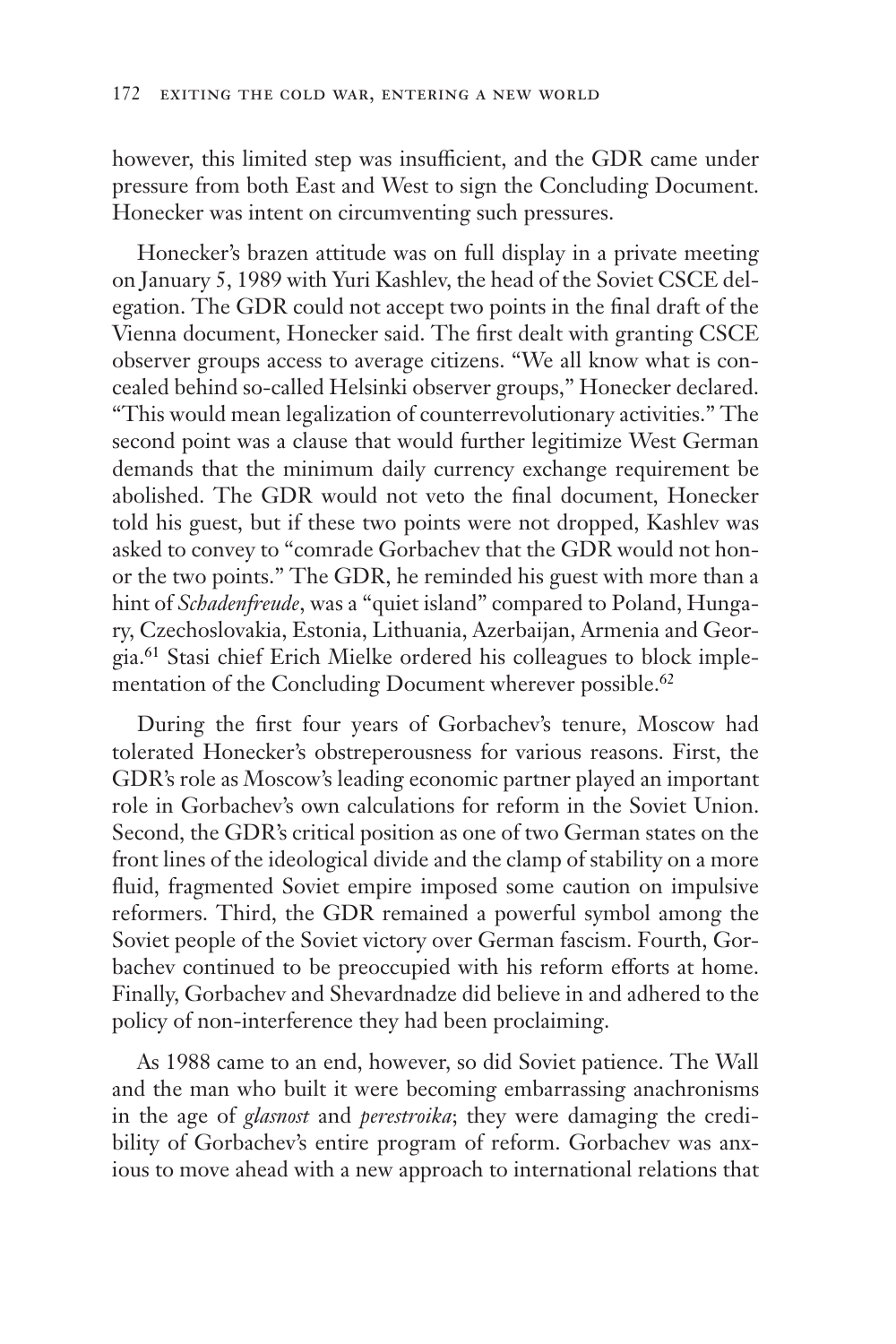however, this limited step was insufficient, and the GDR came under pressure from both East and West to sign the Concluding Document. Honecker was intent on circumventing such pressures.

Honecker's brazen attitude was on full display in a private meeting on January 5, 1989 with Yuri Kashlev, the head of the Soviet CSCE delegation. The GDR could not accept two points in the final draft of the Vienna document, Honecker said. The first dealt with granting CSCE observer groups access to average citizens. "We all know what is concealed behind so-called Helsinki observer groups," Honecker declared. "This would mean legalization of counterrevolutionary activities." The second point was a clause that would further legitimize West German demands that the minimum daily currency exchange requirement be abolished. The GDR would not veto the final document, Honecker told his guest, but if these two points were not dropped, Kashlev was asked to convey to "comrade Gorbachev that the GDR would not honor the two points." The GDR, he reminded his guest with more than a hint of *Schadenfreude*, was a "quiet island" compared to Poland, Hungary, Czechoslovakia, Estonia, Lithuania, Azerbaijan, Armenia and Georgia.[61] Stasi chief Erich Mielke ordered his colleagues to block implementation of the Concluding Document wherever possible.[62]

During the first four years of Gorbachev's tenure, Moscow had tolerated Honecker's obstreperousness for various reasons. First, the GDR's role as Moscow's leading economic partner played an important role in Gorbachev's own calculations for reform in the Soviet Union. Second, the GDR's critical position as one of two German states on the front lines of the ideological divide and the clamp of stability on a more fluid, fragmented Soviet empire imposed some caution on impulsive reformers. Third, the GDR remained a powerful symbol among the Soviet people of the Soviet victory over German fascism. Fourth, Gorbachev continued to be preoccupied with his reform efforts at home. Finally, Gorbachev and Shevardnadze did believe in and adhered to the policy of non-interference they had been proclaiming.

As 1988 came to an end, however, so did Soviet patience. The Wall and the man who built it were becoming embarrassing anachronisms in the age of *glasnost* and *perestroika*; they were damaging the credibility of Gorbachev's entire program of reform. Gorbachev was anxious to move ahead with a new approach to international relations that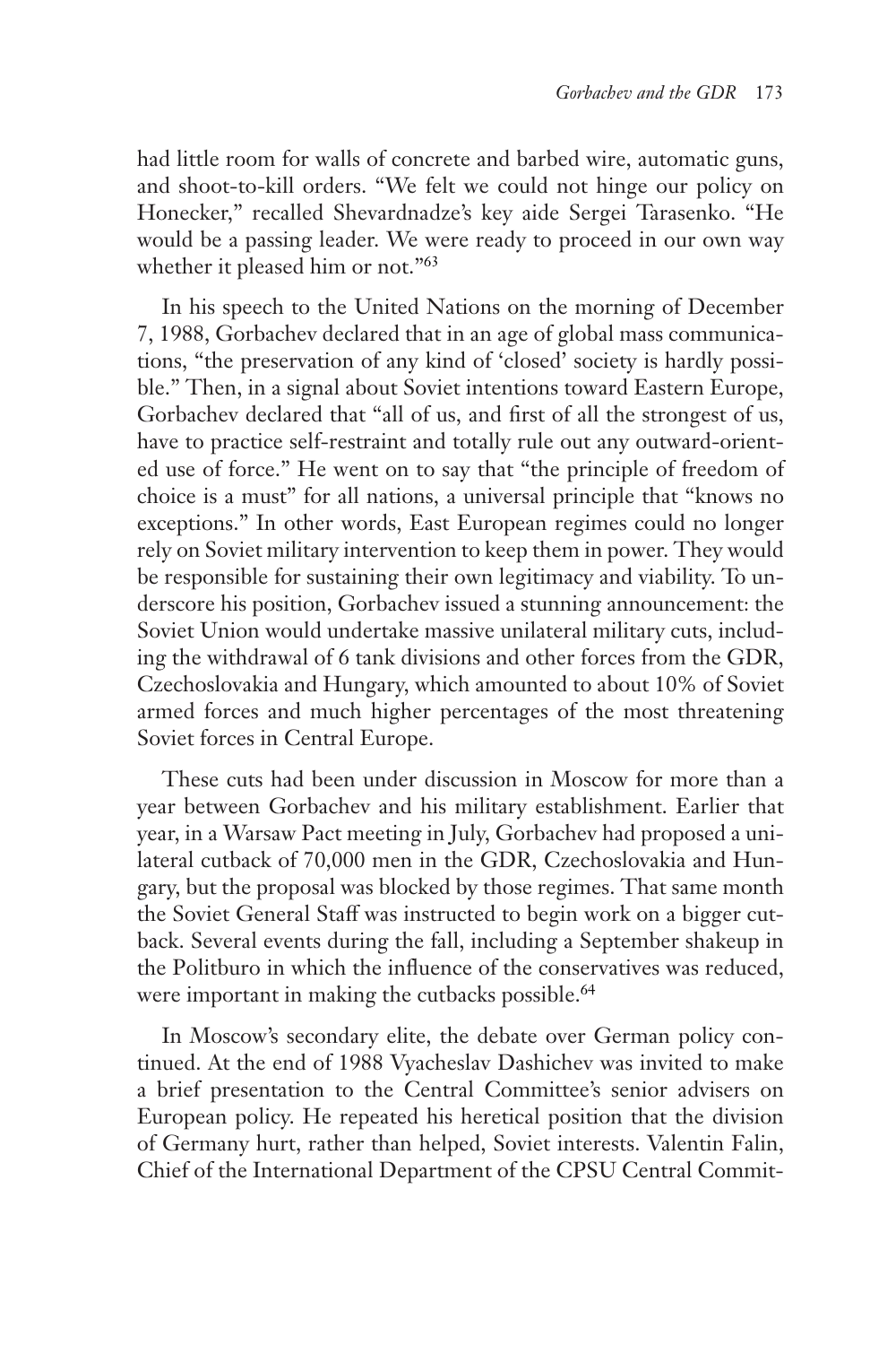had little room for walls of concrete and barbed wire, automatic guns, and shoot-to-kill orders. "We felt we could not hinge our policy on Honecker," recalled Shevardnadze's key aide Sergei Tarasenko. "He would be a passing leader. We were ready to proceed in our own way whether it pleased him or not."[63]

In his speech to the United Nations on the morning of December 7, 1988, Gorbachev declared that in an age of global mass communications, "the preservation of any kind of 'closed' society is hardly possible." Then, in a signal about Soviet intentions toward Eastern Europe, Gorbachev declared that "all of us, and first of all the strongest of us, have to practice self-restraint and totally rule out any outward-oriented use of force." He went on to say that "the principle of freedom of choice is a must" for all nations, a universal principle that "knows no exceptions." In other words, East European regimes could no longer rely on Soviet military intervention to keep them in power. They would be responsible for sustaining their own legitimacy and viability. To underscore his position, Gorbachev issued a stunning announcement: the Soviet Union would undertake massive unilateral military cuts, including the withdrawal of 6 tank divisions and other forces from the GDR, Czechoslovakia and Hungary, which amounted to about 10% of Soviet armed forces and much higher percentages of the most threatening Soviet forces in Central Europe.

These cuts had been under discussion in Moscow for more than a year between Gorbachev and his military establishment. Earlier that year, in a Warsaw Pact meeting in July, Gorbachev had proposed a unilateral cutback of 70,000 men in the GDR, Czechoslovakia and Hungary, but the proposal was blocked by those regimes. That same month the Soviet General Staff was instructed to begin work on a bigger cutback. Several events during the fall, including a September shakeup in the Politburo in which the influence of the conservatives was reduced, were important in making the cutbacks possible.[64]

In Moscow's secondary elite, the debate over German policy continued. At the end of 1988 Vyacheslav Dashichev was invited to make a brief presentation to the Central Committee's senior advisers on European policy. He repeated his heretical position that the division of Germany hurt, rather than helped, Soviet interests. Valentin Falin, Chief of the International Department of the CPSU Central Commit-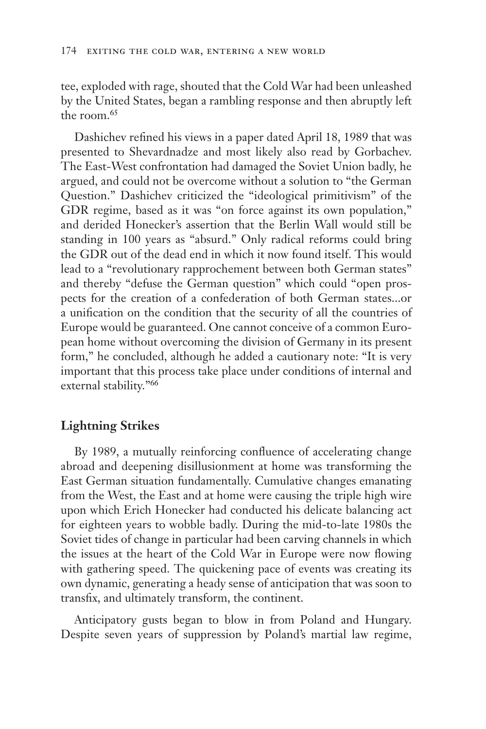tee, exploded with rage, shouted that the Cold War had been unleashed by the United States, began a rambling response and then abruptly left the room.[65]

Dashichev refined his views in a paper dated April 18, 1989 that was presented to Shevardnadze and most likely also read by Gorbachev. The East-West confrontation had damaged the Soviet Union badly, he argued, and could not be overcome without a solution to "the German Question." Dashichev criticized the "ideological primitivism" of the GDR regime, based as it was "on force against its own population," and derided Honecker's assertion that the Berlin Wall would still be standing in 100 years as "absurd." Only radical reforms could bring the GDR out of the dead end in which it now found itself. This would lead to a "revolutionary rapprochement between both German states" and thereby "defuse the German question" which could "open prospects for the creation of a confederation of both German states...or a unification on the condition that the security of all the countries of Europe would be guaranteed. One cannot conceive of a common European home without overcoming the division of Germany in its present form," he concluded, although he added a cautionary note: "It is very important that this process take place under conditions of internal and external stability."[66]

## Lightning Strikes

By 1989, a mutually reinforcing confluence of accelerating change abroad and deepening disillusionment at home was transforming the East German situation fundamentally. Cumulative changes emanating from the West, the East and at home were causing the triple high wire upon which Erich Honecker had conducted his delicate balancing act for eighteen years to wobble badly. During the mid-to-late 1980s the Soviet tides of change in particular had been carving channels in which the issues at the heart of the Cold War in Europe were now flowing with gathering speed. The quickening pace of events was creating its own dynamic, generating a heady sense of anticipation that was soon to transfix, and ultimately transform, the continent.

Anticipatory gusts began to blow in from Poland and Hungary. Despite seven years of suppression by Poland's martial law regime,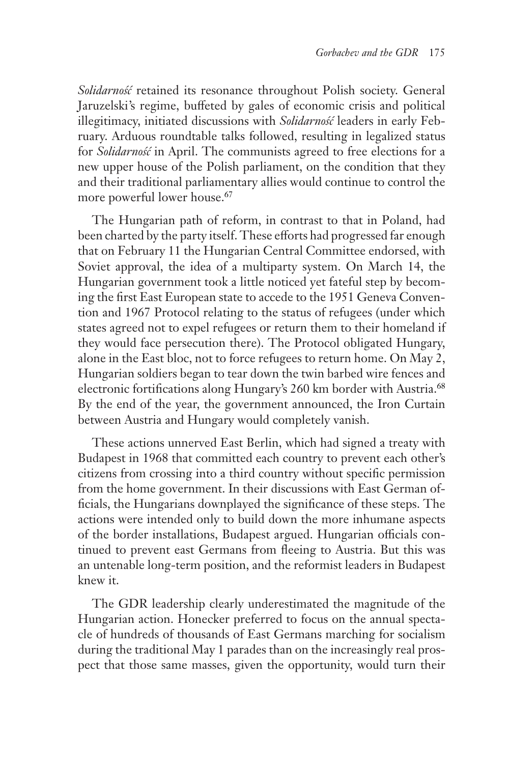*Solidarność* retained its resonance throughout Polish society. General Jaruzelski's regime, buffeted by gales of economic crisis and political illegitimacy, initiated discussions with *Solidarność* leaders in early February. Arduous roundtable talks followed, resulting in legalized status for *Solidarność* in April. The communists agreed to free elections for a new upper house of the Polish parliament, on the condition that they and their traditional parliamentary allies would continue to control the more powerful lower house.[67]

The Hungarian path of reform, in contrast to that in Poland, had been charted by the party itself. These efforts had progressed far enough that on February 11 the Hungarian Central Committee endorsed, with Soviet approval, the idea of a multiparty system. On March 14, the Hungarian government took a little noticed yet fateful step by becoming the first East European state to accede to the 1951 Geneva Convention and 1967 Protocol relating to the status of refugees (under which states agreed not to expel refugees or return them to their homeland if they would face persecution there). The Protocol obligated Hungary, alone in the East bloc, not to force refugees to return home. On May 2, Hungarian soldiers began to tear down the twin barbed wire fences and electronic fortifications along Hungary's 260 km border with Austria.[68] By the end of the year, the government announced, the Iron Curtain between Austria and Hungary would completely vanish.

These actions unnerved East Berlin, which had signed a treaty with Budapest in 1968 that committed each country to prevent each other's citizens from crossing into a third country without specific permission from the home government. In their discussions with East German officials, the Hungarians downplayed the significance of these steps. The actions were intended only to build down the more inhumane aspects of the border installations, Budapest argued. Hungarian officials continued to prevent east Germans from fleeing to Austria. But this was an untenable long-term position, and the reformist leaders in Budapest knew it.

The GDR leadership clearly underestimated the magnitude of the Hungarian action. Honecker preferred to focus on the annual spectacle of hundreds of thousands of East Germans marching for socialism during the traditional May 1 parades than on the increasingly real prospect that those same masses, given the opportunity, would turn their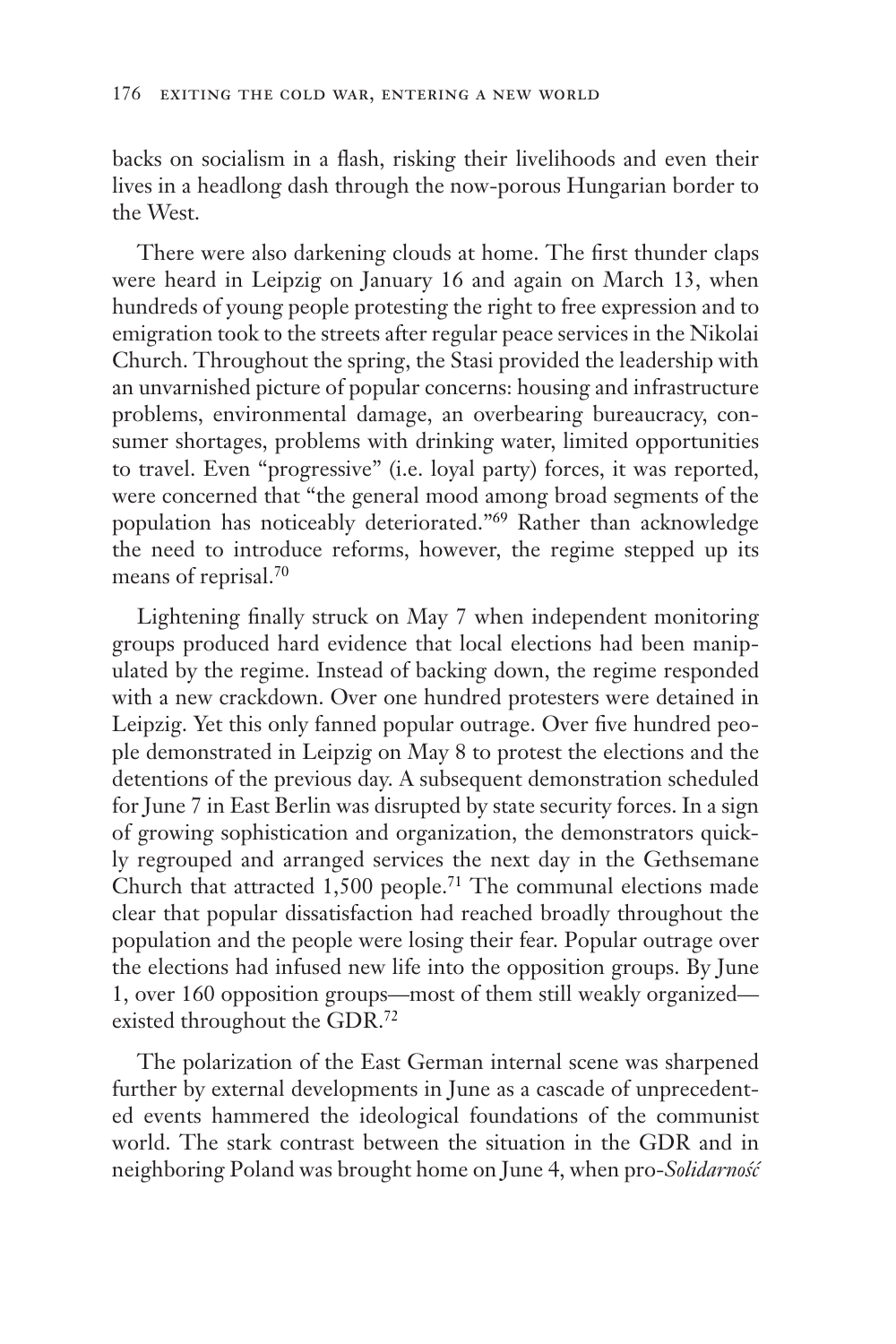backs on socialism in a flash, risking their livelihoods and even their lives in a headlong dash through the now-porous Hungarian border to the West.

There were also darkening clouds at home. The first thunder claps were heard in Leipzig on January 16 and again on March 13, when hundreds of young people protesting the right to free expression and to emigration took to the streets after regular peace services in the Nikolai Church. Throughout the spring, the Stasi provided the leadership with an unvarnished picture of popular concerns: housing and infrastructure problems, environmental damage, an overbearing bureaucracy, consumer shortages, problems with drinking water, limited opportunities to travel. Even "progressive" (i.e. loyal party) forces, it was reported, were concerned that "the general mood among broad segments of the population has noticeably deteriorated."[69] Rather than acknowledge the need to introduce reforms, however, the regime stepped up its means of reprisal.[70]

Lightening finally struck on May 7 when independent monitoring groups produced hard evidence that local elections had been manipulated by the regime. Instead of backing down, the regime responded with a new crackdown. Over one hundred protesters were detained in Leipzig. Yet this only fanned popular outrage. Over five hundred people demonstrated in Leipzig on May 8 to protest the elections and the detentions of the previous day. A subsequent demonstration scheduled for June 7 in East Berlin was disrupted by state security forces. In a sign of growing sophistication and organization, the demonstrators quickly regrouped and arranged services the next day in the Gethsemane Church that attracted 1,500 people.[71] The communal elections made clear that popular dissatisfaction had reached broadly throughout the population and the people were losing their fear. Popular outrage over the elections had infused new life into the opposition groups. By June 1, over 160 opposition groups—most of them still weakly organized—existed throughout the GDR.[72]

The polarization of the East German internal scene was sharpened further by external developments in June as a cascade of unprecedented events hammered the ideological foundations of the communist world. The stark contrast between the situation in the GDR and in neighboring Poland was brought home on June 4, when pro-*Solidarność*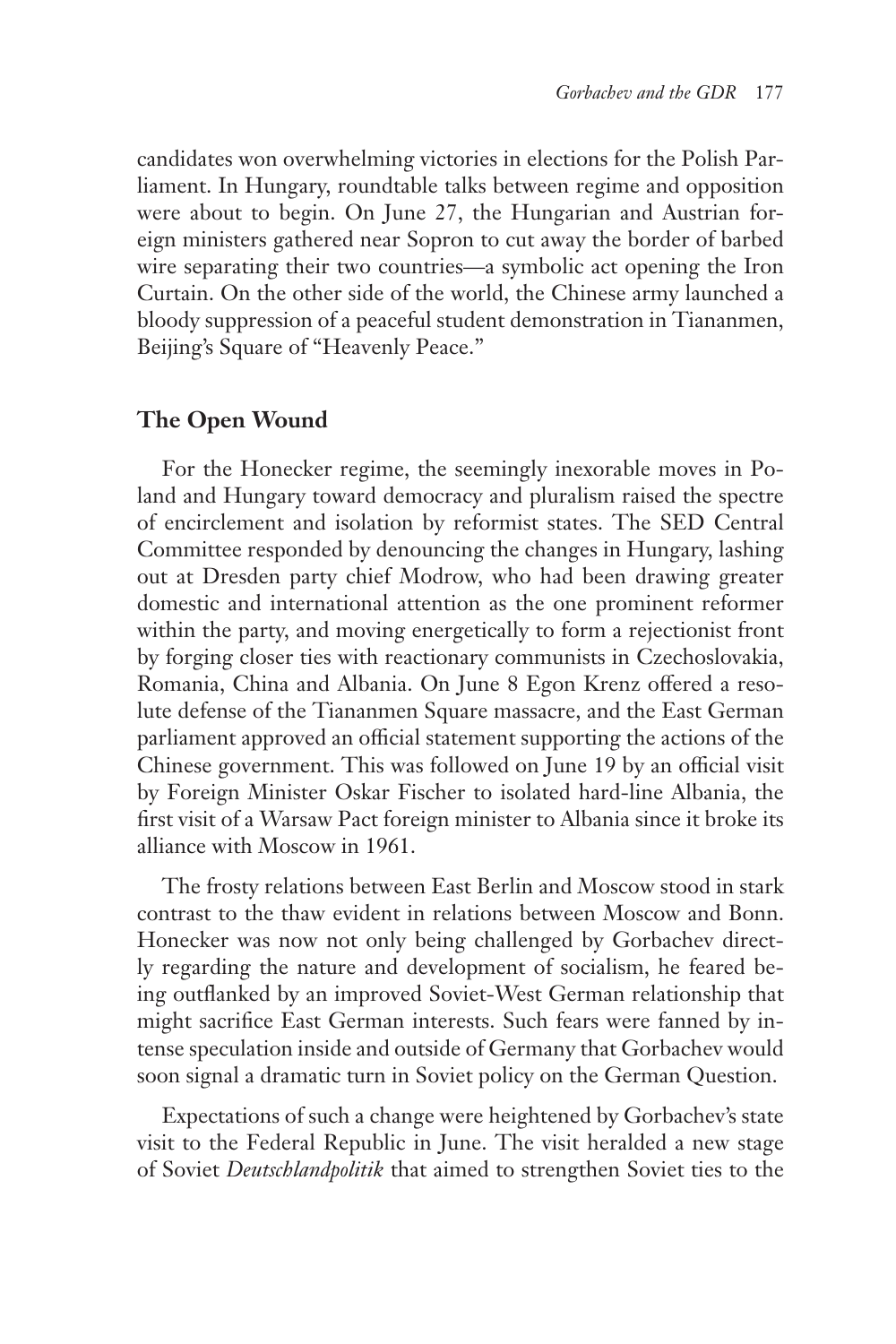candidates won overwhelming victories in elections for the Polish Parliament. In Hungary, roundtable talks between regime and opposition were about to begin. On June 27, the Hungarian and Austrian foreign ministers gathered near Sopron to cut away the border of barbed wire separating their two countries—a symbolic act opening the Iron Curtain. On the other side of the world, the Chinese army launched a bloody suppression of a peaceful student demonstration in Tiananmen, Beijing's Square of "Heavenly Peace."

## The Open Wound

For the Honecker regime, the seemingly inexorable moves in Poland and Hungary toward democracy and pluralism raised the spectre of encirclement and isolation by reformist states. The SED Central Committee responded by denouncing the changes in Hungary, lashing out at Dresden party chief Modrow, who had been drawing greater domestic and international attention as the one prominent reformer within the party, and moving energetically to form a rejectionist front by forging closer ties with reactionary communists in Czechoslovakia, Romania, China and Albania. On June 8 Egon Krenz offered a resolute defense of the Tiananmen Square massacre, and the East German parliament approved an official statement supporting the actions of the Chinese government. This was followed on June 19 by an official visit by Foreign Minister Oskar Fischer to isolated hard-line Albania, the first visit of a Warsaw Pact foreign minister to Albania since it broke its alliance with Moscow in 1961.

The frosty relations between East Berlin and Moscow stood in stark contrast to the thaw evident in relations between Moscow and Bonn. Honecker was now not only being challenged by Gorbachev directly regarding the nature and development of socialism, he feared being outflanked by an improved Soviet-West German relationship that might sacrifice East German interests. Such fears were fanned by intense speculation inside and outside of Germany that Gorbachev would soon signal a dramatic turn in Soviet policy on the German Question.

Expectations of such a change were heightened by Gorbachev's state visit to the Federal Republic in June. The visit heralded a new stage of Soviet *Deutschlandpolitik* that aimed to strengthen Soviet ties to the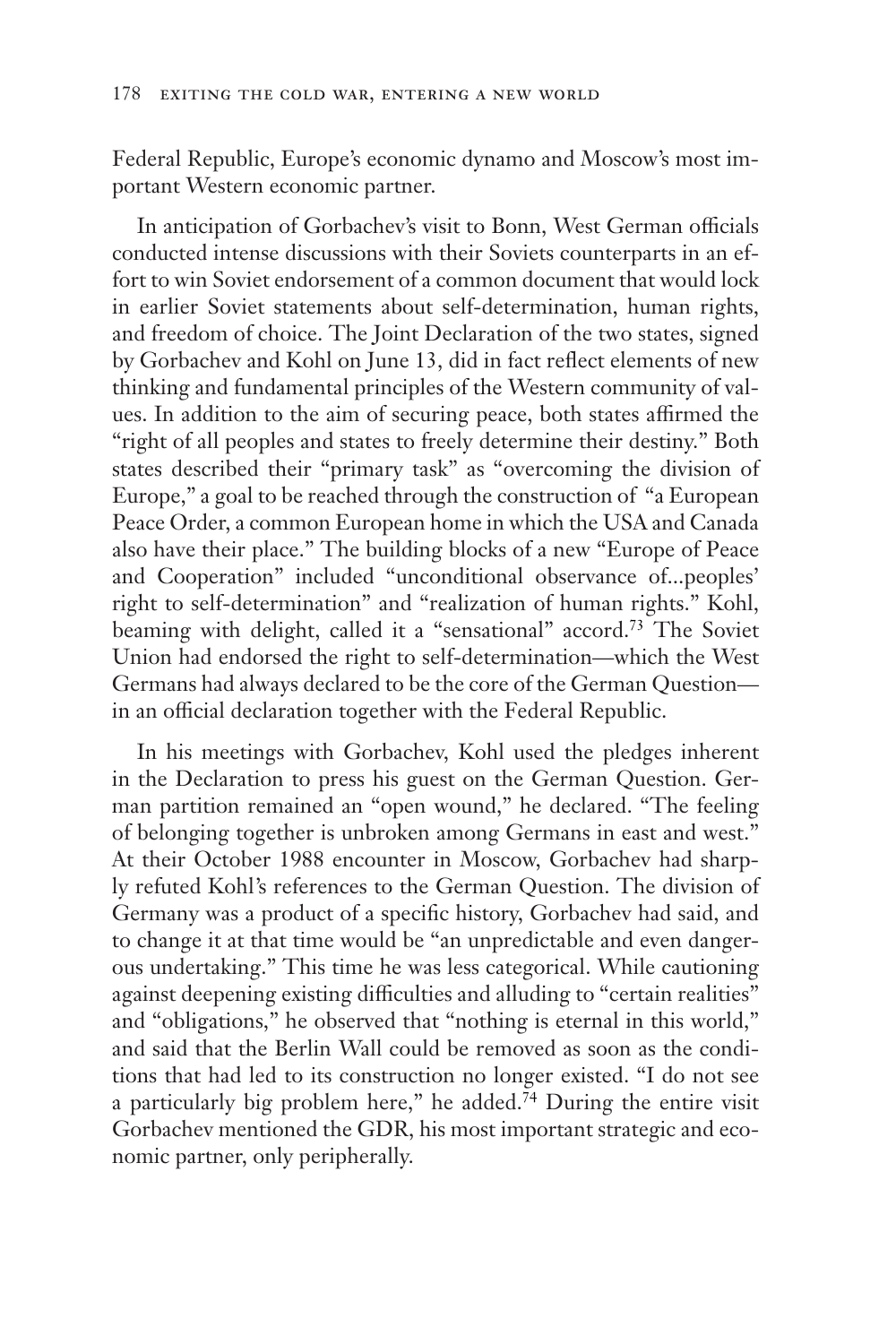Federal Republic, Europe's economic dynamo and Moscow's most important Western economic partner.

In anticipation of Gorbachev's visit to Bonn, West German officials conducted intense discussions with their Soviets counterparts in an effort to win Soviet endorsement of a common document that would lock in earlier Soviet statements about self-determination, human rights, and freedom of choice. The Joint Declaration of the two states, signed by Gorbachev and Kohl on June 13, did in fact reflect elements of new thinking and fundamental principles of the Western community of values. In addition to the aim of securing peace, both states affirmed the "right of all peoples and states to freely determine their destiny." Both states described their "primary task" as "overcoming the division of Europe," a goal to be reached through the construction of "a European Peace Order, a common European home in which the USA and Canada also have their place." The building blocks of a new "Europe of Peace and Cooperation" included "unconditional observance of...peoples' right to self-determination" and "realization of human rights." Kohl, beaming with delight, called it a "sensational" accord.[73] The Soviet Union had endorsed the right to self-determination—which the West Germans had always declared to be the core of the German Question—in an official declaration together with the Federal Republic.

In his meetings with Gorbachev, Kohl used the pledges inherent in the Declaration to press his guest on the German Question. German partition remained an "open wound," he declared. "The feeling of belonging together is unbroken among Germans in east and west." At their October 1988 encounter in Moscow, Gorbachev had sharply refuted Kohl's references to the German Question. The division of Germany was a product of a specific history, Gorbachev had said, and to change it at that time would be "an unpredictable and even dangerous undertaking." This time he was less categorical. While cautioning against deepening existing difficulties and alluding to "certain realities" and "obligations," he observed that "nothing is eternal in this world," and said that the Berlin Wall could be removed as soon as the conditions that had led to its construction no longer existed. "I do not see a particularly big problem here," he added.[74] During the entire visit Gorbachev mentioned the GDR, his most important strategic and economic partner, only peripherally.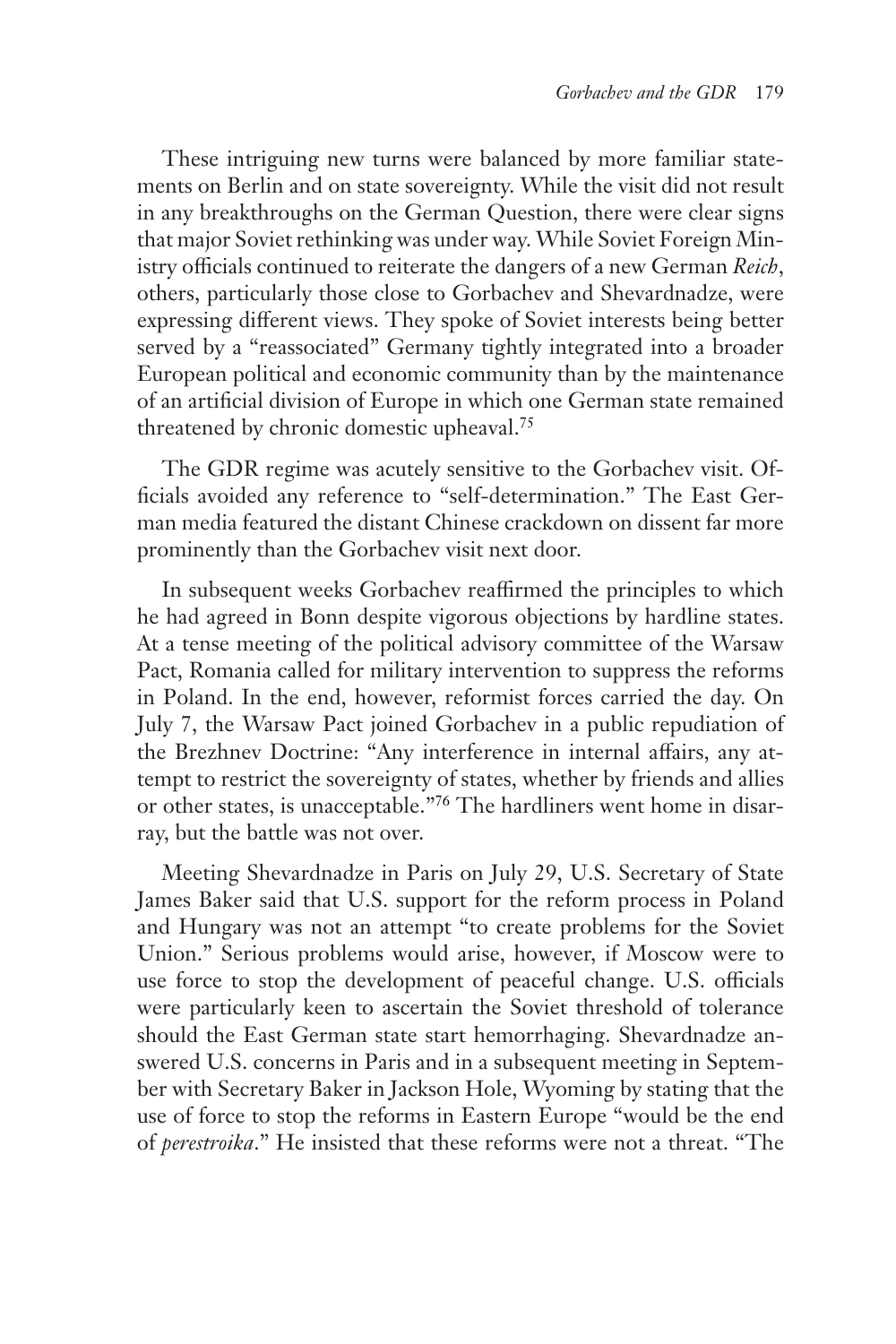These intriguing new turns were balanced by more familiar statements on Berlin and on state sovereignty. While the visit did not result in any breakthroughs on the German Question, there were clear signs that major Soviet rethinking was under way. While Soviet Foreign Ministry officials continued to reiterate the dangers of a new German *Reich*, others, particularly those close to Gorbachev and Shevardnadze, were expressing different views. They spoke of Soviet interests being better served by a "reassociated" Germany tightly integrated into a broader European political and economic community than by the maintenance of an artificial division of Europe in which one German state remained threatened by chronic domestic upheaval.[75]

The GDR regime was acutely sensitive to the Gorbachev visit. Officials avoided any reference to "self-determination." The East German media featured the distant Chinese crackdown on dissent far more prominently than the Gorbachev visit next door.

In subsequent weeks Gorbachev reaffirmed the principles to which he had agreed in Bonn despite vigorous objections by hardline states. At a tense meeting of the political advisory committee of the Warsaw Pact, Romania called for military intervention to suppress the reforms in Poland. In the end, however, reformist forces carried the day. On July 7, the Warsaw Pact joined Gorbachev in a public repudiation of the Brezhnev Doctrine: "Any interference in internal affairs, any attempt to restrict the sovereignty of states, whether by friends and allies or other states, is unacceptable."[76] The hardliners went home in disarray, but the battle was not over.

Meeting Shevardnadze in Paris on July 29, U.S. Secretary of State James Baker said that U.S. support for the reform process in Poland and Hungary was not an attempt "to create problems for the Soviet Union." Serious problems would arise, however, if Moscow were to use force to stop the development of peaceful change. U.S. officials were particularly keen to ascertain the Soviet threshold of tolerance should the East German state start hemorrhaging. Shevardnadze answered U.S. concerns in Paris and in a subsequent meeting in September with Secretary Baker in Jackson Hole, Wyoming by stating that the use of force to stop the reforms in Eastern Europe "would be the end of *perestroika*." He insisted that these reforms were not a threat. "The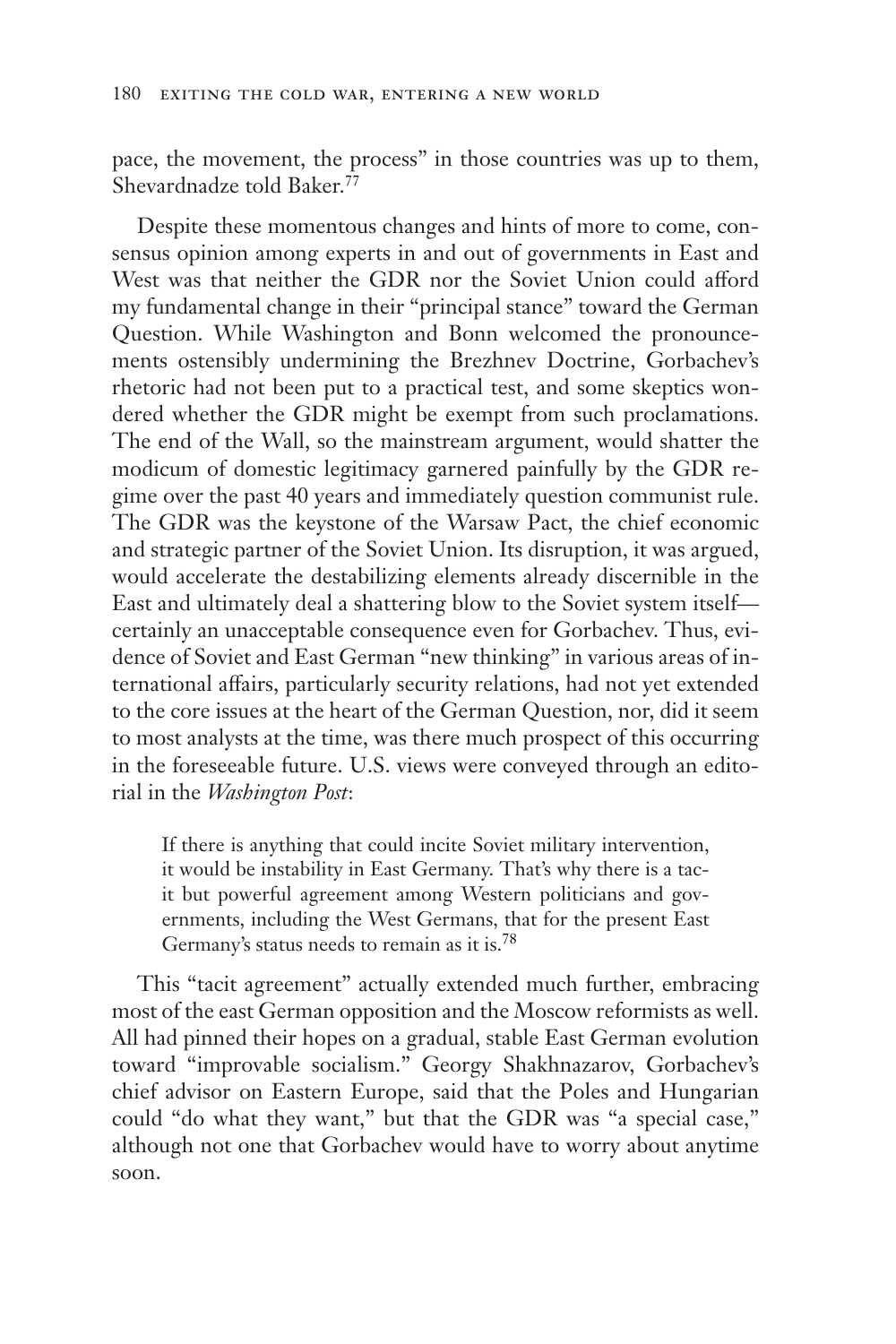pace, the movement, the process" in those countries was up to them, Shevardnadze told Baker.[77]

Despite these momentous changes and hints of more to come, consensus opinion among experts in and out of governments in East and West was that neither the GDR nor the Soviet Union could afford my fundamental change in their "principal stance" toward the German Question. While Washington and Bonn welcomed the pronouncements ostensibly undermining the Brezhnev Doctrine, Gorbachev's rhetoric had not been put to a practical test, and some skeptics wondered whether the GDR might be exempt from such proclamations. The end of the Wall, so the mainstream argument, would shatter the modicum of domestic legitimacy garnered painfully by the GDR regime over the past 40 years and immediately question communist rule. The GDR was the keystone of the Warsaw Pact, the chief economic and strategic partner of the Soviet Union. Its disruption, it was argued, would accelerate the destabilizing elements already discernible in the East and ultimately deal a shattering blow to the Soviet system itself—certainly an unacceptable consequence even for Gorbachev. Thus, evidence of Soviet and East German "new thinking" in various areas of international affairs, particularly security relations, had not yet extended to the core issues at the heart of the German Question, nor, did it seem to most analysts at the time, was there much prospect of this occurring in the foreseeable future. U.S. views were conveyed through an editorial in the *Washington Post*:

> If there is anything that could incite Soviet military intervention, it would be instability in East Germany. That's why there is a tacit but powerful agreement among Western politicians and governments, including the West Germans, that for the present East Germany's status needs to remain as it is.[78]

This "tacit agreement" actually extended much further, embracing most of the east German opposition and the Moscow reformists as well. All had pinned their hopes on a gradual, stable East German evolution toward "improvable socialism." Georgy Shakhnazarov, Gorbachev's chief advisor on Eastern Europe, said that the Poles and Hungarian could "do what they want," but that the GDR was "a special case," although not one that Gorbachev would have to worry about anytime soon.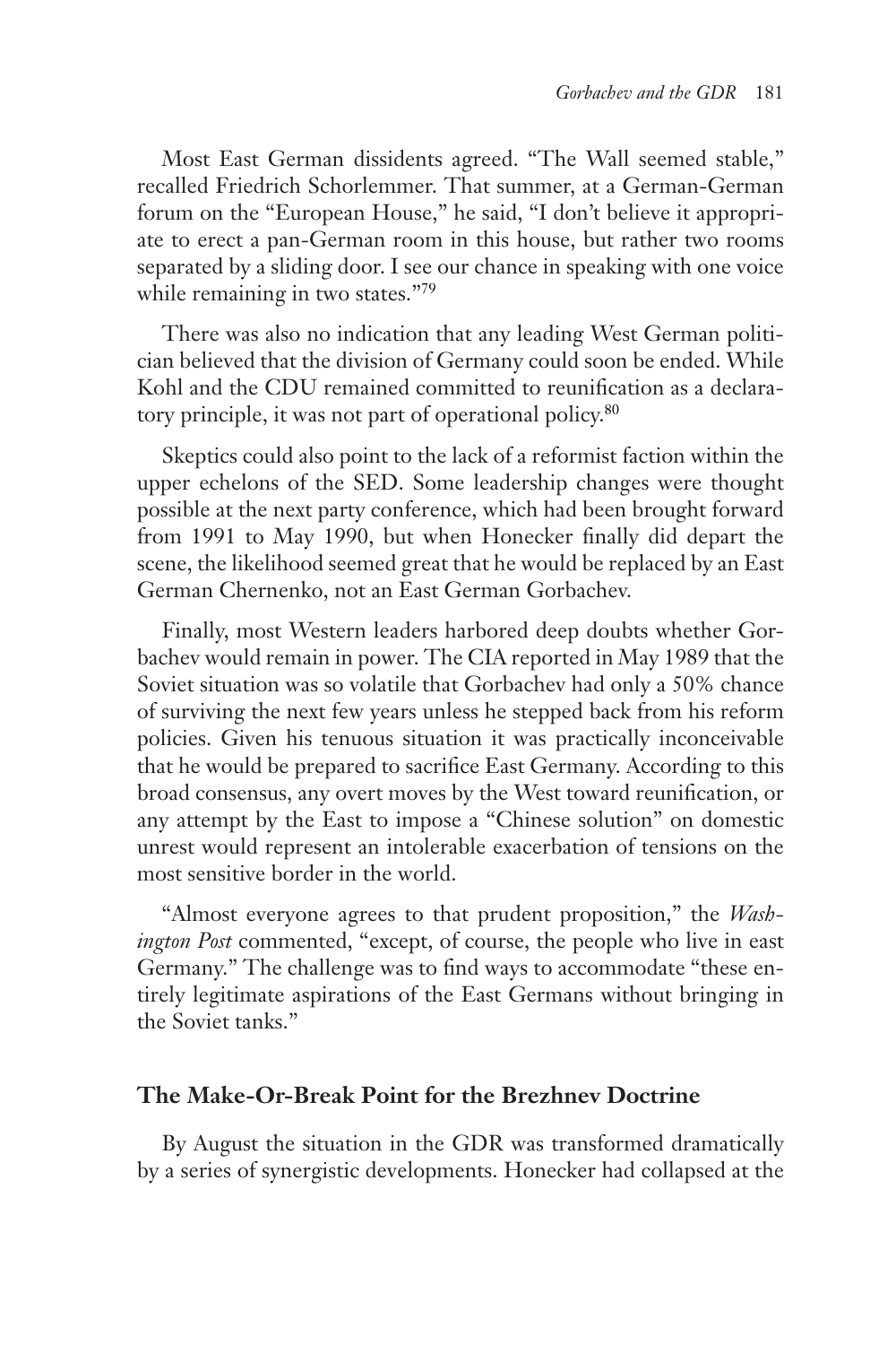Most East German dissidents agreed. "The Wall seemed stable," recalled Friedrich Schorlemmer. That summer, at a German-German forum on the "European House," he said, "I don't believe it appropriate to erect a pan-German room in this house, but rather two rooms separated by a sliding door. I see our chance in speaking with one voice while remaining in two states."[79]

There was also no indication that any leading West German politician believed that the division of Germany could soon be ended. While Kohl and the CDU remained committed to reunification as a declaratory principle, it was not part of operational policy.[80]

Skeptics could also point to the lack of a reformist faction within the upper echelons of the SED. Some leadership changes were thought possible at the next party conference, which had been brought forward from 1991 to May 1990, but when Honecker finally did depart the scene, the likelihood seemed great that he would be replaced by an East German Chernenko, not an East German Gorbachev.

Finally, most Western leaders harbored deep doubts whether Gorbachev would remain in power. The CIA reported in May 1989 that the Soviet situation was so volatile that Gorbachev had only a 50% chance of surviving the next few years unless he stepped back from his reform policies. Given his tenuous situation it was practically inconceivable that he would be prepared to sacrifice East Germany. According to this broad consensus, any overt moves by the West toward reunification, or any attempt by the East to impose a "Chinese solution" on domestic unrest would represent an intolerable exacerbation of tensions on the most sensitive border in the world.

"Almost everyone agrees to that prudent proposition," the *Washington Post* commented, "except, of course, the people who live in east Germany." The challenge was to find ways to accommodate "these entirely legitimate aspirations of the East Germans without bringing in the Soviet tanks."

## The Make-Or-Break Point for the Brezhnev Doctrine

By August the situation in the GDR was transformed dramatically by a series of synergistic developments. Honecker had collapsed at the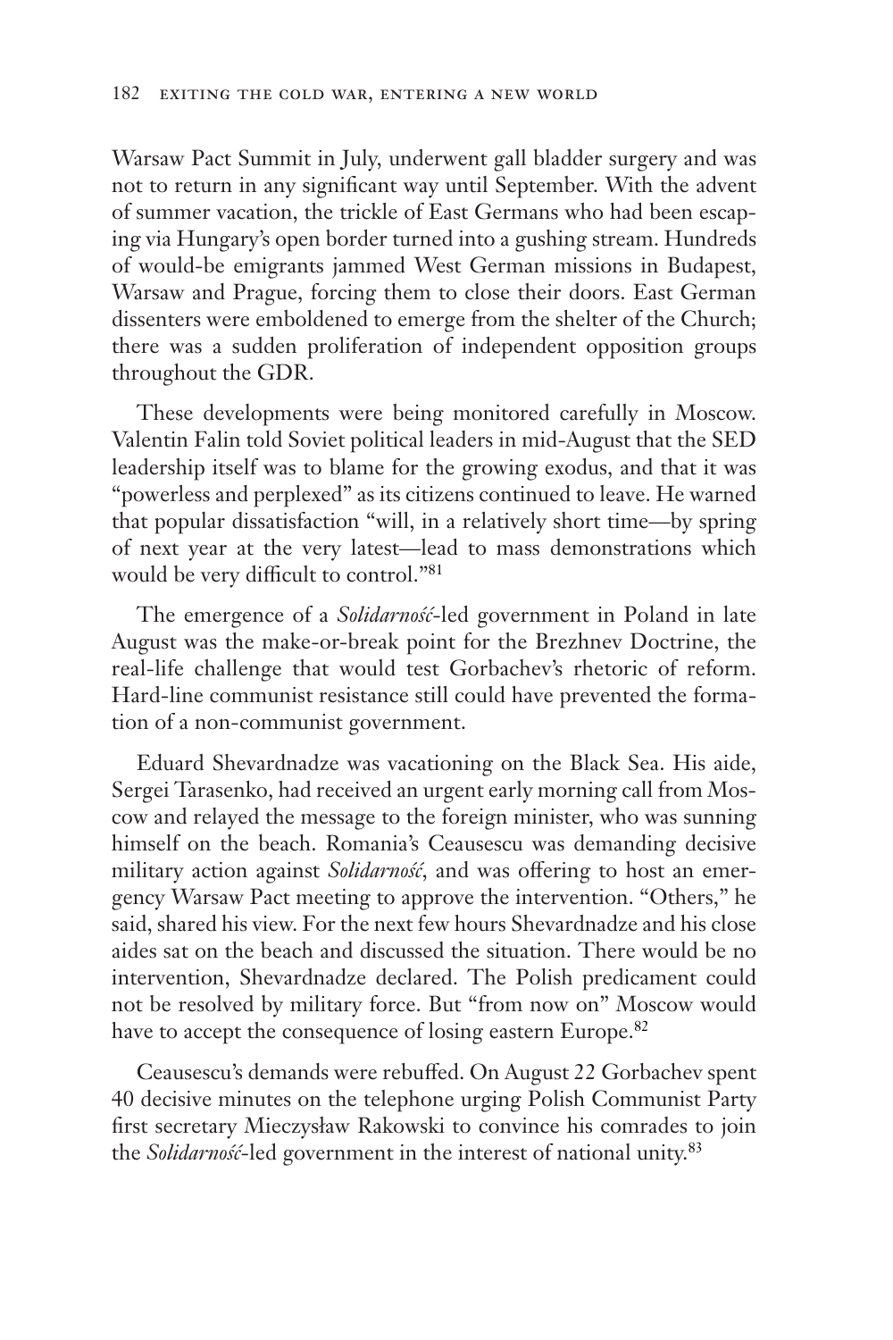Warsaw Pact Summit in July, underwent gall bladder surgery and was not to return in any significant way until September. With the advent of summer vacation, the trickle of East Germans who had been escaping via Hungary's open border turned into a gushing stream. Hundreds of would-be emigrants jammed West German missions in Budapest, Warsaw and Prague, forcing them to close their doors. East German dissenters were emboldened to emerge from the shelter of the Church; there was a sudden proliferation of independent opposition groups throughout the GDR.

These developments were being monitored carefully in Moscow. Valentin Falin told Soviet political leaders in mid-August that the SED leadership itself was to blame for the growing exodus, and that it was "powerless and perplexed" as its citizens continued to leave. He warned that popular dissatisfaction "will, in a relatively short time—by spring of next year at the very latest—lead to mass demonstrations which would be very difficult to control."[81]

The emergence of a *Solidarność*-led government in Poland in late August was the make-or-break point for the Brezhnev Doctrine, the real-life challenge that would test Gorbachev's rhetoric of reform. Hard-line communist resistance still could have prevented the formation of a non-communist government.

Eduard Shevardnadze was vacationing on the Black Sea. His aide, Sergei Tarasenko, had received an urgent early morning call from Moscow and relayed the message to the foreign minister, who was sunning himself on the beach. Romania's Ceausescu was demanding decisive military action against *Solidarność*, and was offering to host an emergency Warsaw Pact meeting to approve the intervention. "Others," he said, shared his view. For the next few hours Shevardnadze and his close aides sat on the beach and discussed the situation. There would be no intervention, Shevardnadze declared. The Polish predicament could not be resolved by military force. But "from now on" Moscow would have to accept the consequence of losing eastern Europe.[82]

Ceausescu's demands were rebuffed. On August 22 Gorbachev spent 40 decisive minutes on the telephone urging Polish Communist Party first secretary Mieczysław Rakowski to convince his comrades to join the *Solidarność*-led government in the interest of national unity.[83]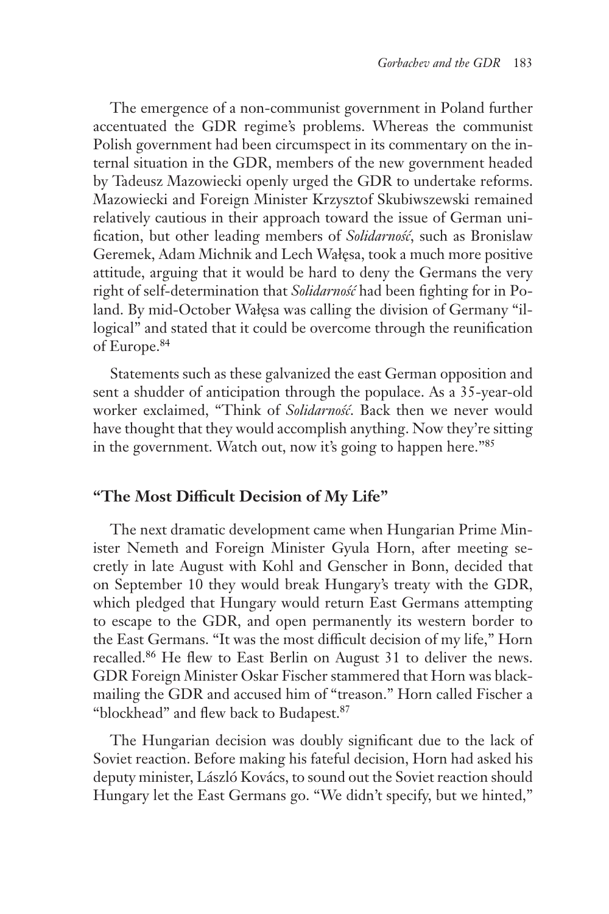The emergence of a non-communist government in Poland further accentuated the GDR regime's problems. Whereas the communist Polish government had been circumspect in its commentary on the internal situation in the GDR, members of the new government headed by Tadeusz Mazowiecki openly urged the GDR to undertake reforms. Mazowiecki and Foreign Minister Krzysztof Skubiwszewski remained relatively cautious in their approach toward the issue of German unification, but other leading members of *Solidarność*, such as Bronislaw Geremek, Adam Michnik and Lech Wałęsa, took a much more positive attitude, arguing that it would be hard to deny the Germans the very right of self-determination that *Solidarność* had been fighting for in Poland. By mid-October Wałęsa was calling the division of Germany "illogical" and stated that it could be overcome through the reunification of Europe.[84]

Statements such as these galvanized the east German opposition and sent a shudder of anticipation through the populace. As a 35-year-old worker exclaimed, "Think of *Solidarność*. Back then we never would have thought that they would accomplish anything. Now they're sitting in the government. Watch out, now it's going to happen here."[85]

## "The Most Difficult Decision of My Life"

The next dramatic development came when Hungarian Prime Minister Nemeth and Foreign Minister Gyula Horn, after meeting secretly in late August with Kohl and Genscher in Bonn, decided that on September 10 they would break Hungary's treaty with the GDR, which pledged that Hungary would return East Germans attempting to escape to the GDR, and open permanently its western border to the East Germans. "It was the most difficult decision of my life," Horn recalled.[86] He flew to East Berlin on August 31 to deliver the news. GDR Foreign Minister Oskar Fischer stammered that Horn was blackmailing the GDR and accused him of "treason." Horn called Fischer a "blockhead" and flew back to Budapest.[87]

The Hungarian decision was doubly significant due to the lack of Soviet reaction. Before making his fateful decision, Horn had asked his deputy minister, László Kovács, to sound out the Soviet reaction should Hungary let the East Germans go. "We didn't specify, but we hinted,"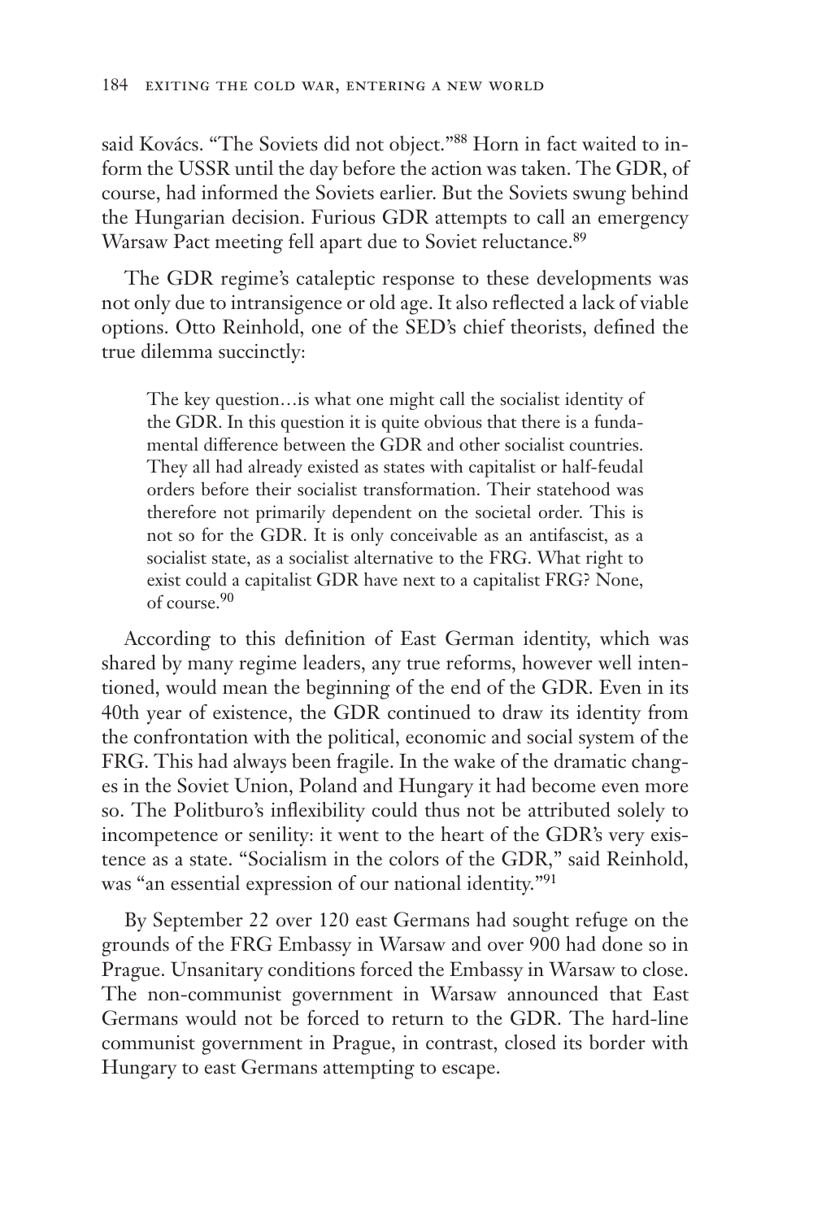said Kovács. "The Soviets did not object."[88] Horn in fact waited to inform the USSR until the day before the action was taken. The GDR, of course, had informed the Soviets earlier. But the Soviets swung behind the Hungarian decision. Furious GDR attempts to call an emergency Warsaw Pact meeting fell apart due to Soviet reluctance.[89]

The GDR regime's cataleptic response to these developments was not only due to intransigence or old age. It also reflected a lack of viable options. Otto Reinhold, one of the SED's chief theorists, defined the true dilemma succinctly:

> The key question…is what one might call the socialist identity of the GDR. In this question it is quite obvious that there is a fundamental difference between the GDR and other socialist countries. They all had already existed as states with capitalist or half-feudal orders before their socialist transformation. Their statehood was therefore not primarily dependent on the societal order. This is not so for the GDR. It is only conceivable as an antifascist, as a socialist state, as a socialist alternative to the FRG. What right to exist could a capitalist GDR have next to a capitalist FRG? None, of course.[90]

According to this definition of East German identity, which was shared by many regime leaders, any true reforms, however well intentioned, would mean the beginning of the end of the GDR. Even in its 40th year of existence, the GDR continued to draw its identity from the confrontation with the political, economic and social system of the FRG. This had always been fragile. In the wake of the dramatic changes in the Soviet Union, Poland and Hungary it had become even more so. The Politburo's inflexibility could thus not be attributed solely to incompetence or senility: it went to the heart of the GDR's very existence as a state. "Socialism in the colors of the GDR," said Reinhold, was "an essential expression of our national identity."[91]

By September 22 over 120 east Germans had sought refuge on the grounds of the FRG Embassy in Warsaw and over 900 had done so in Prague. Unsanitary conditions forced the Embassy in Warsaw to close. The non-communist government in Warsaw announced that East Germans would not be forced to return to the GDR. The hard-line communist government in Prague, in contrast, closed its border with Hungary to east Germans attempting to escape.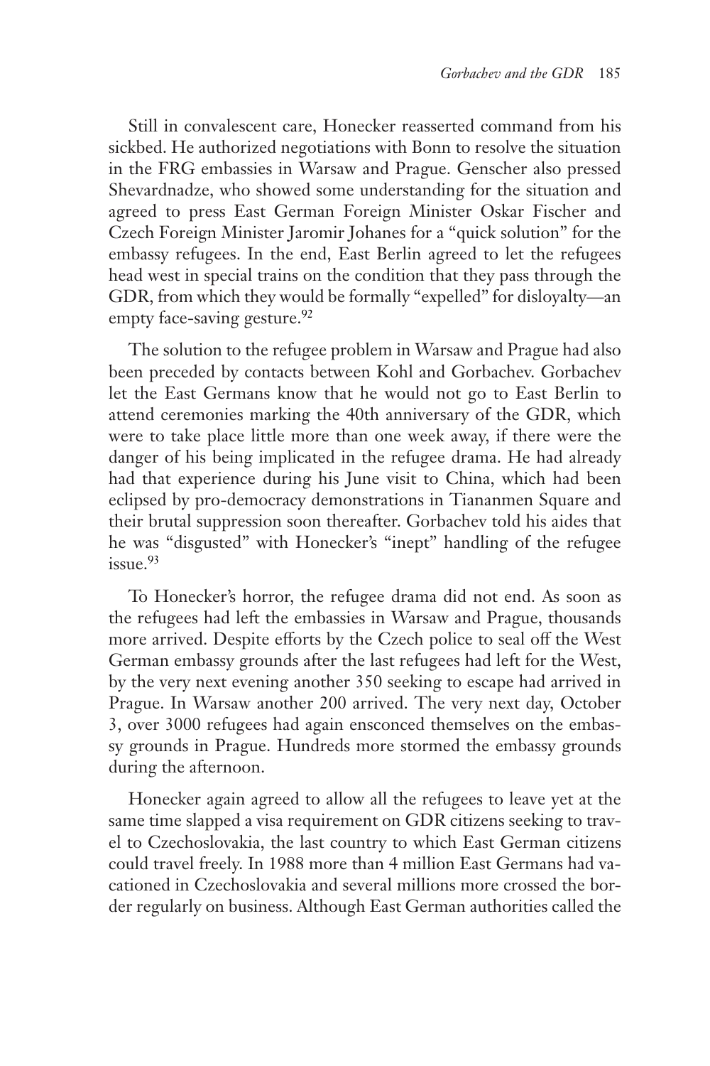Still in convalescent care, Honecker reasserted command from his sickbed. He authorized negotiations with Bonn to resolve the situation in the FRG embassies in Warsaw and Prague. Genscher also pressed Shevardnadze, who showed some understanding for the situation and agreed to press East German Foreign Minister Oskar Fischer and Czech Foreign Minister Jaromir Johanes for a "quick solution" for the embassy refugees. In the end, East Berlin agreed to let the refugees head west in special trains on the condition that they pass through the GDR, from which they would be formally "expelled" for disloyalty—an empty face-saving gesture.[92]

The solution to the refugee problem in Warsaw and Prague had also been preceded by contacts between Kohl and Gorbachev. Gorbachev let the East Germans know that he would not go to East Berlin to attend ceremonies marking the 40th anniversary of the GDR, which were to take place little more than one week away, if there were the danger of his being implicated in the refugee drama. He had already had that experience during his June visit to China, which had been eclipsed by pro-democracy demonstrations in Tiananmen Square and their brutal suppression soon thereafter. Gorbachev told his aides that he was "disgusted" with Honecker's "inept" handling of the refugee issue.[93]

To Honecker's horror, the refugee drama did not end. As soon as the refugees had left the embassies in Warsaw and Prague, thousands more arrived. Despite efforts by the Czech police to seal off the West German embassy grounds after the last refugees had left for the West, by the very next evening another 350 seeking to escape had arrived in Prague. In Warsaw another 200 arrived. The very next day, October 3, over 3000 refugees had again ensconced themselves on the embassy grounds in Prague. Hundreds more stormed the embassy grounds during the afternoon.

Honecker again agreed to allow all the refugees to leave yet at the same time slapped a visa requirement on GDR citizens seeking to travel to Czechoslovakia, the last country to which East German citizens could travel freely. In 1988 more than 4 million East Germans had vacationed in Czechoslovakia and several millions more crossed the border regularly on business. Although East German authorities called the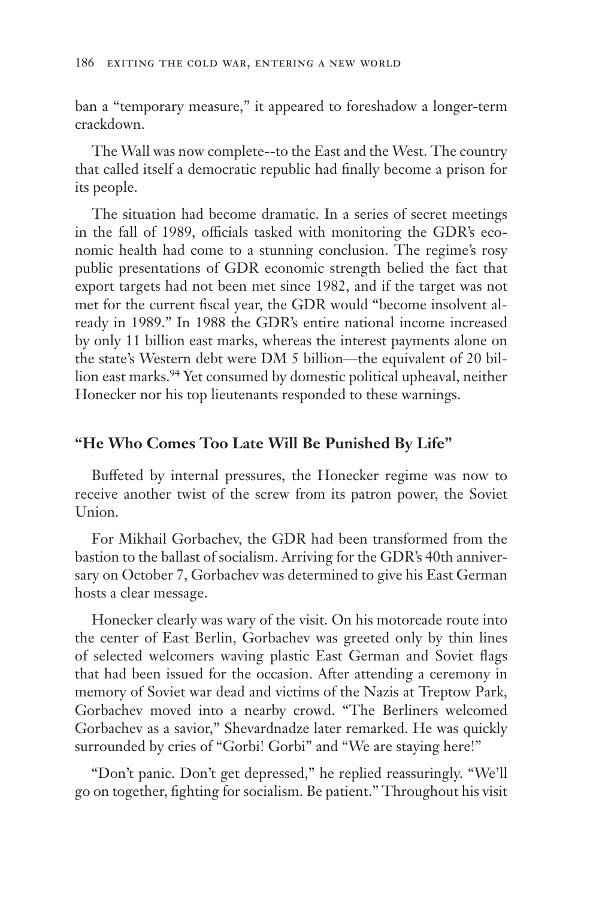ban a "temporary measure," it appeared to foreshadow a longer-term crackdown.

The Wall was now complete--to the East and the West. The country that called itself a democratic republic had finally become a prison for its people.

The situation had become dramatic. In a series of secret meetings in the fall of 1989, officials tasked with monitoring the GDR's economic health had come to a stunning conclusion. The regime's rosy public presentations of GDR economic strength belied the fact that export targets had not been met since 1982, and if the target was not met for the current fiscal year, the GDR would "become insolvent already in 1989." In 1988 the GDR's entire national income increased by only 11 billion east marks, whereas the interest payments alone on the state's Western debt were DM 5 billion—the equivalent of 20 billion east marks.[94] Yet consumed by domestic political upheaval, neither Honecker nor his top lieutenants responded to these warnings.

## **"He Who Comes Too Late Will Be Punished By Life"**

Buffeted by internal pressures, the Honecker regime was now to receive another twist of the screw from its patron power, the Soviet Union.

For Mikhail Gorbachev, the GDR had been transformed from the bastion to the ballast of socialism. Arriving for the GDR's 40th anniversary on October 7, Gorbachev was determined to give his East German hosts a clear message.

Honecker clearly was wary of the visit. On his motorcade route into the center of East Berlin, Gorbachev was greeted only by thin lines of selected welcomers waving plastic East German and Soviet flags that had been issued for the occasion. After attending a ceremony in memory of Soviet war dead and victims of the Nazis at Treptow Park, Gorbachev moved into a nearby crowd. "The Berliners welcomed Gorbachev as a savior," Shevardnadze later remarked. He was quickly surrounded by cries of "Gorbi! Gorbi" and "We are staying here!"

"Don't panic. Don't get depressed," he replied reassuringly. "We'll go on together, fighting for socialism. Be patient." Throughout his visit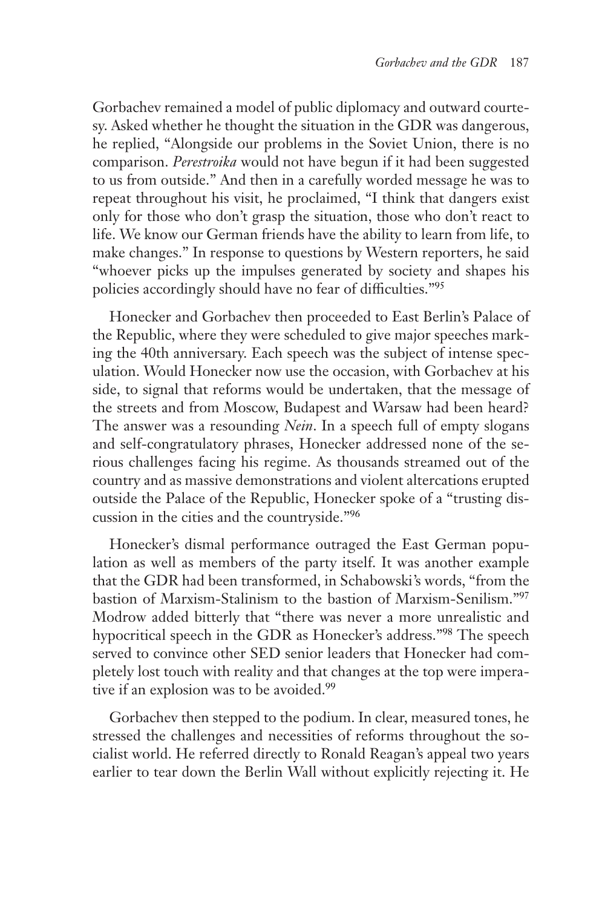Gorbachev remained a model of public diplomacy and outward courtesy. Asked whether he thought the situation in the GDR was dangerous, he replied, "Alongside our problems in the Soviet Union, there is no comparison. *Perestroika* would not have begun if it had been suggested to us from outside." And then in a carefully worded message he was to repeat throughout his visit, he proclaimed, "I think that dangers exist only for those who don't grasp the situation, those who don't react to life. We know our German friends have the ability to learn from life, to make changes." In response to questions by Western reporters, he said "whoever picks up the impulses generated by society and shapes his policies accordingly should have no fear of difficulties."[95]

Honecker and Gorbachev then proceeded to East Berlin's Palace of the Republic, where they were scheduled to give major speeches marking the 40th anniversary. Each speech was the subject of intense speculation. Would Honecker now use the occasion, with Gorbachev at his side, to signal that reforms would be undertaken, that the message of the streets and from Moscow, Budapest and Warsaw had been heard? The answer was a resounding *Nein*. In a speech full of empty slogans and self-congratulatory phrases, Honecker addressed none of the serious challenges facing his regime. As thousands streamed out of the country and as massive demonstrations and violent altercations erupted outside the Palace of the Republic, Honecker spoke of a "trusting discussion in the cities and the countryside."[96]

Honecker's dismal performance outraged the East German population as well as members of the party itself. It was another example that the GDR had been transformed, in Schabowski's words, "from the bastion of Marxism-Stalinism to the bastion of Marxism-Senilism."[97] Modrow added bitterly that "there was never a more unrealistic and hypocritical speech in the GDR as Honecker's address."[98] The speech served to convince other SED senior leaders that Honecker had completely lost touch with reality and that changes at the top were imperative if an explosion was to be avoided.[99]

Gorbachev then stepped to the podium. In clear, measured tones, he stressed the challenges and necessities of reforms throughout the socialist world. He referred directly to Ronald Reagan's appeal two years earlier to tear down the Berlin Wall without explicitly rejecting it. He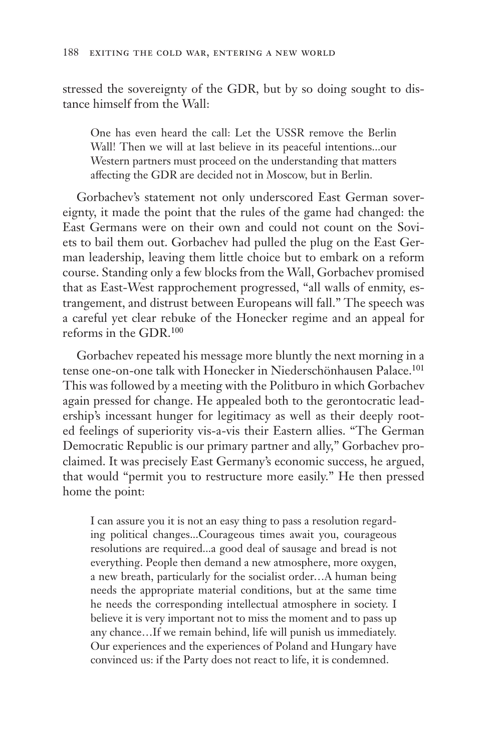stressed the sovereignty of the GDR, but by so doing sought to distance himself from the Wall:

> One has even heard the call: Let the USSR remove the Berlin Wall! Then we will at last believe in its peaceful intentions...our Western partners must proceed on the understanding that matters affecting the GDR are decided not in Moscow, but in Berlin.

Gorbachev's statement not only underscored East German sovereignty, it made the point that the rules of the game had changed: the East Germans were on their own and could not count on the Soviets to bail them out. Gorbachev had pulled the plug on the East German leadership, leaving them little choice but to embark on a reform course. Standing only a few blocks from the Wall, Gorbachev promised that as East-West rapprochement progressed, "all walls of enmity, estrangement, and distrust between Europeans will fall." The speech was a careful yet clear rebuke of the Honecker regime and an appeal for reforms in the GDR.[100]

Gorbachev repeated his message more bluntly the next morning in a tense one-on-one talk with Honecker in Niederschönhausen Palace.[101] This was followed by a meeting with the Politburo in which Gorbachev again pressed for change. He appealed both to the gerontocratic leadership's incessant hunger for legitimacy as well as their deeply rooted feelings of superiority vis-a-vis their Eastern allies. "The German Democratic Republic is our primary partner and ally," Gorbachev proclaimed. It was precisely East Germany's economic success, he argued, that would "permit you to restructure more easily." He then pressed home the point:

> I can assure you it is not an easy thing to pass a resolution regarding political changes...Courageous times await you, courageous resolutions are required...a good deal of sausage and bread is not everything. People then demand a new atmosphere, more oxygen, a new breath, particularly for the socialist order…A human being needs the appropriate material conditions, but at the same time he needs the corresponding intellectual atmosphere in society. I believe it is very important not to miss the moment and to pass up any chance…If we remain behind, life will punish us immediately. Our experiences and the experiences of Poland and Hungary have convinced us: if the Party does not react to life, it is condemned.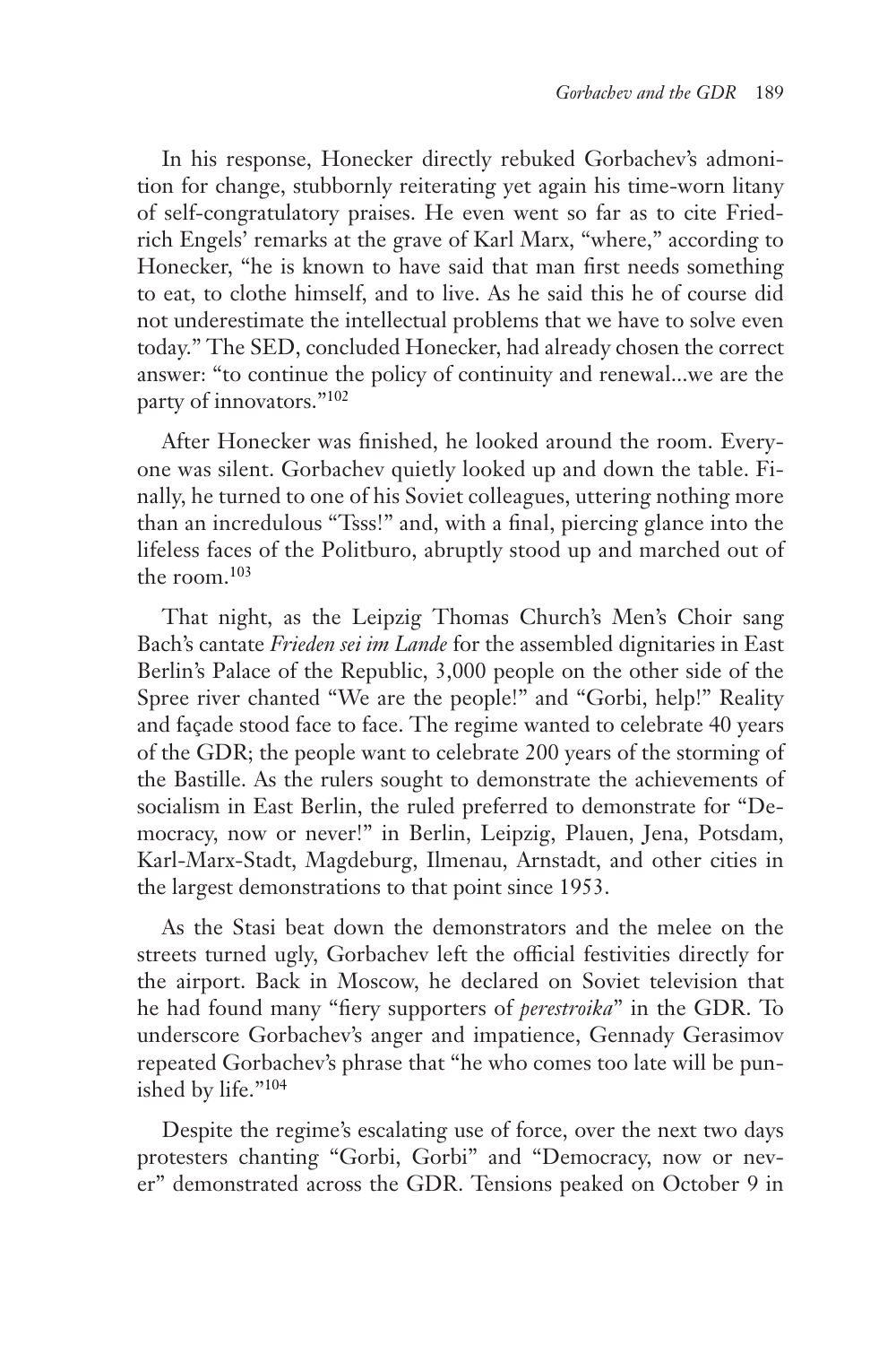In his response, Honecker directly rebuked Gorbachev's admonition for change, stubbornly reiterating yet again his time-worn litany of self-congratulatory praises. He even went so far as to cite Friedrich Engels' remarks at the grave of Karl Marx, "where," according to Honecker, "he is known to have said that man first needs something to eat, to clothe himself, and to live. As he said this he of course did not underestimate the intellectual problems that we have to solve even today." The SED, concluded Honecker, had already chosen the correct answer: "to continue the policy of continuity and renewal...we are the party of innovators."[102]

After Honecker was finished, he looked around the room. Everyone was silent. Gorbachev quietly looked up and down the table. Finally, he turned to one of his Soviet colleagues, uttering nothing more than an incredulous "Tsss!" and, with a final, piercing glance into the lifeless faces of the Politburo, abruptly stood up and marched out of the room.[103]

That night, as the Leipzig Thomas Church's Men's Choir sang Bach's cantate *Frieden sei im Lande* for the assembled dignitaries in East Berlin's Palace of the Republic, 3,000 people on the other side of the Spree river chanted "We are the people!" and "Gorbi, help!" Reality and façade stood face to face. The regime wanted to celebrate 40 years of the GDR; the people want to celebrate 200 years of the storming of the Bastille. As the rulers sought to demonstrate the achievements of socialism in East Berlin, the ruled preferred to demonstrate for "Democracy, now or never!" in Berlin, Leipzig, Plauen, Jena, Potsdam, Karl-Marx-Stadt, Magdeburg, Ilmenau, Arnstadt, and other cities in the largest demonstrations to that point since 1953.

As the Stasi beat down the demonstrators and the melee on the streets turned ugly, Gorbachev left the official festivities directly for the airport. Back in Moscow, he declared on Soviet television that he had found many "fiery supporters of *perestroika*" in the GDR. To underscore Gorbachev's anger and impatience, Gennady Gerasimov repeated Gorbachev's phrase that "he who comes too late will be punished by life."[104]

Despite the regime's escalating use of force, over the next two days protesters chanting "Gorbi, Gorbi" and "Democracy, now or never" demonstrated across the GDR. Tensions peaked on October 9 in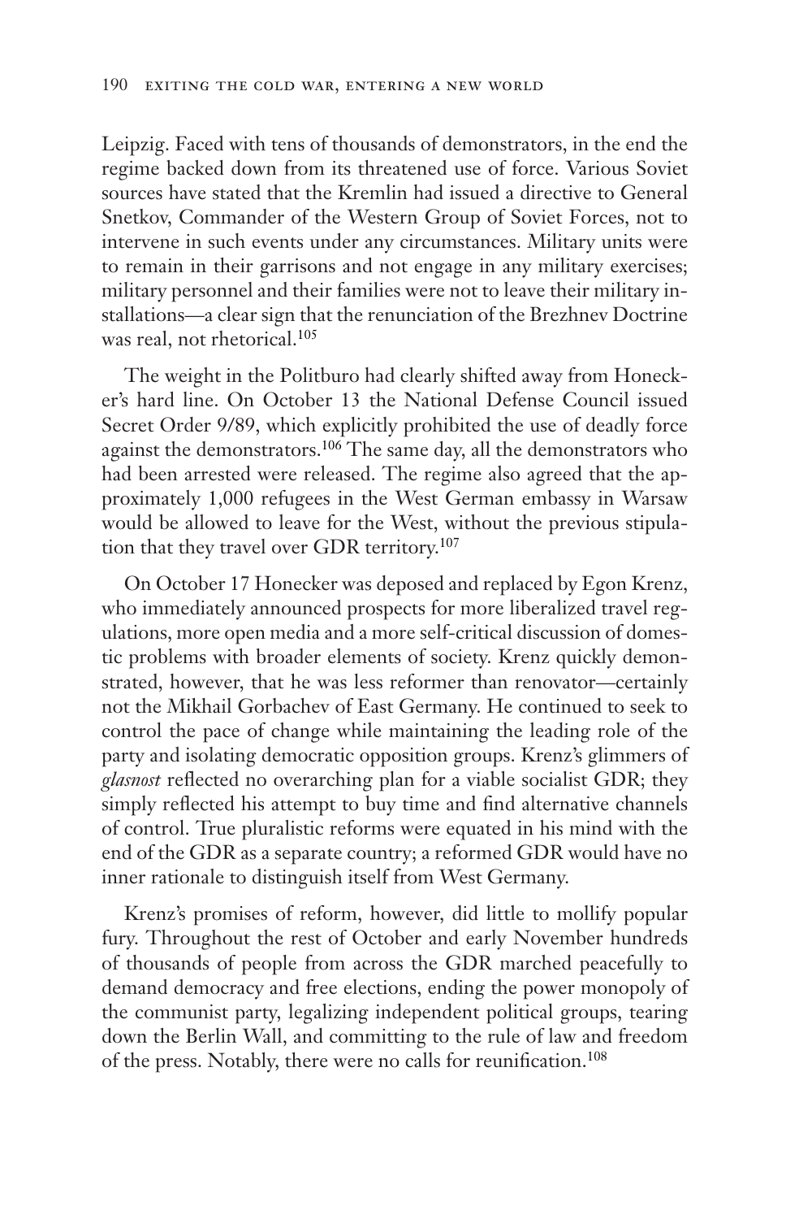Leipzig. Faced with tens of thousands of demonstrators, in the end the regime backed down from its threatened use of force. Various Soviet sources have stated that the Kremlin had issued a directive to General Snetkov, Commander of the Western Group of Soviet Forces, not to intervene in such events under any circumstances. Military units were to remain in their garrisons and not engage in any military exercises; military personnel and their families were not to leave their military installations—a clear sign that the renunciation of the Brezhnev Doctrine was real, not rhetorical.[105]

The weight in the Politburo had clearly shifted away from Honecker's hard line. On October 13 the National Defense Council issued Secret Order 9/89, which explicitly prohibited the use of deadly force against the demonstrators.[106] The same day, all the demonstrators who had been arrested were released. The regime also agreed that the approximately 1,000 refugees in the West German embassy in Warsaw would be allowed to leave for the West, without the previous stipulation that they travel over GDR territory.[107]

On October 17 Honecker was deposed and replaced by Egon Krenz, who immediately announced prospects for more liberalized travel regulations, more open media and a more self-critical discussion of domestic problems with broader elements of society. Krenz quickly demonstrated, however, that he was less reformer than renovator—certainly not the Mikhail Gorbachev of East Germany. He continued to seek to control the pace of change while maintaining the leading role of the party and isolating democratic opposition groups. Krenz's glimmers of *glasnost* reflected no overarching plan for a viable socialist GDR; they simply reflected his attempt to buy time and find alternative channels of control. True pluralistic reforms were equated in his mind with the end of the GDR as a separate country; a reformed GDR would have no inner rationale to distinguish itself from West Germany.

Krenz's promises of reform, however, did little to mollify popular fury. Throughout the rest of October and early November hundreds of thousands of people from across the GDR marched peacefully to demand democracy and free elections, ending the power monopoly of the communist party, legalizing independent political groups, tearing down the Berlin Wall, and committing to the rule of law and freedom of the press. Notably, there were no calls for reunification.[108]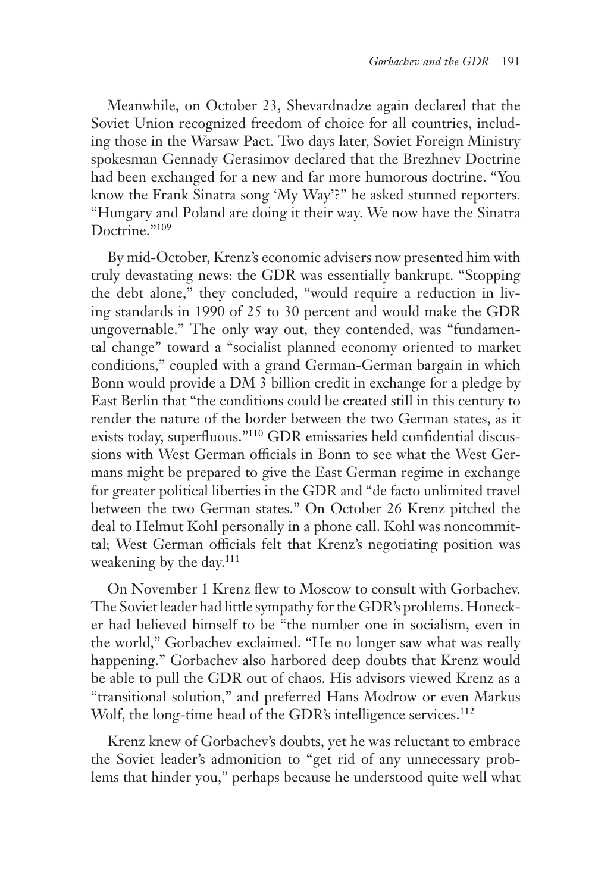Meanwhile, on October 23, Shevardnadze again declared that the Soviet Union recognized freedom of choice for all countries, including those in the Warsaw Pact. Two days later, Soviet Foreign Ministry spokesman Gennady Gerasimov declared that the Brezhnev Doctrine had been exchanged for a new and far more humorous doctrine. "You know the Frank Sinatra song 'My Way'?" he asked stunned reporters. "Hungary and Poland are doing it their way. We now have the Sinatra Doctrine."[109]

By mid-October, Krenz's economic advisers now presented him with truly devastating news: the GDR was essentially bankrupt. "Stopping the debt alone," they concluded, "would require a reduction in living standards in 1990 of 25 to 30 percent and would make the GDR ungovernable." The only way out, they contended, was "fundamental change" toward a "socialist planned economy oriented to market conditions," coupled with a grand German-German bargain in which Bonn would provide a DM 3 billion credit in exchange for a pledge by East Berlin that "the conditions could be created still in this century to render the nature of the border between the two German states, as it exists today, superfluous."[110] GDR emissaries held confidential discussions with West German officials in Bonn to see what the West Germans might be prepared to give the East German regime in exchange for greater political liberties in the GDR and "de facto unlimited travel between the two German states." On October 26 Krenz pitched the deal to Helmut Kohl personally in a phone call. Kohl was noncommittal; West German officials felt that Krenz's negotiating position was weakening by the day.[111]

On November 1 Krenz flew to Moscow to consult with Gorbachev. The Soviet leader had little sympathy for the GDR's problems. Honecker had believed himself to be "the number one in socialism, even in the world," Gorbachev exclaimed. "He no longer saw what was really happening." Gorbachev also harbored deep doubts that Krenz would be able to pull the GDR out of chaos. His advisors viewed Krenz as a "transitional solution," and preferred Hans Modrow or even Markus Wolf, the long-time head of the GDR's intelligence services.[112]

Krenz knew of Gorbachev's doubts, yet he was reluctant to embrace the Soviet leader's admonition to "get rid of any unnecessary problems that hinder you," perhaps because he understood quite well what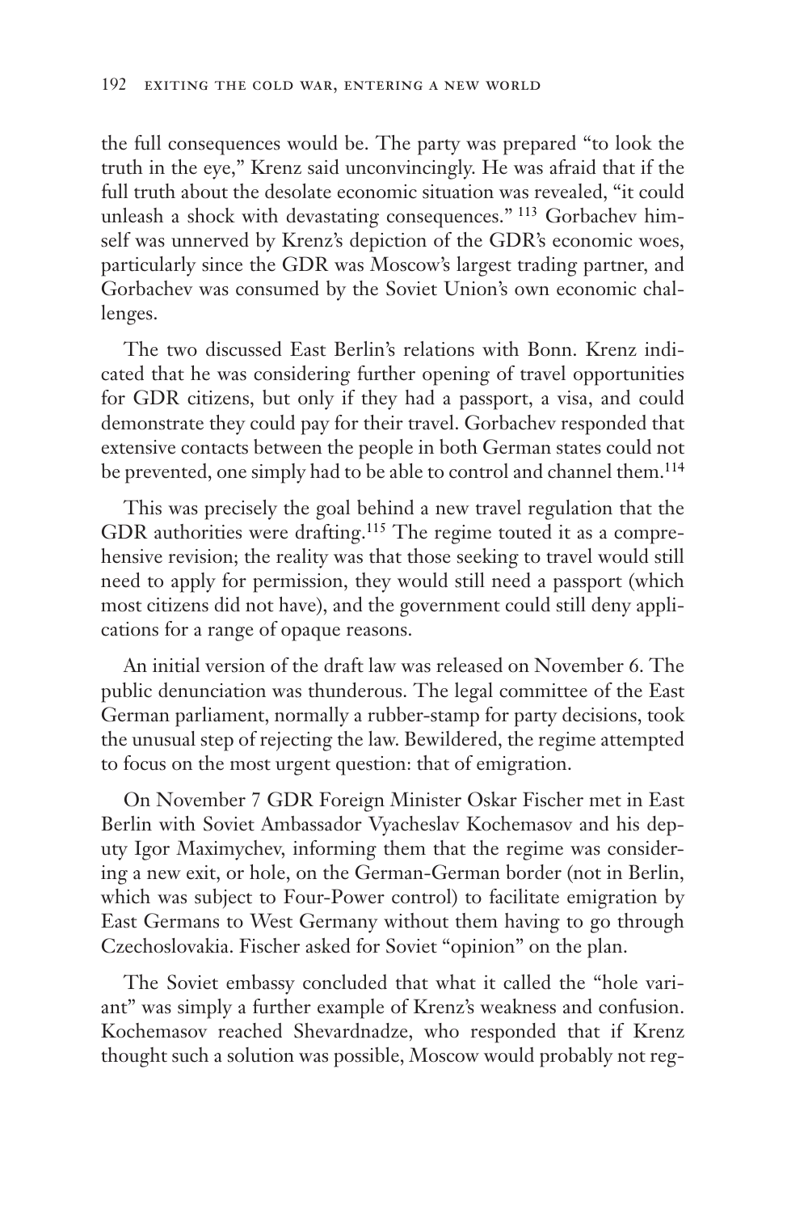the full consequences would be. The party was prepared "to look the truth in the eye," Krenz said unconvincingly. He was afraid that if the full truth about the desolate economic situation was revealed, "it could unleash a shock with devastating consequences."[113] Gorbachev himself was unnerved by Krenz's depiction of the GDR's economic woes, particularly since the GDR was Moscow's largest trading partner, and Gorbachev was consumed by the Soviet Union's own economic challenges.

The two discussed East Berlin's relations with Bonn. Krenz indicated that he was considering further opening of travel opportunities for GDR citizens, but only if they had a passport, a visa, and could demonstrate they could pay for their travel. Gorbachev responded that extensive contacts between the people in both German states could not be prevented, one simply had to be able to control and channel them.[114]

This was precisely the goal behind a new travel regulation that the GDR authorities were drafting.[115] The regime touted it as a comprehensive revision; the reality was that those seeking to travel would still need to apply for permission, they would still need a passport (which most citizens did not have), and the government could still deny applications for a range of opaque reasons.

An initial version of the draft law was released on November 6. The public denunciation was thunderous. The legal committee of the East German parliament, normally a rubber-stamp for party decisions, took the unusual step of rejecting the law. Bewildered, the regime attempted to focus on the most urgent question: that of emigration.

On November 7 GDR Foreign Minister Oskar Fischer met in East Berlin with Soviet Ambassador Vyacheslav Kochemasov and his deputy Igor Maximychev, informing them that the regime was considering a new exit, or hole, on the German-German border (not in Berlin, which was subject to Four-Power control) to facilitate emigration by East Germans to West Germany without them having to go through Czechoslovakia. Fischer asked for Soviet "opinion" on the plan.

The Soviet embassy concluded that what it called the "hole variant" was simply a further example of Krenz's weakness and confusion. Kochemasov reached Shevardnadze, who responded that if Krenz thought such a solution was possible, Moscow would probably not reg-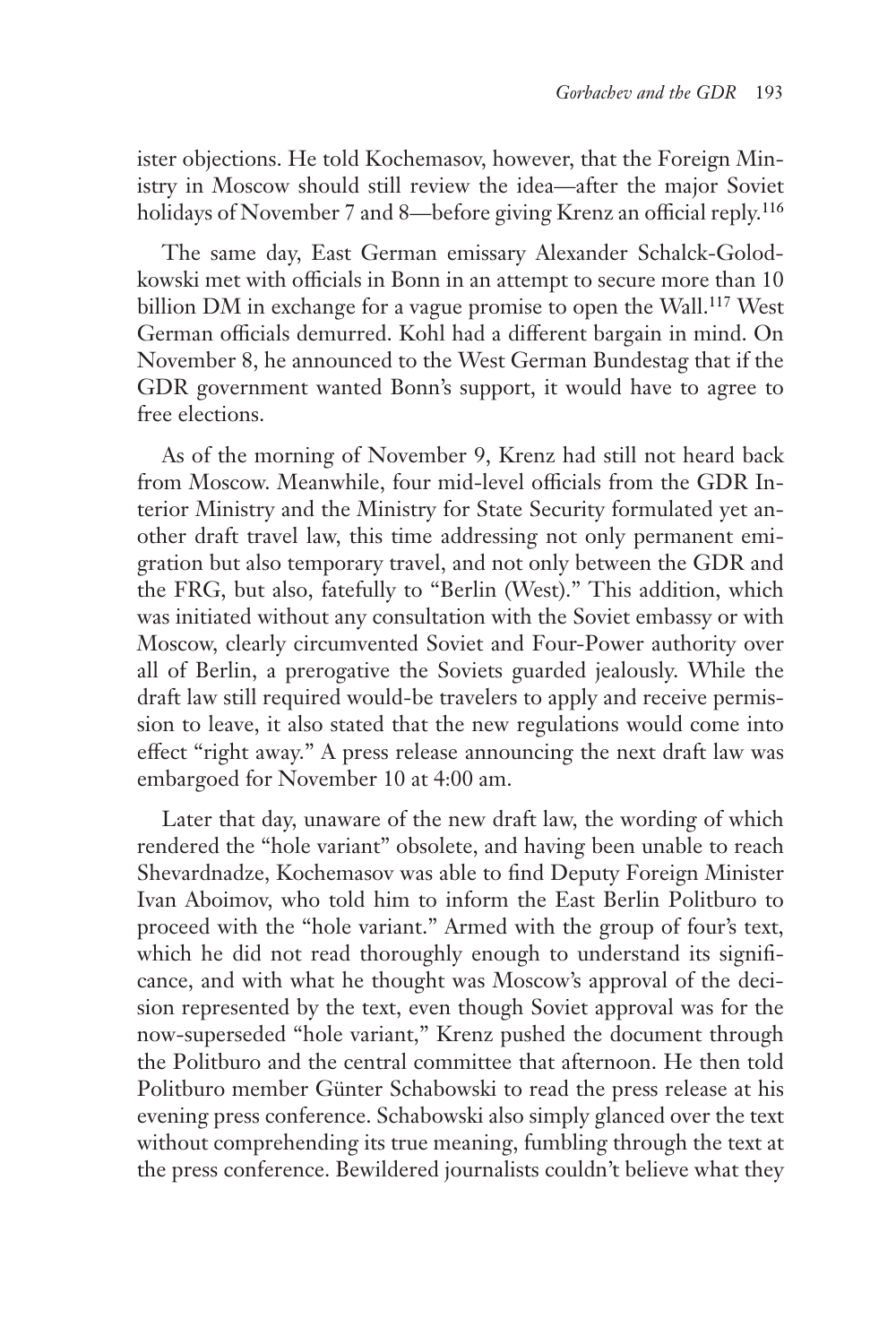ister objections. He told Kochemasov, however, that the Foreign Ministry in Moscow should still review the idea—after the major Soviet holidays of November 7 and 8—before giving Krenz an official reply.[116]

The same day, East German emissary Alexander Schalck-Golodkowski met with officials in Bonn in an attempt to secure more than 10 billion DM in exchange for a vague promise to open the Wall.[117] West German officials demurred. Kohl had a different bargain in mind. On November 8, he announced to the West German Bundestag that if the GDR government wanted Bonn's support, it would have to agree to free elections.

As of the morning of November 9, Krenz had still not heard back from Moscow. Meanwhile, four mid-level officials from the GDR Interior Ministry and the Ministry for State Security formulated yet another draft travel law, this time addressing not only permanent emigration but also temporary travel, and not only between the GDR and the FRG, but also, fatefully to "Berlin (West)." This addition, which was initiated without any consultation with the Soviet embassy or with Moscow, clearly circumvented Soviet and Four-Power authority over all of Berlin, a prerogative the Soviets guarded jealously. While the draft law still required would-be travelers to apply and receive permission to leave, it also stated that the new regulations would come into effect "right away." A press release announcing the next draft law was embargoed for November 10 at 4:00 am.

Later that day, unaware of the new draft law, the wording of which rendered the "hole variant" obsolete, and having been unable to reach Shevardnadze, Kochemasov was able to find Deputy Foreign Minister Ivan Aboimov, who told him to inform the East Berlin Politburo to proceed with the "hole variant." Armed with the group of four's text, which he did not read thoroughly enough to understand its significance, and with what he thought was Moscow's approval of the decision represented by the text, even though Soviet approval was for the now-superseded "hole variant," Krenz pushed the document through the Politburo and the central committee that afternoon. He then told Politburo member Günter Schabowski to read the press release at his evening press conference. Schabowski also simply glanced over the text without comprehending its true meaning, fumbling through the text at the press conference. Bewildered journalists couldn't believe what they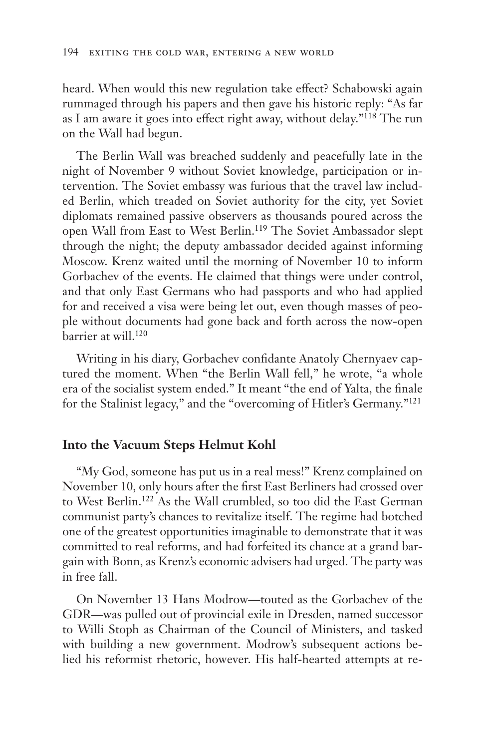heard. When would this new regulation take effect? Schabowski again rummaged through his papers and then gave his historic reply: "As far as I am aware it goes into effect right away, without delay."[118] The run on the Wall had begun.

The Berlin Wall was breached suddenly and peacefully late in the night of November 9 without Soviet knowledge, participation or intervention. The Soviet embassy was furious that the travel law included Berlin, which treaded on Soviet authority for the city, yet Soviet diplomats remained passive observers as thousands poured across the open Wall from East to West Berlin.[119] The Soviet Ambassador slept through the night; the deputy ambassador decided against informing Moscow. Krenz waited until the morning of November 10 to inform Gorbachev of the events. He claimed that things were under control, and that only East Germans who had passports and who had applied for and received a visa were being let out, even though masses of people without documents had gone back and forth across the now-open barrier at will.[120]

Writing in his diary, Gorbachev confidante Anatoly Chernyaev captured the moment. When "the Berlin Wall fell," he wrote, "a whole era of the socialist system ended." It meant "the end of Yalta, the finale for the Stalinist legacy," and the "overcoming of Hitler's Germany."[121]

## Into the Vacuum Steps Helmut Kohl

"My God, someone has put us in a real mess!" Krenz complained on November 10, only hours after the first East Berliners had crossed over to West Berlin.[122] As the Wall crumbled, so too did the East German communist party's chances to revitalize itself. The regime had botched one of the greatest opportunities imaginable to demonstrate that it was committed to real reforms, and had forfeited its chance at a grand bargain with Bonn, as Krenz's economic advisers had urged. The party was in free fall.

On November 13 Hans Modrow—touted as the Gorbachev of the GDR—was pulled out of provincial exile in Dresden, named successor to Willi Stoph as Chairman of the Council of Ministers, and tasked with building a new government. Modrow's subsequent actions belied his reformist rhetoric, however. His half-hearted attempts at re-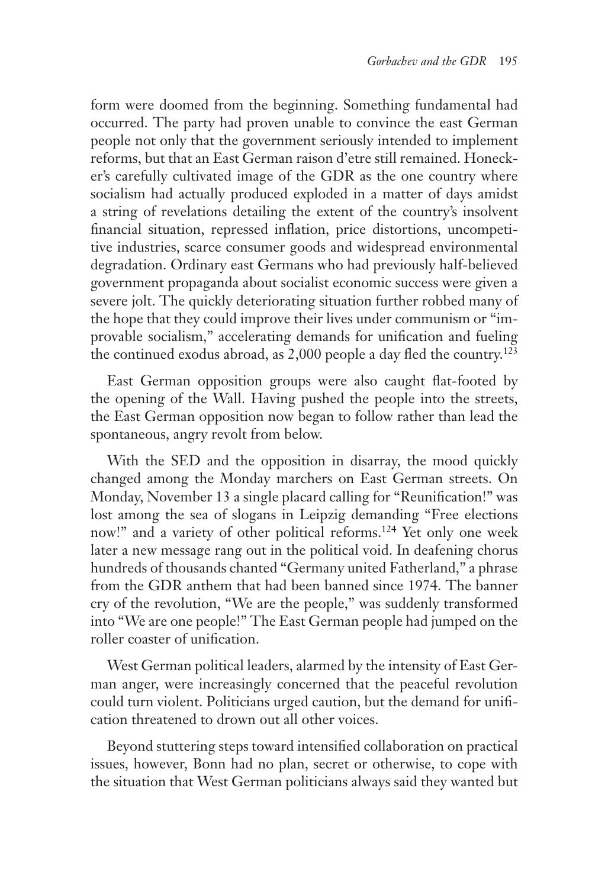form were doomed from the beginning. Something fundamental had occurred. The party had proven unable to convince the east German people not only that the government seriously intended to implement reforms, but that an East German raison d'etre still remained. Honecker's carefully cultivated image of the GDR as the one country where socialism had actually produced exploded in a matter of days amidst a string of revelations detailing the extent of the country's insolvent financial situation, repressed inflation, price distortions, uncompetitive industries, scarce consumer goods and widespread environmental degradation. Ordinary east Germans who had previously half-believed government propaganda about socialist economic success were given a severe jolt. The quickly deteriorating situation further robbed many of the hope that they could improve their lives under communism or "improvable socialism," accelerating demands for unification and fueling the continued exodus abroad, as 2,000 people a day fled the country.[123]

East German opposition groups were also caught flat-footed by the opening of the Wall. Having pushed the people into the streets, the East German opposition now began to follow rather than lead the spontaneous, angry revolt from below.

With the SED and the opposition in disarray, the mood quickly changed among the Monday marchers on East German streets. On Monday, November 13 a single placard calling for "Reunification!" was lost among the sea of slogans in Leipzig demanding "Free elections now!" and a variety of other political reforms.[124] Yet only one week later a new message rang out in the political void. In deafening chorus hundreds of thousands chanted "Germany united Fatherland," a phrase from the GDR anthem that had been banned since 1974. The banner cry of the revolution, "We are the people," was suddenly transformed into "We are one people!" The East German people had jumped on the roller coaster of unification.

West German political leaders, alarmed by the intensity of East German anger, were increasingly concerned that the peaceful revolution could turn violent. Politicians urged caution, but the demand for unification threatened to drown out all other voices.

Beyond stuttering steps toward intensified collaboration on practical issues, however, Bonn had no plan, secret or otherwise, to cope with the situation that West German politicians always said they wanted but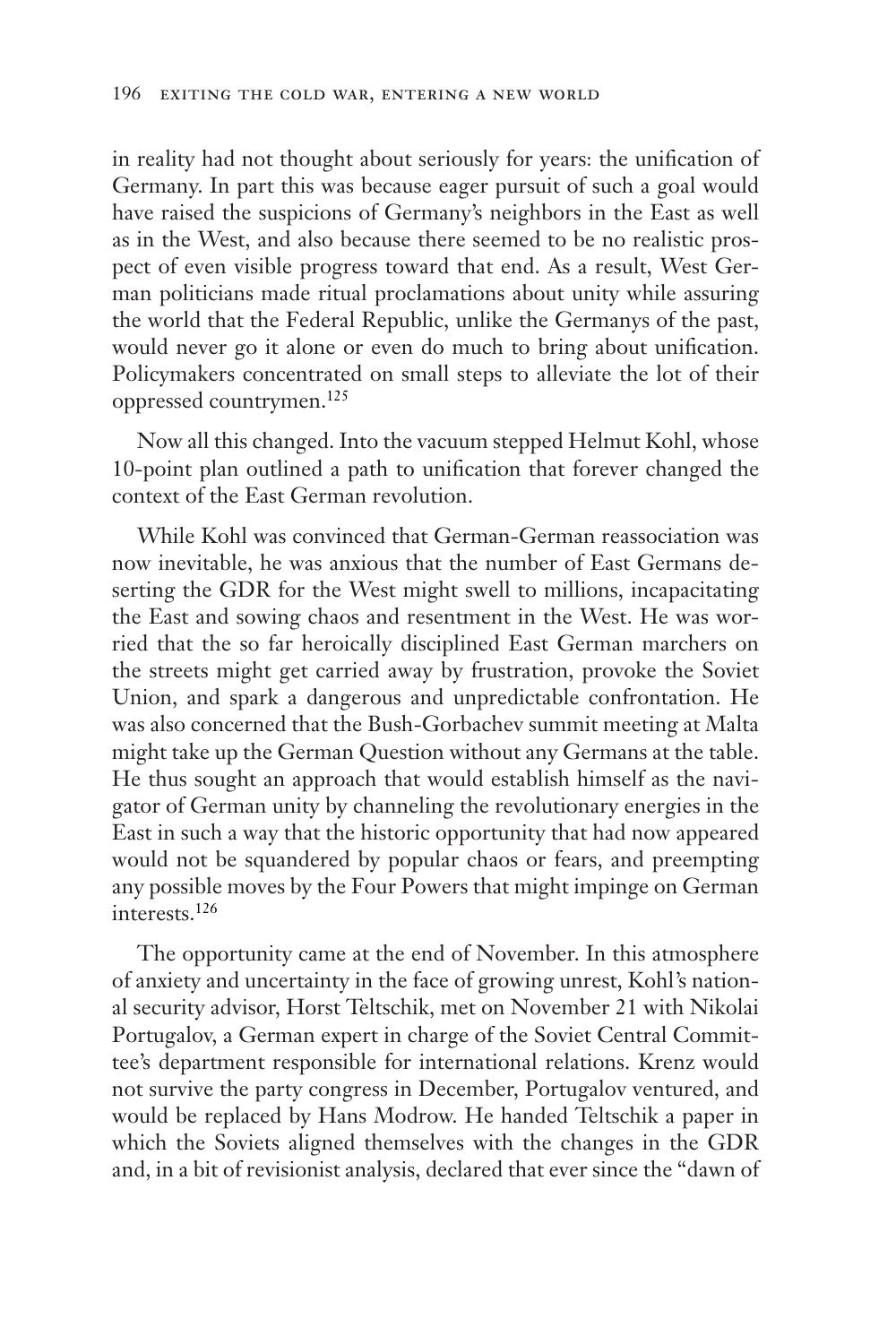in reality had not thought about seriously for years: the unification of Germany. In part this was because eager pursuit of such a goal would have raised the suspicions of Germany's neighbors in the East as well as in the West, and also because there seemed to be no realistic prospect of even visible progress toward that end. As a result, West German politicians made ritual proclamations about unity while assuring the world that the Federal Republic, unlike the Germanys of the past, would never go it alone or even do much to bring about unification. Policymakers concentrated on small steps to alleviate the lot of their oppressed countrymen.[125]

Now all this changed. Into the vacuum stepped Helmut Kohl, whose 10-point plan outlined a path to unification that forever changed the context of the East German revolution.

While Kohl was convinced that German-German reassociation was now inevitable, he was anxious that the number of East Germans deserting the GDR for the West might swell to millions, incapacitating the East and sowing chaos and resentment in the West. He was worried that the so far heroically disciplined East German marchers on the streets might get carried away by frustration, provoke the Soviet Union, and spark a dangerous and unpredictable confrontation. He was also concerned that the Bush-Gorbachev summit meeting at Malta might take up the German Question without any Germans at the table. He thus sought an approach that would establish himself as the navigator of German unity by channeling the revolutionary energies in the East in such a way that the historic opportunity that had now appeared would not be squandered by popular chaos or fears, and preempting any possible moves by the Four Powers that might impinge on German interests.[126]

The opportunity came at the end of November. In this atmosphere of anxiety and uncertainty in the face of growing unrest, Kohl's national security advisor, Horst Teltschik, met on November 21 with Nikolai Portugalov, a German expert in charge of the Soviet Central Committee's department responsible for international relations. Krenz would not survive the party congress in December, Portugalov ventured, and would be replaced by Hans Modrow. He handed Teltschik a paper in which the Soviets aligned themselves with the changes in the GDR and, in a bit of revisionist analysis, declared that ever since the "dawn of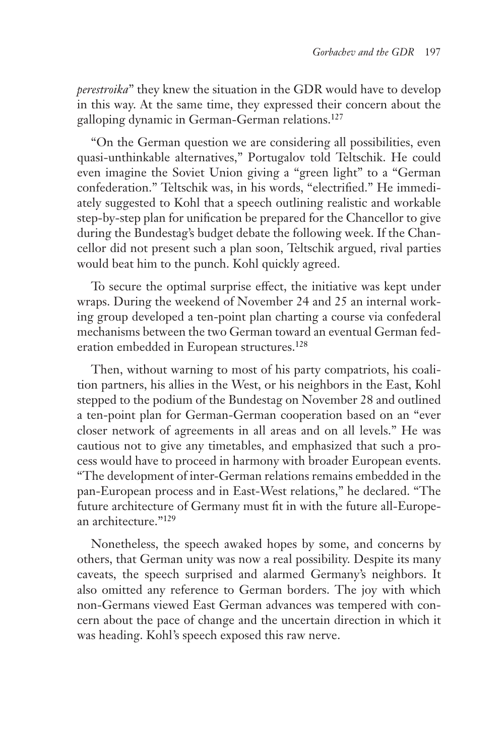*perestroika*" they knew the situation in the GDR would have to develop in this way. At the same time, they expressed their concern about the galloping dynamic in German-German relations.[127]

"On the German question we are considering all possibilities, even quasi-unthinkable alternatives," Portugalov told Teltschik. He could even imagine the Soviet Union giving a "green light" to a "German confederation." Teltschik was, in his words, "electrified." He immediately suggested to Kohl that a speech outlining realistic and workable step-by-step plan for unification be prepared for the Chancellor to give during the Bundestag's budget debate the following week. If the Chancellor did not present such a plan soon, Teltschik argued, rival parties would beat him to the punch. Kohl quickly agreed.

To secure the optimal surprise effect, the initiative was kept under wraps. During the weekend of November 24 and 25 an internal working group developed a ten-point plan charting a course via confederal mechanisms between the two German toward an eventual German federation embedded in European structures.[128]

Then, without warning to most of his party compatriots, his coalition partners, his allies in the West, or his neighbors in the East, Kohl stepped to the podium of the Bundestag on November 28 and outlined a ten-point plan for German-German cooperation based on an "ever closer network of agreements in all areas and on all levels." He was cautious not to give any timetables, and emphasized that such a process would have to proceed in harmony with broader European events. "The development of inter-German relations remains embedded in the pan-European process and in East-West relations," he declared. "The future architecture of Germany must fit in with the future all-European architecture."[129]

Nonetheless, the speech awaked hopes by some, and concerns by others, that German unity was now a real possibility. Despite its many caveats, the speech surprised and alarmed Germany's neighbors. It also omitted any reference to German borders. The joy with which non-Germans viewed East German advances was tempered with concern about the pace of change and the uncertain direction in which it was heading. Kohl's speech exposed this raw nerve.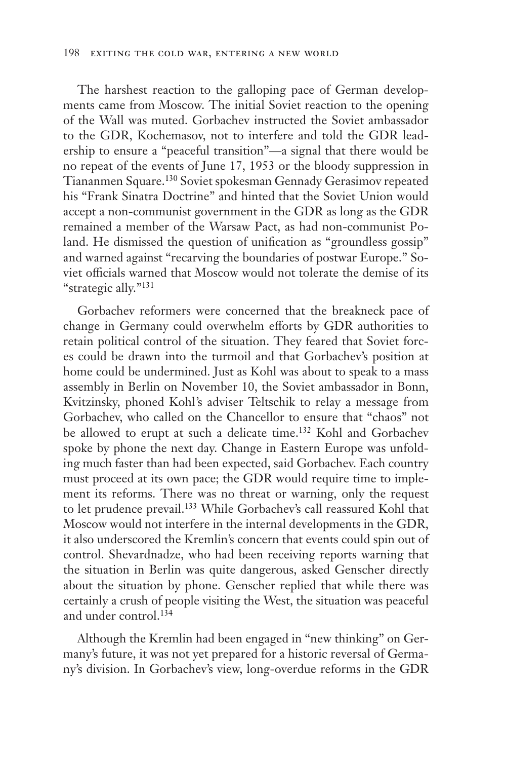The harshest reaction to the galloping pace of German developments came from Moscow. The initial Soviet reaction to the opening of the Wall was muted. Gorbachev instructed the Soviet ambassador to the GDR, Kochemasov, not to interfere and told the GDR leadership to ensure a "peaceful transition"—a signal that there would be no repeat of the events of June 17, 1953 or the bloody suppression in Tiananmen Square.[130] Soviet spokesman Gennady Gerasimov repeated his "Frank Sinatra Doctrine" and hinted that the Soviet Union would accept a non-communist government in the GDR as long as the GDR remained a member of the Warsaw Pact, as had non-communist Poland. He dismissed the question of unification as "groundless gossip" and warned against "recarving the boundaries of postwar Europe." Soviet officials warned that Moscow would not tolerate the demise of its "strategic ally."[131]

Gorbachev reformers were concerned that the breakneck pace of change in Germany could overwhelm efforts by GDR authorities to retain political control of the situation. They feared that Soviet forces could be drawn into the turmoil and that Gorbachev's position at home could be undermined. Just as Kohl was about to speak to a mass assembly in Berlin on November 10, the Soviet ambassador in Bonn, Kvitzinsky, phoned Kohl's adviser Teltschik to relay a message from Gorbachev, who called on the Chancellor to ensure that "chaos" not be allowed to erupt at such a delicate time.[132] Kohl and Gorbachev spoke by phone the next day. Change in Eastern Europe was unfolding much faster than had been expected, said Gorbachev. Each country must proceed at its own pace; the GDR would require time to implement its reforms. There was no threat or warning, only the request to let prudence prevail.[133] While Gorbachev's call reassured Kohl that Moscow would not interfere in the internal developments in the GDR, it also underscored the Kremlin's concern that events could spin out of control. Shevardnadze, who had been receiving reports warning that the situation in Berlin was quite dangerous, asked Genscher directly about the situation by phone. Genscher replied that while there was certainly a crush of people visiting the West, the situation was peaceful and under control.[134]

Although the Kremlin had been engaged in "new thinking" on Germany's future, it was not yet prepared for a historic reversal of Germany's division. In Gorbachev's view, long-overdue reforms in the GDR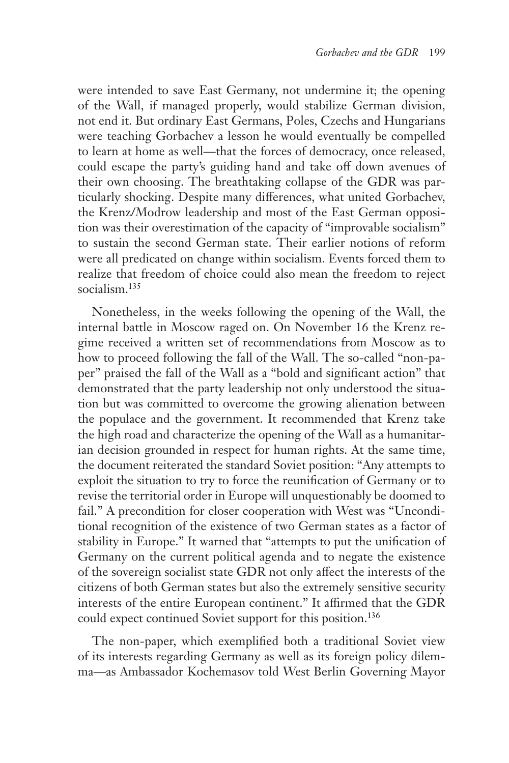were intended to save East Germany, not undermine it; the opening of the Wall, if managed properly, would stabilize German division, not end it. But ordinary East Germans, Poles, Czechs and Hungarians were teaching Gorbachev a lesson he would eventually be compelled to learn at home as well—that the forces of democracy, once released, could escape the party's guiding hand and take off down avenues of their own choosing. The breathtaking collapse of the GDR was particularly shocking. Despite many differences, what united Gorbachev, the Krenz/Modrow leadership and most of the East German opposition was their overestimation of the capacity of "improvable socialism" to sustain the second German state. Their earlier notions of reform were all predicated on change within socialism. Events forced them to realize that freedom of choice could also mean the freedom to reject socialism.[135]

Nonetheless, in the weeks following the opening of the Wall, the internal battle in Moscow raged on. On November 16 the Krenz regime received a written set of recommendations from Moscow as to how to proceed following the fall of the Wall. The so-called "non-paper" praised the fall of the Wall as a "bold and significant action" that demonstrated that the party leadership not only understood the situation but was committed to overcome the growing alienation between the populace and the government. It recommended that Krenz take the high road and characterize the opening of the Wall as a humanitarian decision grounded in respect for human rights. At the same time, the document reiterated the standard Soviet position: "Any attempts to exploit the situation to try to force the reunification of Germany or to revise the territorial order in Europe will unquestionably be doomed to fail." A precondition for closer cooperation with West was "Unconditional recognition of the existence of two German states as a factor of stability in Europe." It warned that "attempts to put the unification of Germany on the current political agenda and to negate the existence of the sovereign socialist state GDR not only affect the interests of the citizens of both German states but also the extremely sensitive security interests of the entire European continent." It affirmed that the GDR could expect continued Soviet support for this position.[136]

The non-paper, which exemplified both a traditional Soviet view of its interests regarding Germany as well as its foreign policy dilemma—as Ambassador Kochemasov told West Berlin Governing Mayor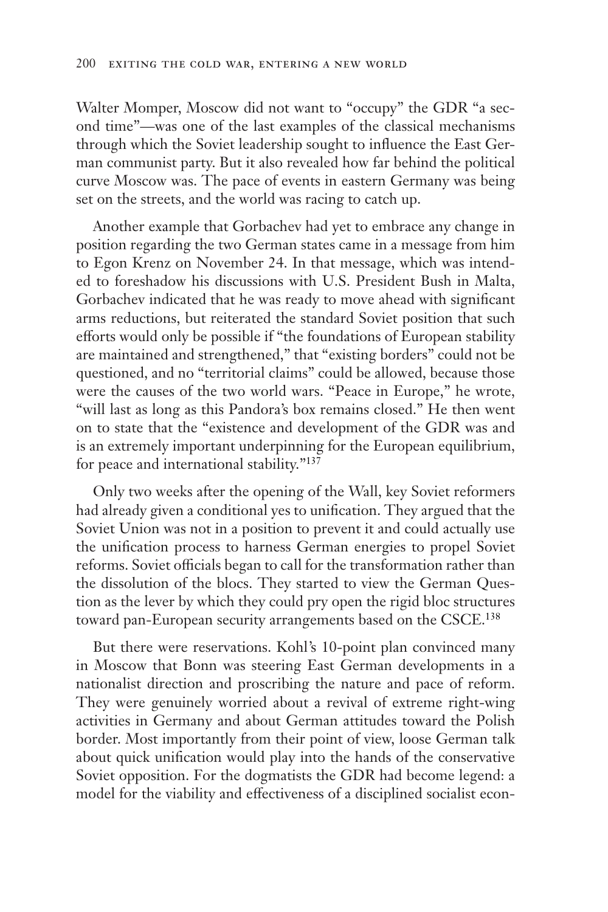Walter Momper, Moscow did not want to "occupy" the GDR "a second time"—was one of the last examples of the classical mechanisms through which the Soviet leadership sought to influence the East German communist party. But it also revealed how far behind the political curve Moscow was. The pace of events in eastern Germany was being set on the streets, and the world was racing to catch up.

Another example that Gorbachev had yet to embrace any change in position regarding the two German states came in a message from him to Egon Krenz on November 24. In that message, which was intended to foreshadow his discussions with U.S. President Bush in Malta, Gorbachev indicated that he was ready to move ahead with significant arms reductions, but reiterated the standard Soviet position that such efforts would only be possible if "the foundations of European stability are maintained and strengthened," that "existing borders" could not be questioned, and no "territorial claims" could be allowed, because those were the causes of the two world wars. "Peace in Europe," he wrote, "will last as long as this Pandora's box remains closed." He then went on to state that the "existence and development of the GDR was and is an extremely important underpinning for the European equilibrium, for peace and international stability."[137]

Only two weeks after the opening of the Wall, key Soviet reformers had already given a conditional yes to unification. They argued that the Soviet Union was not in a position to prevent it and could actually use the unification process to harness German energies to propel Soviet reforms. Soviet officials began to call for the transformation rather than the dissolution of the blocs. They started to view the German Question as the lever by which they could pry open the rigid bloc structures toward pan-European security arrangements based on the CSCE.[138]

But there were reservations. Kohl's 10-point plan convinced many in Moscow that Bonn was steering East German developments in a nationalist direction and proscribing the nature and pace of reform. They were genuinely worried about a revival of extreme right-wing activities in Germany and about German attitudes toward the Polish border. Most importantly from their point of view, loose German talk about quick unification would play into the hands of the conservative Soviet opposition. For the dogmatists the GDR had become legend: a model for the viability and effectiveness of a disciplined socialist econ-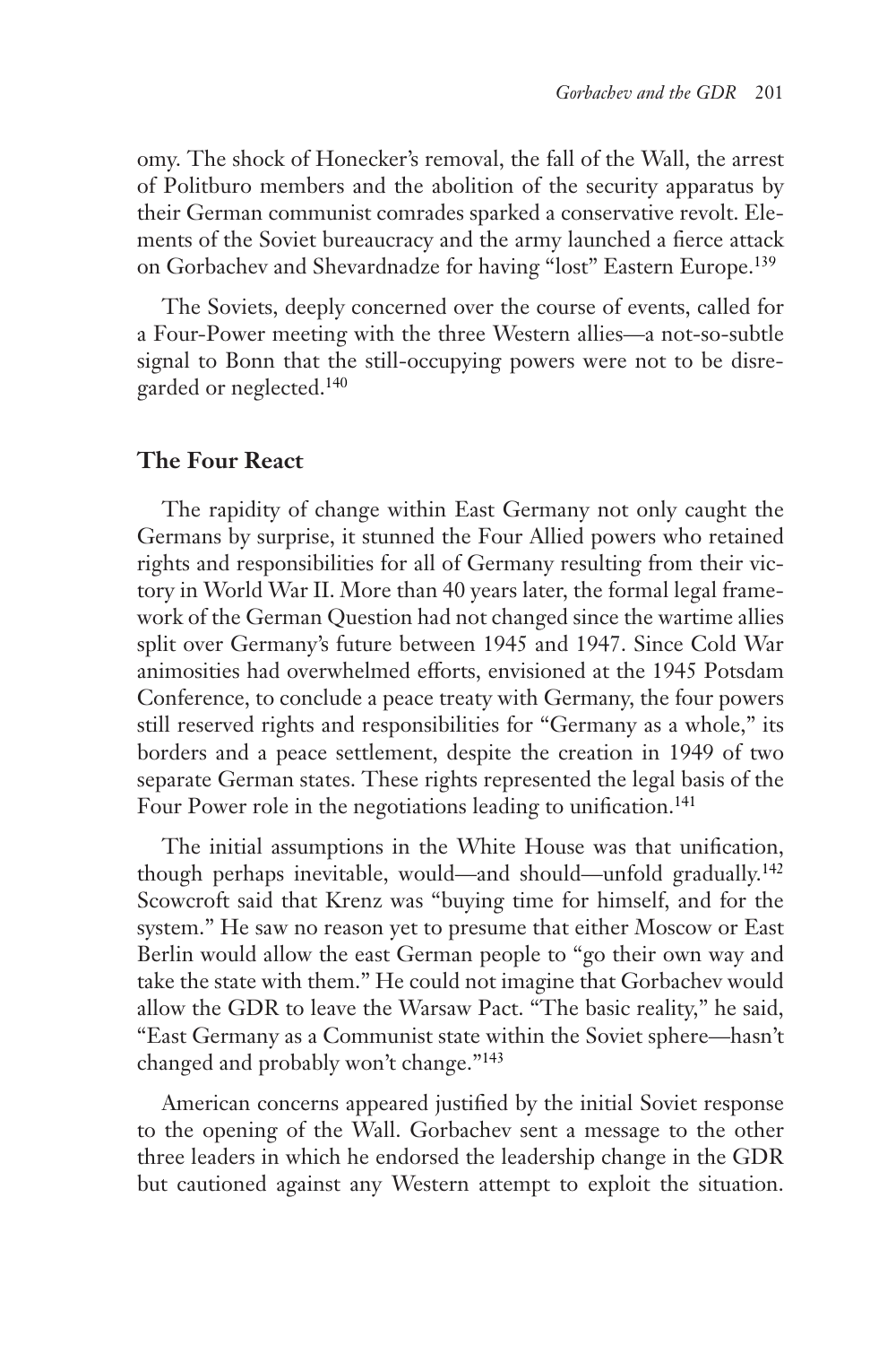omy. The shock of Honecker's removal, the fall of the Wall, the arrest of Politburo members and the abolition of the security apparatus by their German communist comrades sparked a conservative revolt. Elements of the Soviet bureaucracy and the army launched a fierce attack on Gorbachev and Shevardnadze for having "lost" Eastern Europe.[139]

The Soviets, deeply concerned over the course of events, called for a Four-Power meeting with the three Western allies—a not-so-subtle signal to Bonn that the still-occupying powers were not to be disregarded or neglected.[140]

## The Four React

The rapidity of change within East Germany not only caught the Germans by surprise, it stunned the Four Allied powers who retained rights and responsibilities for all of Germany resulting from their victory in World War II. More than 40 years later, the formal legal framework of the German Question had not changed since the wartime allies split over Germany's future between 1945 and 1947. Since Cold War animosities had overwhelmed efforts, envisioned at the 1945 Potsdam Conference, to conclude a peace treaty with Germany, the four powers still reserved rights and responsibilities for "Germany as a whole," its borders and a peace settlement, despite the creation in 1949 of two separate German states. These rights represented the legal basis of the Four Power role in the negotiations leading to unification.[141]

The initial assumptions in the White House was that unification, though perhaps inevitable, would—and should—unfold gradually.[142] Scowcroft said that Krenz was "buying time for himself, and for the system." He saw no reason yet to presume that either Moscow or East Berlin would allow the east German people to "go their own way and take the state with them." He could not imagine that Gorbachev would allow the GDR to leave the Warsaw Pact. "The basic reality," he said, "East Germany as a Communist state within the Soviet sphere—hasn't changed and probably won't change."[143]

American concerns appeared justified by the initial Soviet response to the opening of the Wall. Gorbachev sent a message to the other three leaders in which he endorsed the leadership change in the GDR but cautioned against any Western attempt to exploit the situation.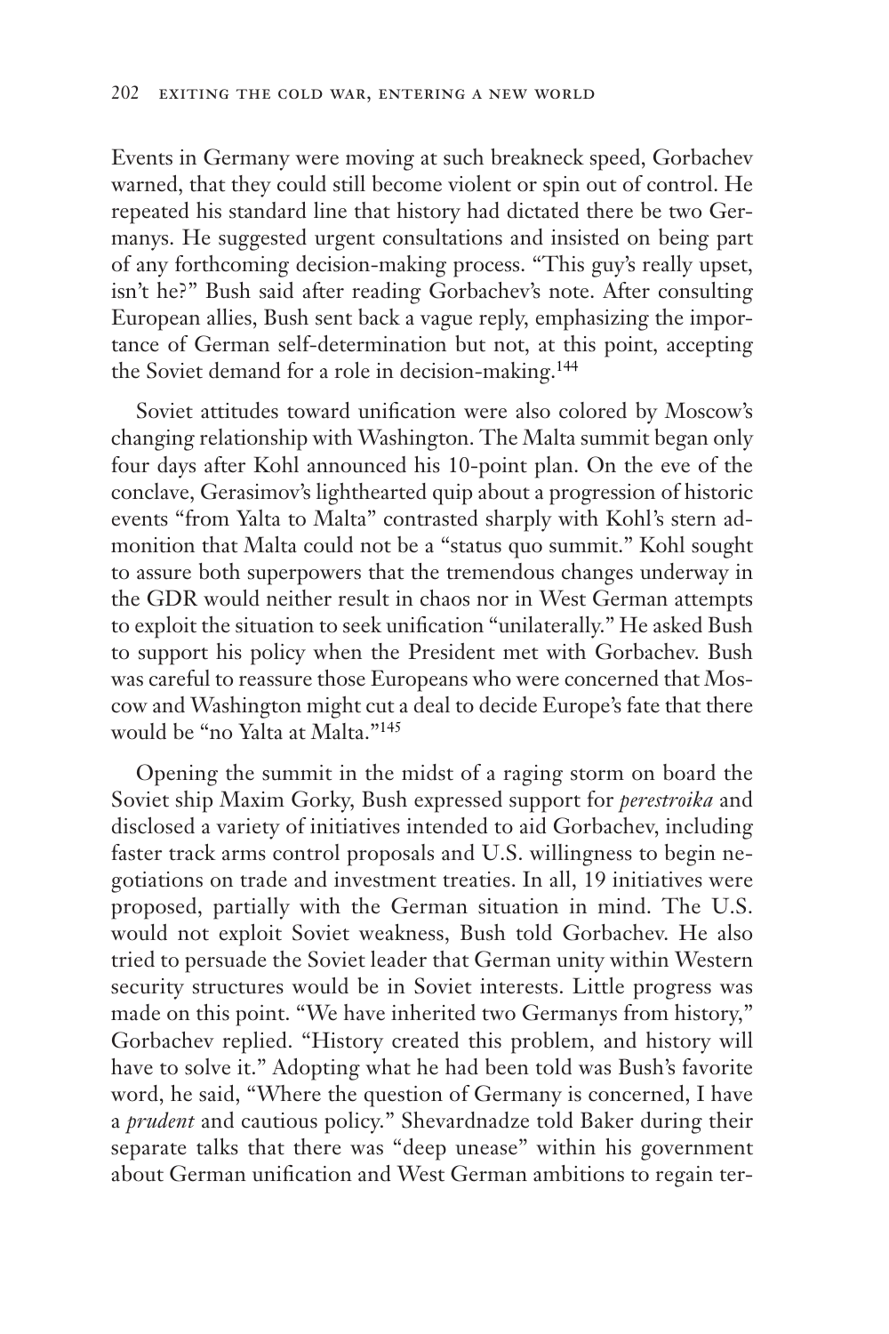Events in Germany were moving at such breakneck speed, Gorbachev warned, that they could still become violent or spin out of control. He repeated his standard line that history had dictated there be two Germanys. He suggested urgent consultations and insisted on being part of any forthcoming decision-making process. "This guy's really upset, isn't he?" Bush said after reading Gorbachev's note. After consulting European allies, Bush sent back a vague reply, emphasizing the importance of German self-determination but not, at this point, accepting the Soviet demand for a role in decision-making.[144]

Soviet attitudes toward unification were also colored by Moscow's changing relationship with Washington. The Malta summit began only four days after Kohl announced his 10-point plan. On the eve of the conclave, Gerasimov's lighthearted quip about a progression of historic events "from Yalta to Malta" contrasted sharply with Kohl's stern admonition that Malta could not be a "status quo summit." Kohl sought to assure both superpowers that the tremendous changes underway in the GDR would neither result in chaos nor in West German attempts to exploit the situation to seek unification "unilaterally." He asked Bush to support his policy when the President met with Gorbachev. Bush was careful to reassure those Europeans who were concerned that Moscow and Washington might cut a deal to decide Europe's fate that there would be "no Yalta at Malta."[145]

Opening the summit in the midst of a raging storm on board the Soviet ship Maxim Gorky, Bush expressed support for *perestroika* and disclosed a variety of initiatives intended to aid Gorbachev, including faster track arms control proposals and U.S. willingness to begin negotiations on trade and investment treaties. In all, 19 initiatives were proposed, partially with the German situation in mind. The U.S. would not exploit Soviet weakness, Bush told Gorbachev. He also tried to persuade the Soviet leader that German unity within Western security structures would be in Soviet interests. Little progress was made on this point. "We have inherited two Germanys from history," Gorbachev replied. "History created this problem, and history will have to solve it." Adopting what he had been told was Bush's favorite word, he said, "Where the question of Germany is concerned, I have a *prudent* and cautious policy." Shevardnadze told Baker during their separate talks that there was "deep unease" within his government about German unification and West German ambitions to regain ter-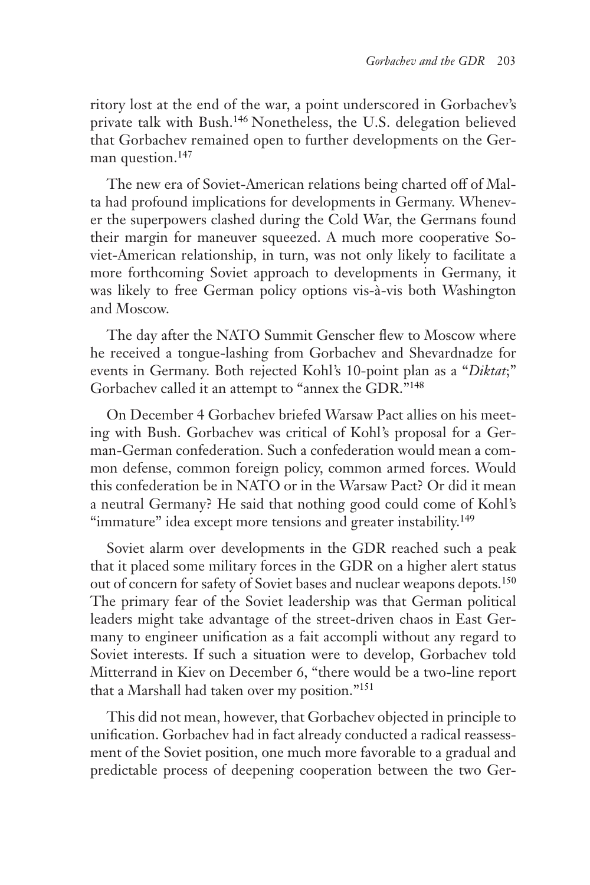ritory lost at the end of the war, a point underscored in Gorbachev's private talk with Bush.[146] Nonetheless, the U.S. delegation believed that Gorbachev remained open to further developments on the German question.[147]

The new era of Soviet-American relations being charted off of Malta had profound implications for developments in Germany. Whenever the superpowers clashed during the Cold War, the Germans found their margin for maneuver squeezed. A much more cooperative Soviet-American relationship, in turn, was not only likely to facilitate a more forthcoming Soviet approach to developments in Germany, it was likely to free German policy options vis-à-vis both Washington and Moscow.

The day after the NATO Summit Genscher flew to Moscow where he received a tongue-lashing from Gorbachev and Shevardnadze for events in Germany. Both rejected Kohl's 10-point plan as a "*Diktat*;" Gorbachev called it an attempt to "annex the GDR."[148]

On December 4 Gorbachev briefed Warsaw Pact allies on his meeting with Bush. Gorbachev was critical of Kohl's proposal for a German-German confederation. Such a confederation would mean a common defense, common foreign policy, common armed forces. Would this confederation be in NATO or in the Warsaw Pact? Or did it mean a neutral Germany? He said that nothing good could come of Kohl's "immature" idea except more tensions and greater instability.[149]

Soviet alarm over developments in the GDR reached such a peak that it placed some military forces in the GDR on a higher alert status out of concern for safety of Soviet bases and nuclear weapons depots.[150] The primary fear of the Soviet leadership was that German political leaders might take advantage of the street-driven chaos in East Germany to engineer unification as a fait accompli without any regard to Soviet interests. If such a situation were to develop, Gorbachev told Mitterrand in Kiev on December 6, "there would be a two-line report that a Marshall had taken over my position."[151]

This did not mean, however, that Gorbachev objected in principle to unification. Gorbachev had in fact already conducted a radical reassessment of the Soviet position, one much more favorable to a gradual and predictable process of deepening cooperation between the two Ger-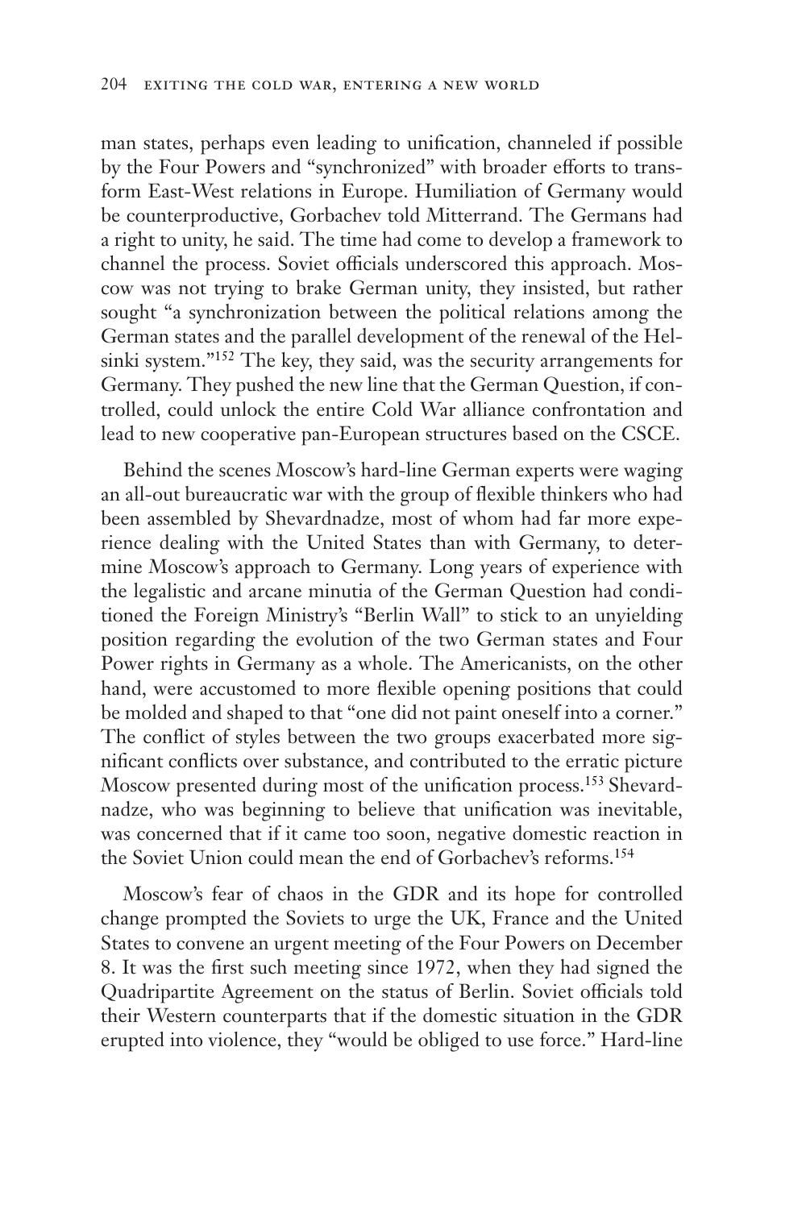man states, perhaps even leading to unification, channeled if possible by the Four Powers and "synchronized" with broader efforts to transform East-West relations in Europe. Humiliation of Germany would be counterproductive, Gorbachev told Mitterrand. The Germans had a right to unity, he said. The time had come to develop a framework to channel the process. Soviet officials underscored this approach. Moscow was not trying to brake German unity, they insisted, but rather sought "a synchronization between the political relations among the German states and the parallel development of the renewal of the Helsinki system."[152] The key, they said, was the security arrangements for Germany. They pushed the new line that the German Question, if controlled, could unlock the entire Cold War alliance confrontation and lead to new cooperative pan-European structures based on the CSCE.

Behind the scenes Moscow's hard-line German experts were waging an all-out bureaucratic war with the group of flexible thinkers who had been assembled by Shevardnadze, most of whom had far more experience dealing with the United States than with Germany, to determine Moscow's approach to Germany. Long years of experience with the legalistic and arcane minutia of the German Question had conditioned the Foreign Ministry's "Berlin Wall" to stick to an unyielding position regarding the evolution of the two German states and Four Power rights in Germany as a whole. The Americanists, on the other hand, were accustomed to more flexible opening positions that could be molded and shaped to that "one did not paint oneself into a corner." The conflict of styles between the two groups exacerbated more significant conflicts over substance, and contributed to the erratic picture Moscow presented during most of the unification process.[153] Shevardnadze, who was beginning to believe that unification was inevitable, was concerned that if it came too soon, negative domestic reaction in the Soviet Union could mean the end of Gorbachev's reforms.[154]

Moscow's fear of chaos in the GDR and its hope for controlled change prompted the Soviets to urge the UK, France and the United States to convene an urgent meeting of the Four Powers on December 8. It was the first such meeting since 1972, when they had signed the Quadripartite Agreement on the status of Berlin. Soviet officials told their Western counterparts that if the domestic situation in the GDR erupted into violence, they "would be obliged to use force." Hard-line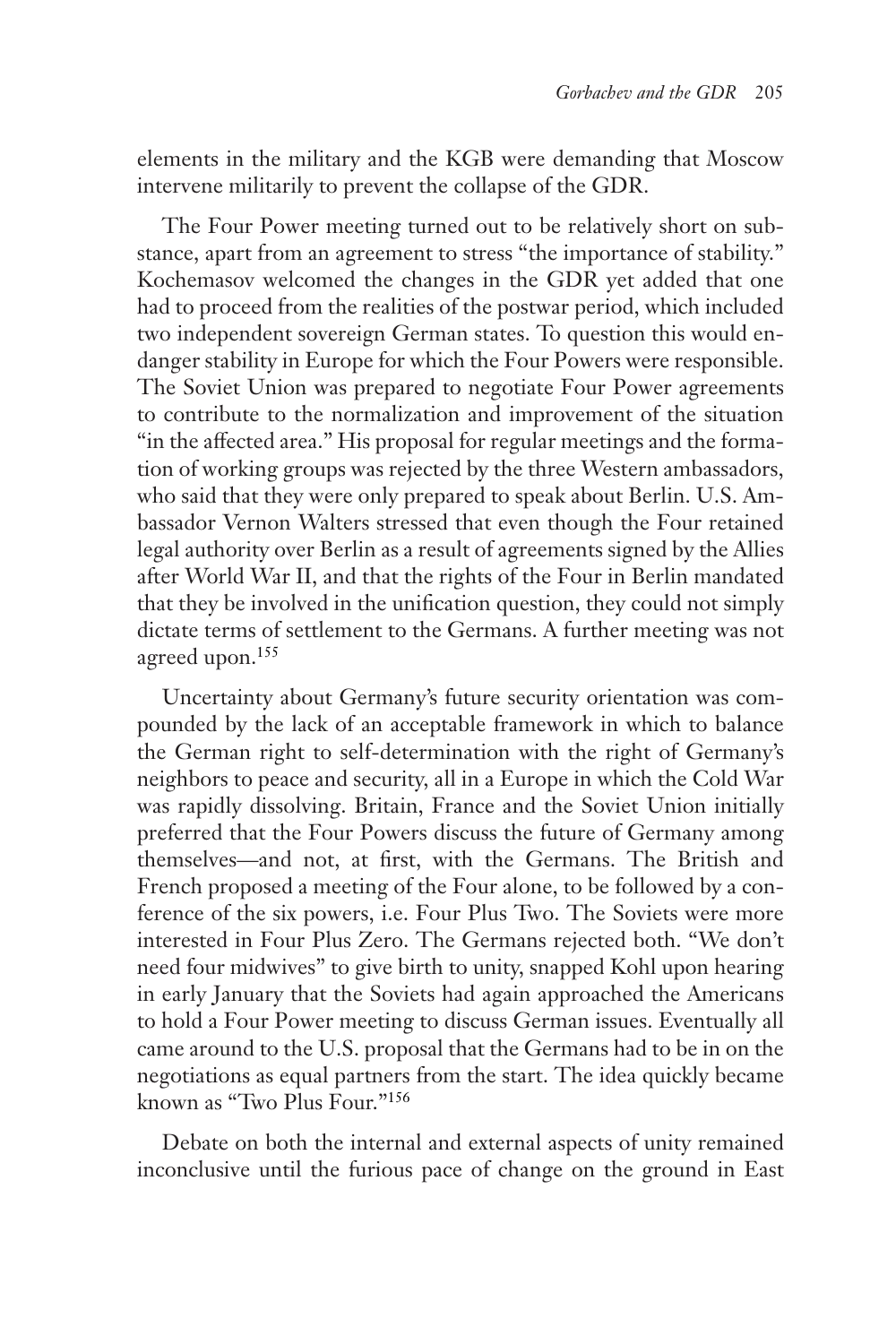elements in the military and the KGB were demanding that Moscow intervene militarily to prevent the collapse of the GDR.

The Four Power meeting turned out to be relatively short on substance, apart from an agreement to stress "the importance of stability." Kochemasov welcomed the changes in the GDR yet added that one had to proceed from the realities of the postwar period, which included two independent sovereign German states. To question this would endanger stability in Europe for which the Four Powers were responsible. The Soviet Union was prepared to negotiate Four Power agreements to contribute to the normalization and improvement of the situation "in the affected area." His proposal for regular meetings and the formation of working groups was rejected by the three Western ambassadors, who said that they were only prepared to speak about Berlin. U.S. Ambassador Vernon Walters stressed that even though the Four retained legal authority over Berlin as a result of agreements signed by the Allies after World War II, and that the rights of the Four in Berlin mandated that they be involved in the unification question, they could not simply dictate terms of settlement to the Germans. A further meeting was not agreed upon.[155]

Uncertainty about Germany's future security orientation was compounded by the lack of an acceptable framework in which to balance the German right to self-determination with the right of Germany's neighbors to peace and security, all in a Europe in which the Cold War was rapidly dissolving. Britain, France and the Soviet Union initially preferred that the Four Powers discuss the future of Germany among themselves—and not, at first, with the Germans. The British and French proposed a meeting of the Four alone, to be followed by a conference of the six powers, i.e. Four Plus Two. The Soviets were more interested in Four Plus Zero. The Germans rejected both. "We don't need four midwives" to give birth to unity, snapped Kohl upon hearing in early January that the Soviets had again approached the Americans to hold a Four Power meeting to discuss German issues. Eventually all came around to the U.S. proposal that the Germans had to be in on the negotiations as equal partners from the start. The idea quickly became known as "Two Plus Four."[156]

Debate on both the internal and external aspects of unity remained inconclusive until the furious pace of change on the ground in East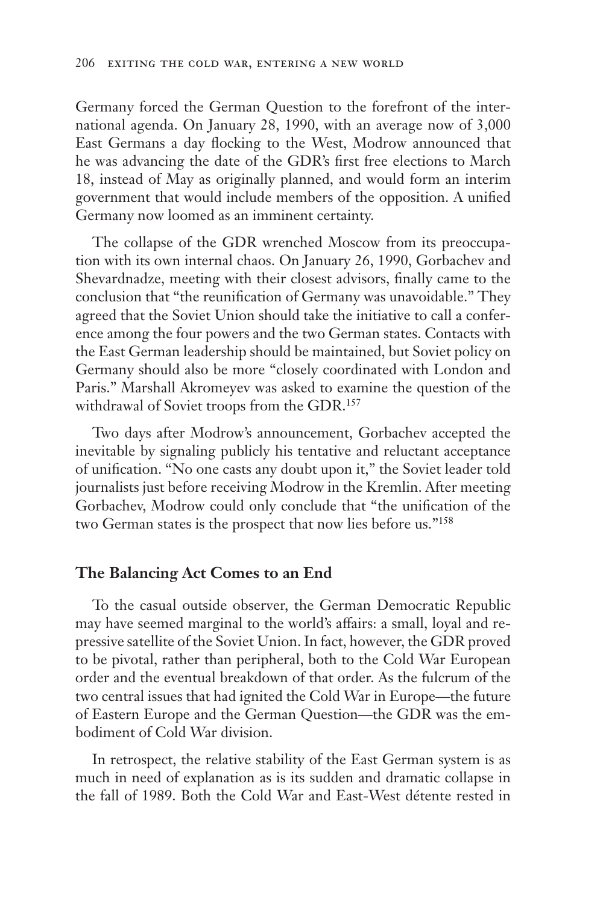Germany forced the German Question to the forefront of the international agenda. On January 28, 1990, with an average now of 3,000 East Germans a day flocking to the West, Modrow announced that he was advancing the date of the GDR's first free elections to March 18, instead of May as originally planned, and would form an interim government that would include members of the opposition. A unified Germany now loomed as an imminent certainty.

The collapse of the GDR wrenched Moscow from its preoccupation with its own internal chaos. On January 26, 1990, Gorbachev and Shevardnadze, meeting with their closest advisors, finally came to the conclusion that "the reunification of Germany was unavoidable." They agreed that the Soviet Union should take the initiative to call a conference among the four powers and the two German states. Contacts with the East German leadership should be maintained, but Soviet policy on Germany should also be more "closely coordinated with London and Paris." Marshall Akromeyev was asked to examine the question of the withdrawal of Soviet troops from the GDR.[157]

Two days after Modrow's announcement, Gorbachev accepted the inevitable by signaling publicly his tentative and reluctant acceptance of unification. "No one casts any doubt upon it," the Soviet leader told journalists just before receiving Modrow in the Kremlin. After meeting Gorbachev, Modrow could only conclude that "the unification of the two German states is the prospect that now lies before us."[158]

## The Balancing Act Comes to an End

To the casual outside observer, the German Democratic Republic may have seemed marginal to the world's affairs: a small, loyal and repressive satellite of the Soviet Union. In fact, however, the GDR proved to be pivotal, rather than peripheral, both to the Cold War European order and the eventual breakdown of that order. As the fulcrum of the two central issues that had ignited the Cold War in Europe—the future of Eastern Europe and the German Question—the GDR was the embodiment of Cold War division.

In retrospect, the relative stability of the East German system is as much in need of explanation as is its sudden and dramatic collapse in the fall of 1989. Both the Cold War and East-West détente rested in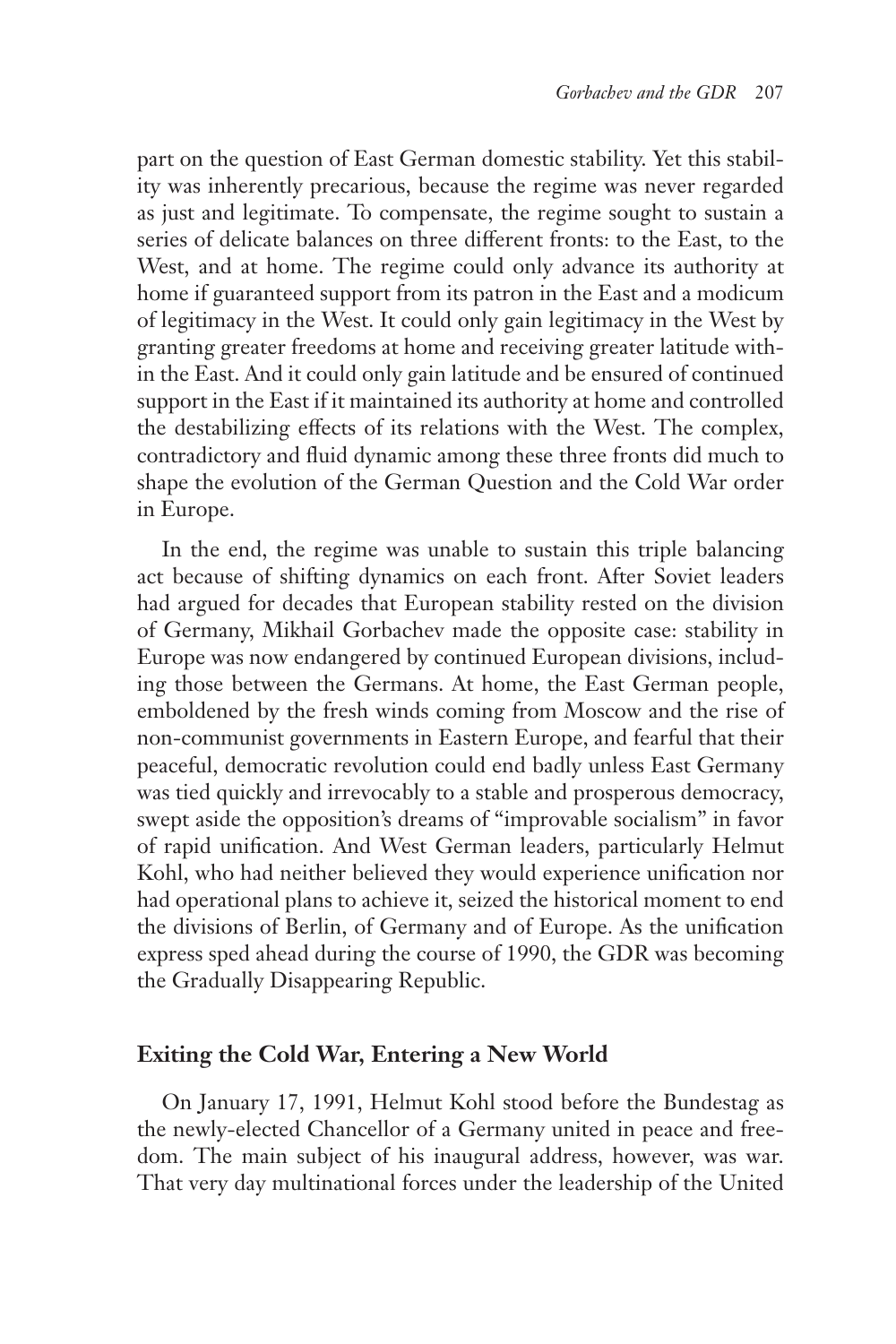part on the question of East German domestic stability. Yet this stability was inherently precarious, because the regime was never regarded as just and legitimate. To compensate, the regime sought to sustain a series of delicate balances on three different fronts: to the East, to the West, and at home. The regime could only advance its authority at home if guaranteed support from its patron in the East and a modicum of legitimacy in the West. It could only gain legitimacy in the West by granting greater freedoms at home and receiving greater latitude within the East. And it could only gain latitude and be ensured of continued support in the East if it maintained its authority at home and controlled the destabilizing effects of its relations with the West. The complex, contradictory and fluid dynamic among these three fronts did much to shape the evolution of the German Question and the Cold War order in Europe.

In the end, the regime was unable to sustain this triple balancing act because of shifting dynamics on each front. After Soviet leaders had argued for decades that European stability rested on the division of Germany, Mikhail Gorbachev made the opposite case: stability in Europe was now endangered by continued European divisions, including those between the Germans. At home, the East German people, emboldened by the fresh winds coming from Moscow and the rise of non-communist governments in Eastern Europe, and fearful that their peaceful, democratic revolution could end badly unless East Germany was tied quickly and irrevocably to a stable and prosperous democracy, swept aside the opposition's dreams of "improvable socialism" in favor of rapid unification. And West German leaders, particularly Helmut Kohl, who had neither believed they would experience unification nor had operational plans to achieve it, seized the historical moment to end the divisions of Berlin, of Germany and of Europe. As the unification express sped ahead during the course of 1990, the GDR was becoming the Gradually Disappearing Republic.

## Exiting the Cold War, Entering a New World

On January 17, 1991, Helmut Kohl stood before the Bundestag as the newly-elected Chancellor of a Germany united in peace and freedom. The main subject of his inaugural address, however, was war. That very day multinational forces under the leadership of the United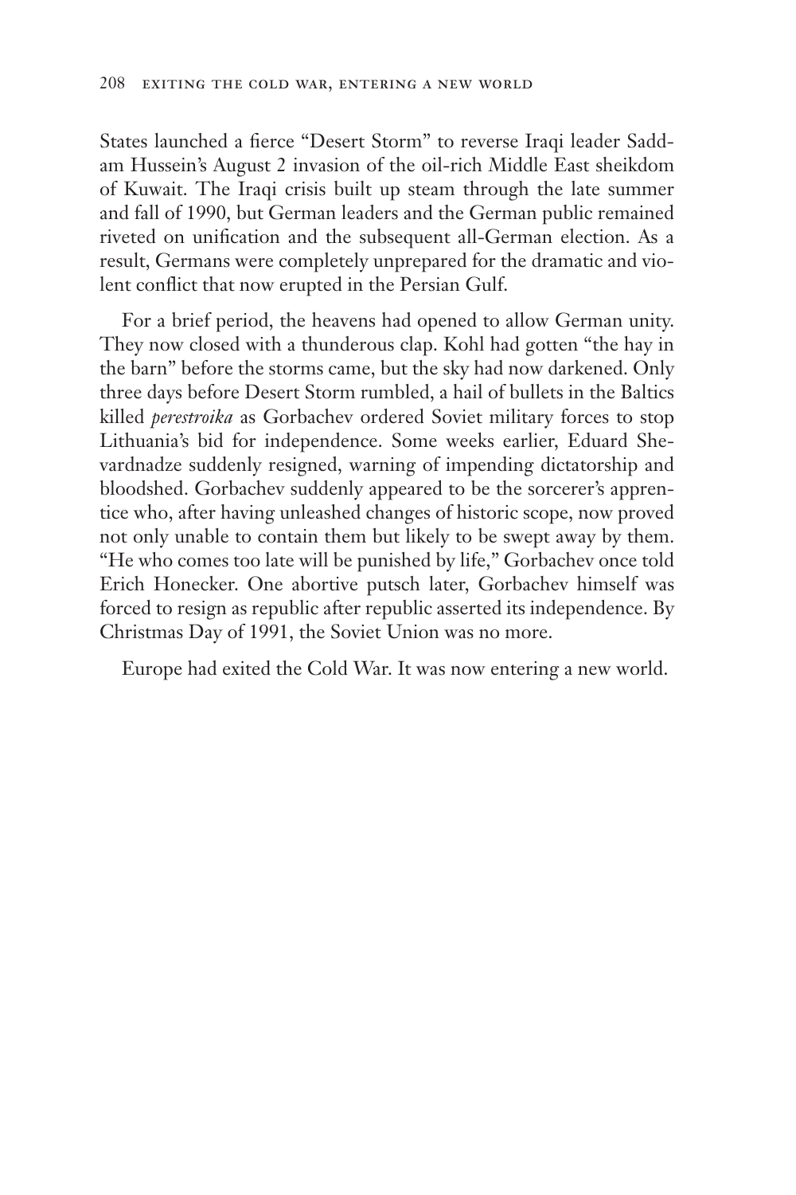States launched a fierce "Desert Storm" to reverse Iraqi leader Saddam Hussein's August 2 invasion of the oil-rich Middle East sheikdom of Kuwait. The Iraqi crisis built up steam through the late summer and fall of 1990, but German leaders and the German public remained riveted on unification and the subsequent all-German election. As a result, Germans were completely unprepared for the dramatic and violent conflict that now erupted in the Persian Gulf.

For a brief period, the heavens had opened to allow German unity. They now closed with a thunderous clap. Kohl had gotten "the hay in the barn" before the storms came, but the sky had now darkened. Only three days before Desert Storm rumbled, a hail of bullets in the Baltics killed *perestroika* as Gorbachev ordered Soviet military forces to stop Lithuania's bid for independence. Some weeks earlier, Eduard Shevardnadze suddenly resigned, warning of impending dictatorship and bloodshed. Gorbachev suddenly appeared to be the sorcerer's apprentice who, after having unleashed changes of historic scope, now proved not only unable to contain them but likely to be swept away by them. "He who comes too late will be punished by life," Gorbachev once told Erich Honecker. One abortive putsch later, Gorbachev himself was forced to resign as republic after republic asserted its independence. By Christmas Day of 1991, the Soviet Union was no more.

Europe had exited the Cold War. It was now entering a new world.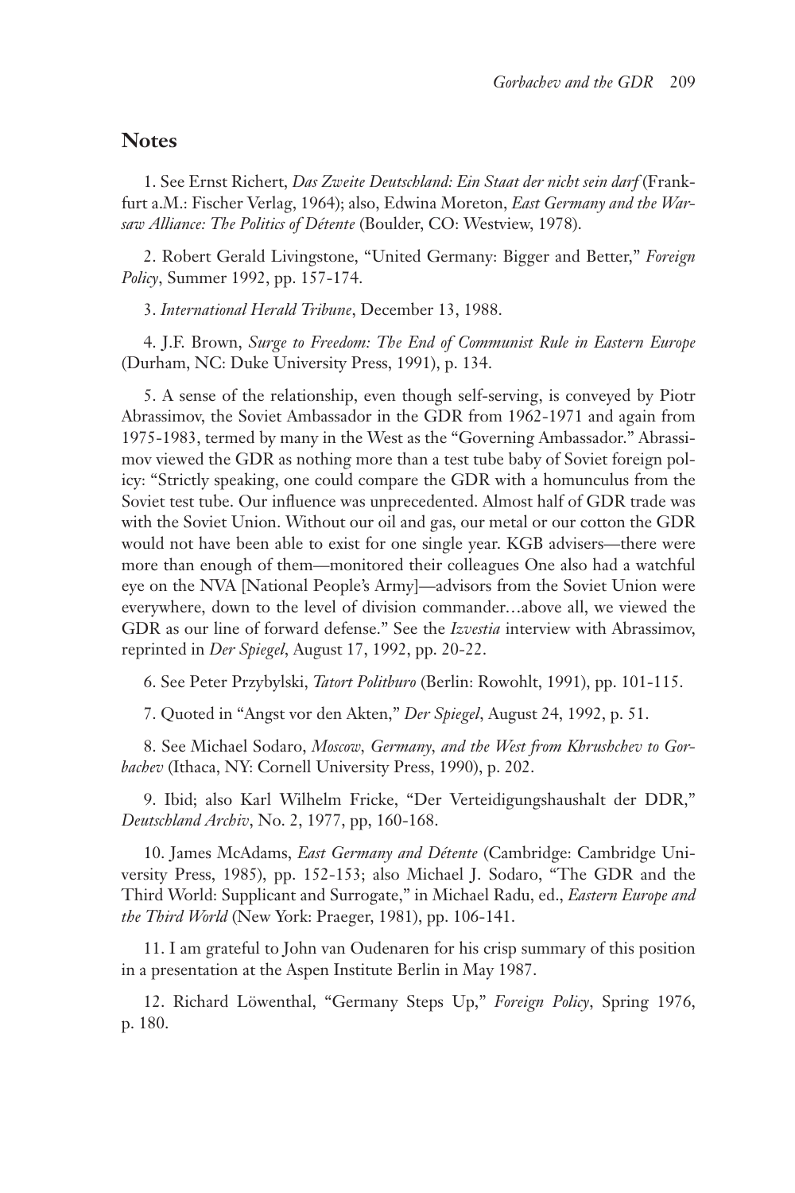## Notes

1. See Ernst Richert, *Das Zweite Deutschland: Ein Staat der nicht sein darf* (Frankfurt a.M.: Fischer Verlag, 1964); also, Edwina Moreton, *East Germany and the Warsaw Alliance: The Politics of Détente* (Boulder, CO: Westview, 1978).

2. Robert Gerald Livingstone, "United Germany: Bigger and Better," *Foreign Policy*, Summer 1992, pp. 157-174.

3. *International Herald Tribune*, December 13, 1988.

4. J.F. Brown, *Surge to Freedom: The End of Communist Rule in Eastern Europe* (Durham, NC: Duke University Press, 1991), p. 134.

5. A sense of the relationship, even though self-serving, is conveyed by Piotr Abrassimov, the Soviet Ambassador in the GDR from 1962-1971 and again from 1975-1983, termed by many in the West as the "Governing Ambassador." Abrassimov viewed the GDR as nothing more than a test tube baby of Soviet foreign policy: "Strictly speaking, one could compare the GDR with a homunculus from the Soviet test tube. Our influence was unprecedented. Almost half of GDR trade was with the Soviet Union. Without our oil and gas, our metal or our cotton the GDR would not have been able to exist for one single year. KGB advisers—there were more than enough of them—monitored their colleagues One also had a watchful eye on the NVA [National People's Army]—advisors from the Soviet Union were everywhere, down to the level of division commander…above all, we viewed the GDR as our line of forward defense." See the *Izvestia* interview with Abrassimov, reprinted in *Der Spiegel*, August 17, 1992, pp. 20-22.

6. See Peter Przybylski, *Tatort Politburo* (Berlin: Rowohlt, 1991), pp. 101-115.

7. Quoted in "Angst vor den Akten," *Der Spiegel*, August 24, 1992, p. 51.

8. See Michael Sodaro, *Moscow, Germany, and the West from Khrushchev to Gorbachev* (Ithaca, NY: Cornell University Press, 1990), p. 202.

9. Ibid; also Karl Wilhelm Fricke, "Der Verteidigungshaushalt der DDR," *Deutschland Archiv*, No. 2, 1977, pp, 160-168.

10. James McAdams, *East Germany and Détente* (Cambridge: Cambridge University Press, 1985), pp. 152-153; also Michael J. Sodaro, "The GDR and the Third World: Supplicant and Surrogate," in Michael Radu, ed., *Eastern Europe and the Third World* (New York: Praeger, 1981), pp. 106-141.

11. I am grateful to John van Oudenaren for his crisp summary of this position in a presentation at the Aspen Institute Berlin in May 1987.

12. Richard Löwenthal, "Germany Steps Up," *Foreign Policy*, Spring 1976, p. 180.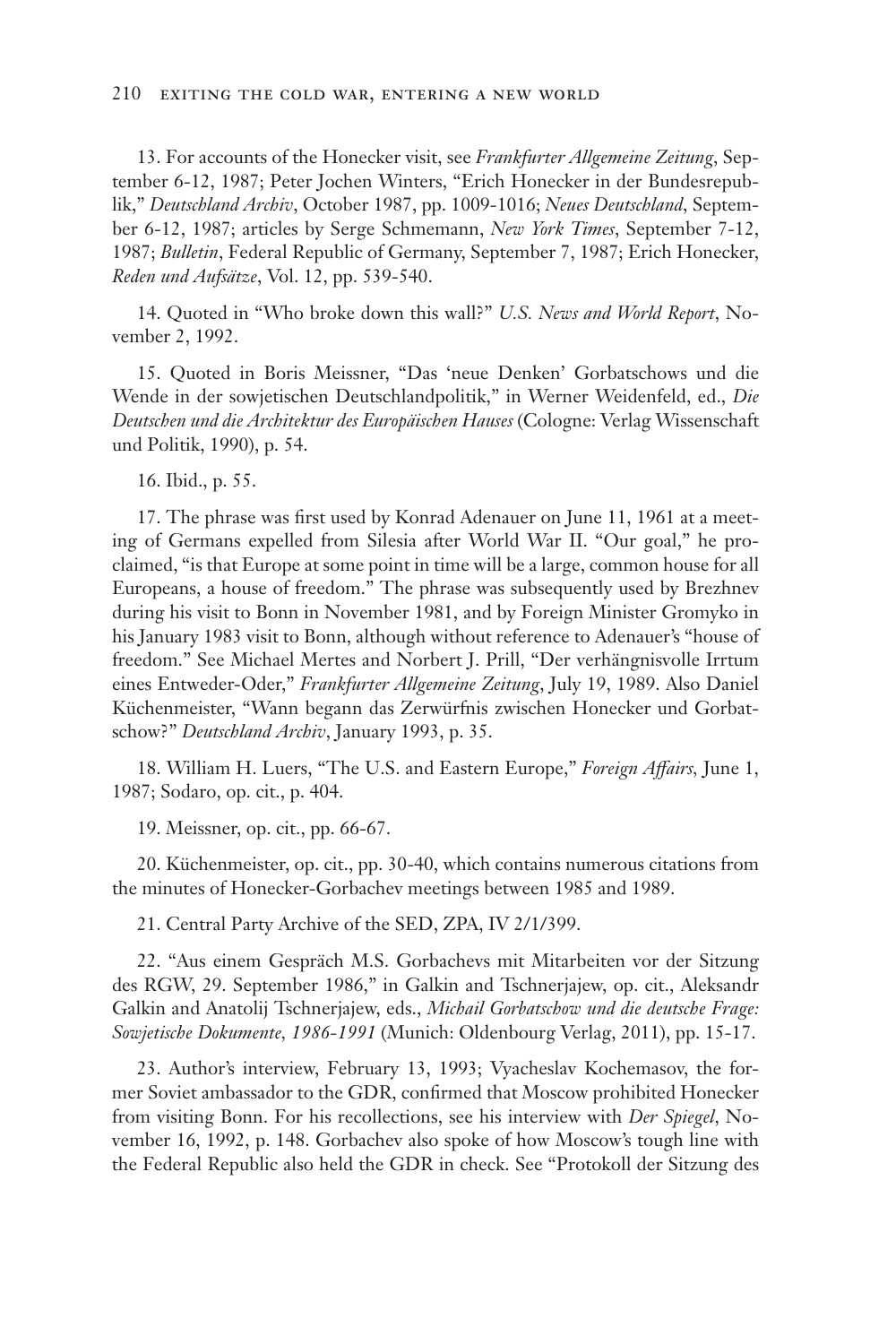13. For accounts of the Honecker visit, see *Frankfurter Allgemeine Zeitung*, September 6-12, 1987; Peter Jochen Winters, "Erich Honecker in der Bundesrepublik," *Deutschland Archiv*, October 1987, pp. 1009-1016; *Neues Deutschland*, September 6-12, 1987; articles by Serge Schmemann, *New York Times*, September 7-12, 1987; *Bulletin*, Federal Republic of Germany, September 7, 1987; Erich Honecker, *Reden und Aufsätze*, Vol. 12, pp. 539-540.

14. Quoted in "Who broke down this wall?" *U.S. News and World Report*, November 2, 1992.

15. Quoted in Boris Meissner, "Das 'neue Denken' Gorbatschows und die Wende in der sowjetischen Deutschlandpolitik," in Werner Weidenfeld, ed., *Die Deutschen und die Architektur des Europäischen Hauses* (Cologne: Verlag Wissenschaft und Politik, 1990), p. 54.

16. Ibid., p. 55.

17. The phrase was first used by Konrad Adenauer on June 11, 1961 at a meeting of Germans expelled from Silesia after World War II. "Our goal," he proclaimed, "is that Europe at some point in time will be a large, common house for all Europeans, a house of freedom." The phrase was subsequently used by Brezhnev during his visit to Bonn in November 1981, and by Foreign Minister Gromyko in his January 1983 visit to Bonn, although without reference to Adenauer's "house of freedom." See Michael Mertes and Norbert J. Prill, "Der verhängnisvolle Irrtum eines Entweder-Oder," *Frankfurter Allgemeine Zeitung*, July 19, 1989. Also Daniel Küchenmeister, "Wann begann das Zerwürfnis zwischen Honecker und Gorbatschow?" *Deutschland Archiv*, January 1993, p. 35.

18. William H. Luers, "The U.S. and Eastern Europe," *Foreign Affairs*, June 1, 1987; Sodaro, op. cit., p. 404.

19. Meissner, op. cit., pp. 66-67.

20. Küchenmeister, op. cit., pp. 30-40, which contains numerous citations from the minutes of Honecker-Gorbachev meetings between 1985 and 1989.

21. Central Party Archive of the SED, ZPA, IV 2/1/399.

22. "Aus einem Gespräch M.S. Gorbachevs mit Mitarbeiten vor der Sitzung des RGW, 29. September 1986," in Galkin and Tschnerjajew, op. cit., Aleksandr Galkin and Anatolij Tschnerjajew, eds., *Michail Gorbatschow und die deutsche Frage: Sowjetische Dokumente, 1986-1991* (Munich: Oldenbourg Verlag, 2011), pp. 15-17.

23. Author's interview, February 13, 1993; Vyacheslav Kochemasov, the former Soviet ambassador to the GDR, confirmed that Moscow prohibited Honecker from visiting Bonn. For his recollections, see his interview with *Der Spiegel*, November 16, 1992, p. 148. Gorbachev also spoke of how Moscow's tough line with the Federal Republic also held the GDR in check. See "Protokoll der Sitzung des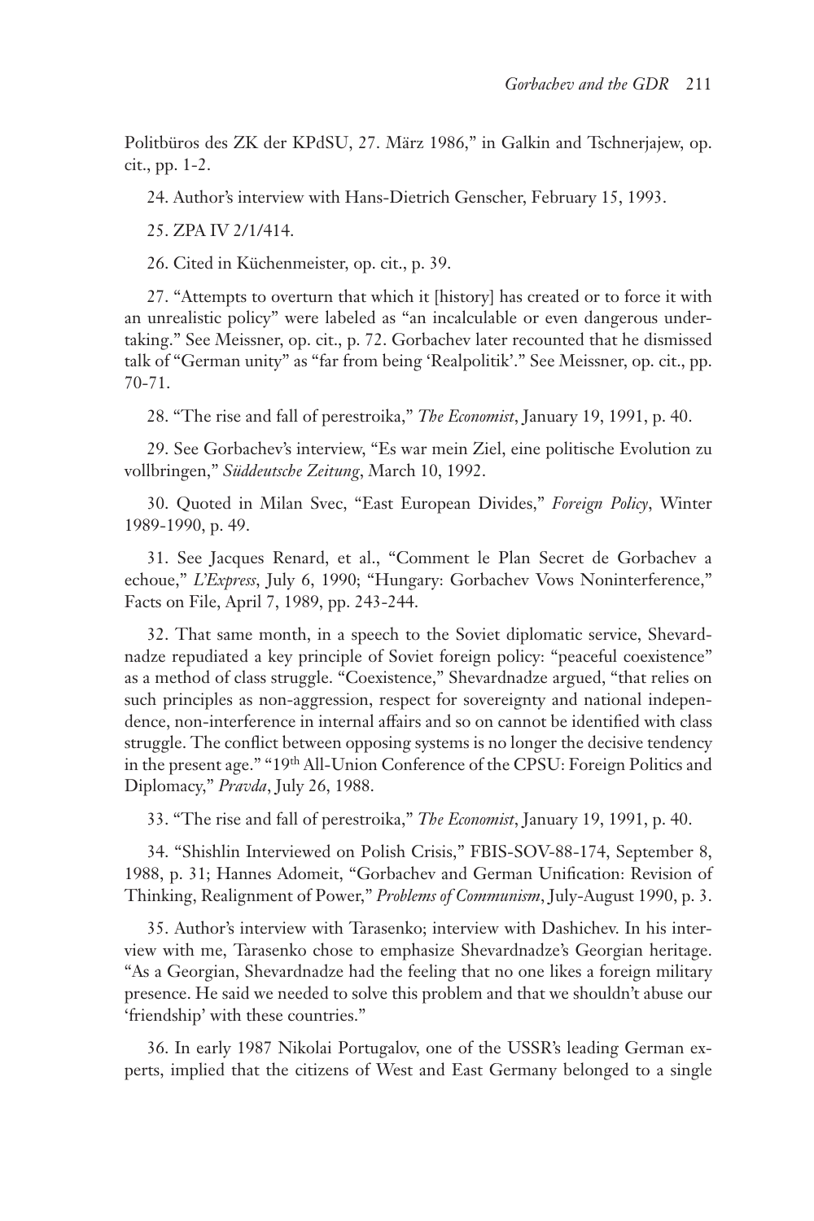Politbüros des ZK der KPdSU, 27. März 1986," in Galkin and Tschnerjajew, op. cit., pp. 1-2.

24. Author's interview with Hans-Dietrich Genscher, February 15, 1993.

25. ZPA IV 2/1/414.

26. Cited in Küchenmeister, op. cit., p. 39.

27. "Attempts to overturn that which it [history] has created or to force it with an unrealistic policy" were labeled as "an incalculable or even dangerous undertaking." See Meissner, op. cit., p. 72. Gorbachev later recounted that he dismissed talk of "German unity" as "far from being 'Realpolitik'." See Meissner, op. cit., pp. 70-71.

28. "The rise and fall of perestroika," *The Economist*, January 19, 1991, p. 40.

29. See Gorbachev's interview, "Es war mein Ziel, eine politische Evolution zu vollbringen," *Süddeutsche Zeitung*, March 10, 1992.

30. Quoted in Milan Svec, "East European Divides," *Foreign Policy*, Winter 1989-1990, p. 49.

31. See Jacques Renard, et al., "Comment le Plan Secret de Gorbachev a echoue," *L'Express*, July 6, 1990; "Hungary: Gorbachev Vows Noninterference," Facts on File, April 7, 1989, pp. 243-244.

32. That same month, in a speech to the Soviet diplomatic service, Shevardnadze repudiated a key principle of Soviet foreign policy: "peaceful coexistence" as a method of class struggle. "Coexistence," Shevardnadze argued, "that relies on such principles as non-aggression, respect for sovereignty and national independence, non-interference in internal affairs and so on cannot be identified with class struggle. The conflict between opposing systems is no longer the decisive tendency in the present age." "19th All-Union Conference of the CPSU: Foreign Politics and Diplomacy," *Pravda*, July 26, 1988.

33. "The rise and fall of perestroika," *The Economist*, January 19, 1991, p. 40.

34. "Shishlin Interviewed on Polish Crisis," FBIS-SOV-88-174, September 8, 1988, p. 31; Hannes Adomeit, "Gorbachev and German Unification: Revision of Thinking, Realignment of Power," *Problems of Communism*, July-August 1990, p. 3.

35. Author's interview with Tarasenko; interview with Dashichev. In his interview with me, Tarasenko chose to emphasize Shevardnadze's Georgian heritage. "As a Georgian, Shevardnadze had the feeling that no one likes a foreign military presence. He said we needed to solve this problem and that we shouldn't abuse our 'friendship' with these countries."

36. In early 1987 Nikolai Portugalov, one of the USSR's leading German experts, implied that the citizens of West and East Germany belonged to a single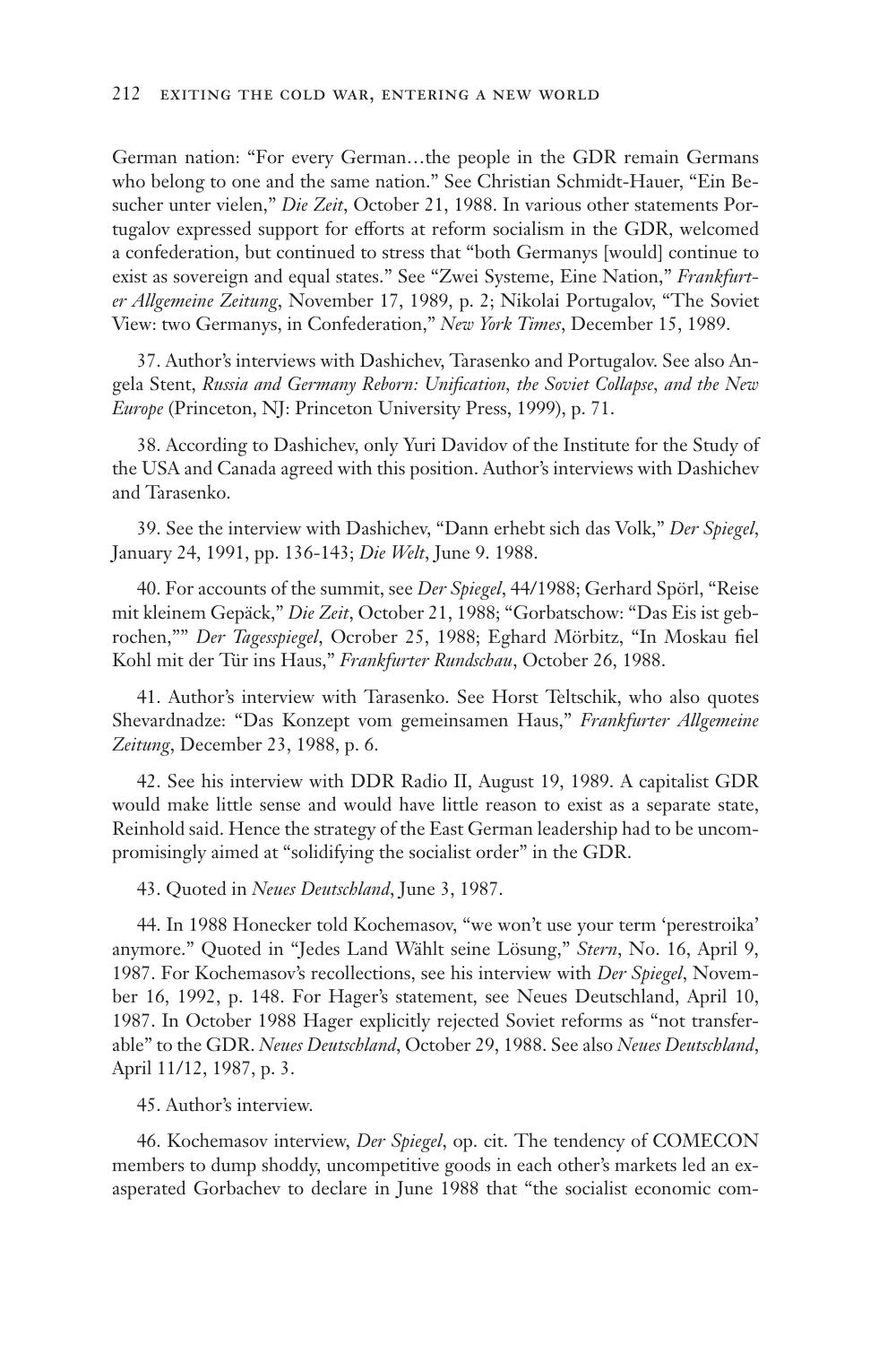German nation: "For every German…the people in the GDR remain Germans who belong to one and the same nation." See Christian Schmidt-Hauer, "Ein Besucher unter vielen," *Die Zeit*, October 21, 1988. In various other statements Portugalov expressed support for efforts at reform socialism in the GDR, welcomed a confederation, but continued to stress that "both Germanys [would] continue to exist as sovereign and equal states." See "Zwei Systeme, Eine Nation," *Frankfurter Allgemeine Zeitung*, November 17, 1989, p. 2; Nikolai Portugalov, "The Soviet View: two Germanys, in Confederation," *New York Times*, December 15, 1989.

37. Author's interviews with Dashichev, Tarasenko and Portugalov. See also Angela Stent, *Russia and Germany Reborn: Unification, the Soviet Collapse, and the New Europe* (Princeton, NJ: Princeton University Press, 1999), p. 71.

38. According to Dashichev, only Yuri Davidov of the Institute for the Study of the USA and Canada agreed with this position. Author's interviews with Dashichev and Tarasenko.

39. See the interview with Dashichev, "Dann erhebt sich das Volk," *Der Spiegel*, January 24, 1991, pp. 136-143; *Die Welt*, June 9. 1988.

40. For accounts of the summit, see *Der Spiegel*, 44/1988; Gerhard Spörl, "Reise mit kleinem Gepäck," *Die Zeit*, October 21, 1988; "Gorbatschow: "Das Eis ist gebrochen,"" *Der Tagesspiegel*, Ocrober 25, 1988; Eghard Mörbitz, "In Moskau fiel Kohl mit der Tür ins Haus," *Frankfurter Rundschau*, October 26, 1988.

41. Author's interview with Tarasenko. See Horst Teltschik, who also quotes Shevardnadze: "Das Konzept vom gemeinsamen Haus," *Frankfurter Allgemeine Zeitung*, December 23, 1988, p. 6.

42. See his interview with DDR Radio II, August 19, 1989. A capitalist GDR would make little sense and would have little reason to exist as a separate state, Reinhold said. Hence the strategy of the East German leadership had to be uncompromisingly aimed at "solidifying the socialist order" in the GDR.

43. Quoted in *Neues Deutschland*, June 3, 1987.

44. In 1988 Honecker told Kochemasov, "we won't use your term 'perestroika' anymore." Quoted in "Jedes Land Wählt seine Lösung," *Stern*, No. 16, April 9, 1987. For Kochemasov's recollections, see his interview with *Der Spiegel*, November 16, 1992, p. 148. For Hager's statement, see Neues Deutschland, April 10, 1987. In October 1988 Hager explicitly rejected Soviet reforms as "not transferable" to the GDR. *Neues Deutschland*, October 29, 1988. See also *Neues Deutschland*, April 11/12, 1987, p. 3.

45. Author's interview.

46. Kochemasov interview, *Der Spiegel*, op. cit. The tendency of COMECON members to dump shoddy, uncompetitive goods in each other's markets led an exasperated Gorbachev to declare in June 1988 that "the socialist economic com-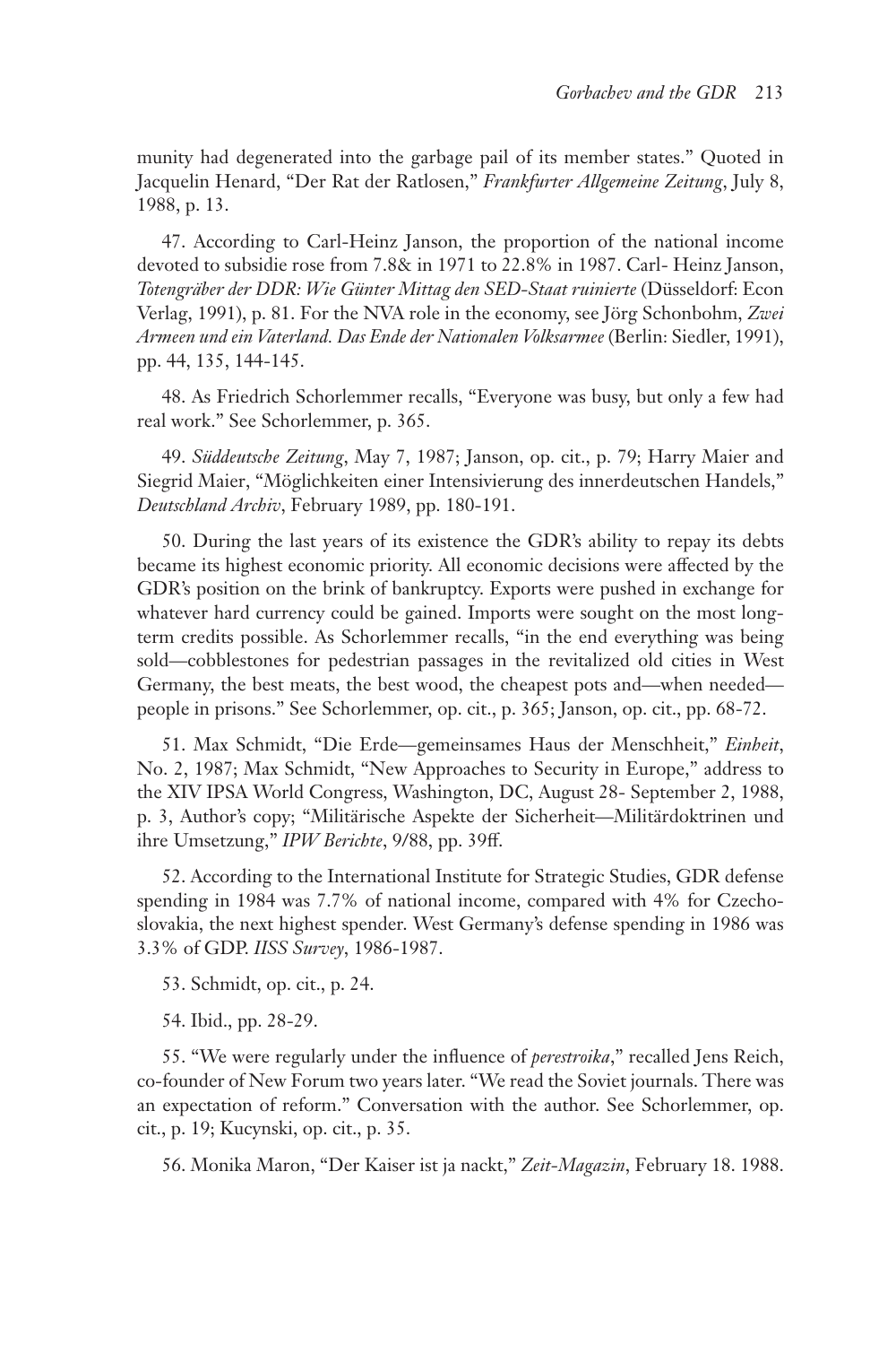munity had degenerated into the garbage pail of its member states." Quoted in Jacquelin Henard, "Der Rat der Ratlosen," *Frankfurter Allgemeine Zeitung*, July 8, 1988, p. 13.

47. According to Carl-Heinz Janson, the proportion of the national income devoted to subsidie rose from 7.8& in 1971 to 22.8% in 1987. Carl- Heinz Janson, *Totengräber der DDR: Wie Günter Mittag den SED-Staat ruinierte* (Düsseldorf: Econ Verlag, 1991), p. 81. For the NVA role in the economy, see Jörg Schonbohm, *Zwei Armeen und ein Vaterland. Das Ende der Nationalen Volksarmee* (Berlin: Siedler, 1991), pp. 44, 135, 144-145.

48. As Friedrich Schorlemmer recalls, "Everyone was busy, but only a few had real work." See Schorlemmer, p. 365.

49. *Süddeutsche Zeitung*, May 7, 1987; Janson, op. cit., p. 79; Harry Maier and Siegrid Maier, "Möglichkeiten einer Intensivierung des innerdeutschen Handels," *Deutschland Archiv*, February 1989, pp. 180-191.

50. During the last years of its existence the GDR's ability to repay its debts became its highest economic priority. All economic decisions were affected by the GDR's position on the brink of bankruptcy. Exports were pushed in exchange for whatever hard currency could be gained. Imports were sought on the most long-term credits possible. As Schorlemmer recalls, "in the end everything was being sold—cobblestones for pedestrian passages in the revitalized old cities in West Germany, the best meats, the best wood, the cheapest pots and—when needed—people in prisons." See Schorlemmer, op. cit., p. 365; Janson, op. cit., pp. 68-72.

51. Max Schmidt, "Die Erde—gemeinsames Haus der Menschheit," *Einheit*, No. 2, 1987; Max Schmidt, "New Approaches to Security in Europe," address to the XIV IPSA World Congress, Washington, DC, August 28- September 2, 1988, p. 3, Author's copy; "Militärische Aspekte der Sicherheit—Militärdoktrinen und ihre Umsetzung," *IPW Berichte*, 9/88, pp. 39ff.

52. According to the International Institute for Strategic Studies, GDR defense spending in 1984 was 7.7% of national income, compared with 4% for Czechoslovakia, the next highest spender. West Germany's defense spending in 1986 was 3.3% of GDP. *IISS Survey*, 1986-1987.

53. Schmidt, op. cit., p. 24.

54. Ibid., pp. 28-29.

55. "We were regularly under the influence of *perestroika*," recalled Jens Reich, co-founder of New Forum two years later. "We read the Soviet journals. There was an expectation of reform." Conversation with the author. See Schorlemmer, op. cit., p. 19; Kucynski, op. cit., p. 35.

56. Monika Maron, "Der Kaiser ist ja nackt," *Zeit-Magazin*, February 18. 1988.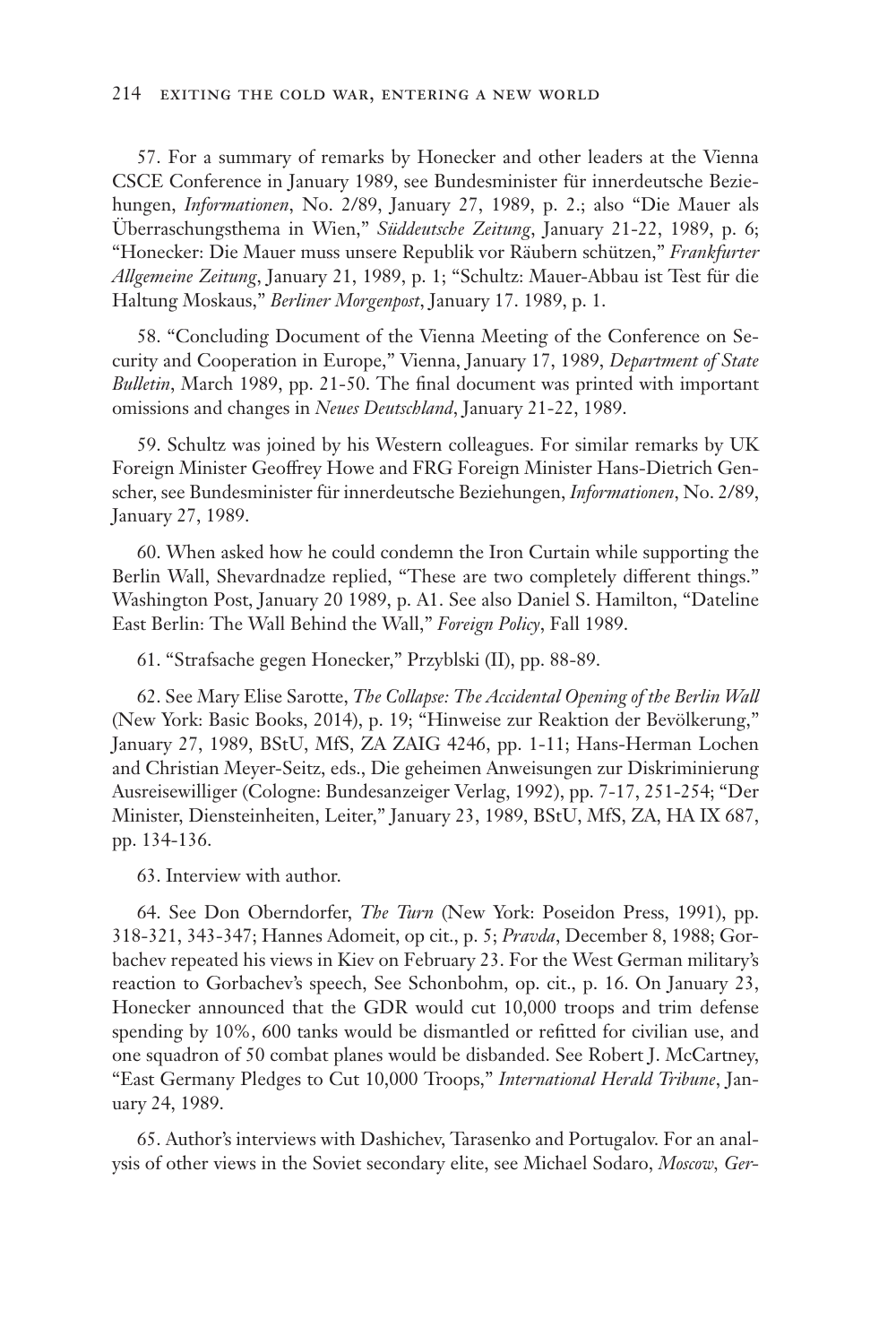57. For a summary of remarks by Honecker and other leaders at the Vienna CSCE Conference in January 1989, see Bundesminister für innerdeutsche Beziehungen, *Informationen*, No. 2/89, January 27, 1989, p. 2.; also "Die Mauer als Überraschungsthema in Wien," *Süddeutsche Zeitung*, January 21-22, 1989, p. 6; "Honecker: Die Mauer muss unsere Republik vor Räubern schützen," *Frankfurter Allgemeine Zeitung*, January 21, 1989, p. 1; "Schultz: Mauer-Abbau ist Test für die Haltung Moskaus," *Berliner Morgenpost*, January 17. 1989, p. 1.

58. "Concluding Document of the Vienna Meeting of the Conference on Security and Cooperation in Europe," Vienna, January 17, 1989, *Department of State Bulletin*, March 1989, pp. 21-50. The final document was printed with important omissions and changes in *Neues Deutschland*, January 21-22, 1989.

59. Schultz was joined by his Western colleagues. For similar remarks by UK Foreign Minister Geoffrey Howe and FRG Foreign Minister Hans-Dietrich Genscher, see Bundesminister für innerdeutsche Beziehungen, *Informationen*, No. 2/89, January 27, 1989.

60. When asked how he could condemn the Iron Curtain while supporting the Berlin Wall, Shevardnadze replied, "These are two completely different things." Washington Post, January 20 1989, p. A1. See also Daniel S. Hamilton, "Dateline East Berlin: The Wall Behind the Wall," *Foreign Policy*, Fall 1989.

61. "Strafsache gegen Honecker," Przyblski (II), pp. 88-89.

62. See Mary Elise Sarotte, *The Collapse: The Accidental Opening of the Berlin Wall* (New York: Basic Books, 2014), p. 19; "Hinweise zur Reaktion der Bevölkerung," January 27, 1989, BStU, MfS, ZA ZAIG 4246, pp. 1-11; Hans-Herman Lochen and Christian Meyer-Seitz, eds., Die geheimen Anweisungen zur Diskriminierung Ausreisewilliger (Cologne: Bundesanzeiger Verlag, 1992), pp. 7-17, 251-254; "Der Minister, Diensteinheiten, Leiter," January 23, 1989, BStU, MfS, ZA, HA IX 687, pp. 134-136.

63. Interview with author.

64. See Don Oberndorfer, *The Turn* (New York: Poseidon Press, 1991), pp. 318-321, 343-347; Hannes Adomeit, op cit., p. 5; *Pravda*, December 8, 1988; Gorbachev repeated his views in Kiev on February 23. For the West German military's reaction to Gorbachev's speech, See Schonbohm, op. cit., p. 16. On January 23, Honecker announced that the GDR would cut 10,000 troops and trim defense spending by 10%, 600 tanks would be dismantled or refitted for civilian use, and one squadron of 50 combat planes would be disbanded. See Robert J. McCartney, "East Germany Pledges to Cut 10,000 Troops," *International Herald Tribune*, January 24, 1989.

65. Author's interviews with Dashichev, Tarasenko and Portugalov. For an analysis of other views in the Soviet secondary elite, see Michael Sodaro, *Moscow, Ger-*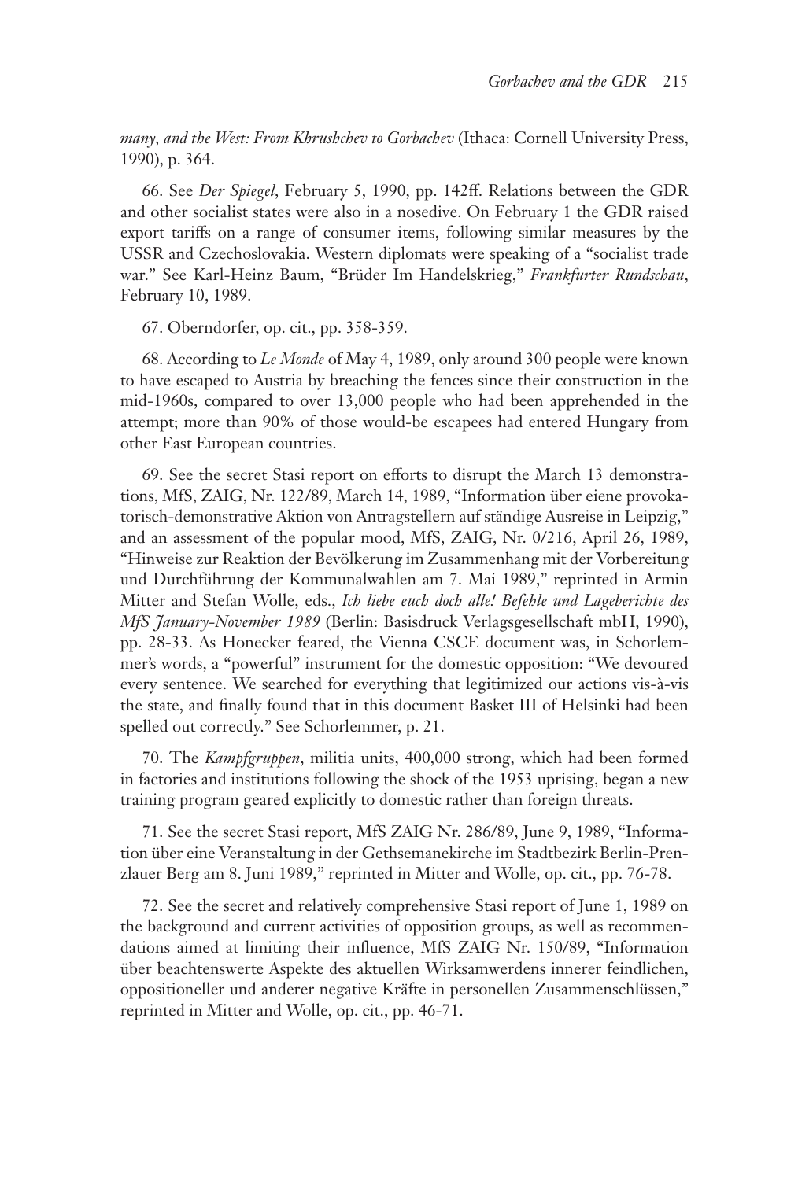*many, and the West: From Khrushchev to Gorbachev* (Ithaca: Cornell University Press, 1990), p. 364.

66. See *Der Spiegel*, February 5, 1990, pp. 142ff. Relations between the GDR and other socialist states were also in a nosedive. On February 1 the GDR raised export tariffs on a range of consumer items, following similar measures by the USSR and Czechoslovakia. Western diplomats were speaking of a "socialist trade war." See Karl-Heinz Baum, "Brüder Im Handelskrieg," *Frankfurter Rundschau*, February 10, 1989.

67. Oberndorfer, op. cit., pp. 358-359.

68. According to *Le Monde* of May 4, 1989, only around 300 people were known to have escaped to Austria by breaching the fences since their construction in the mid-1960s, compared to over 13,000 people who had been apprehended in the attempt; more than 90% of those would-be escapees had entered Hungary from other East European countries.

69. See the secret Stasi report on efforts to disrupt the March 13 demonstrations, MfS, ZAIG, Nr. 122/89, March 14, 1989, "Information über eiene provokatorisch-demonstrative Aktion von Antragstellern auf ständige Ausreise in Leipzig," and an assessment of the popular mood, MfS, ZAIG, Nr. 0/216, April 26, 1989, "Hinweise zur Reaktion der Bevölkerung im Zusammenhang mit der Vorbereitung und Durchführung der Kommunalwahlen am 7. Mai 1989," reprinted in Armin Mitter and Stefan Wolle, eds., *Ich liebe euch doch alle! Befehle und Lageberichte des MfS January-November 1989* (Berlin: Basisdruck Verlagsgesellschaft mbH, 1990), pp. 28-33. As Honecker feared, the Vienna CSCE document was, in Schorlemmer's words, a "powerful" instrument for the domestic opposition: "We devoured every sentence. We searched for everything that legitimized our actions vis-à-vis the state, and finally found that in this document Basket III of Helsinki had been spelled out correctly." See Schorlemmer, p. 21.

70. The *Kampfgruppen*, militia units, 400,000 strong, which had been formed in factories and institutions following the shock of the 1953 uprising, began a new training program geared explicitly to domestic rather than foreign threats.

71. See the secret Stasi report, MfS ZAIG Nr. 286/89, June 9, 1989, "Information über eine Veranstaltung in der Gethsemanekirche im Stadtbezirk Berlin-Prenzlauer Berg am 8. Juni 1989," reprinted in Mitter and Wolle, op. cit., pp. 76-78.

72. See the secret and relatively comprehensive Stasi report of June 1, 1989 on the background and current activities of opposition groups, as well as recommendations aimed at limiting their influence, MfS ZAIG Nr. 150/89, "Information über beachtenswerte Aspekte des aktuellen Wirksamwerdens innerer feindlichen, oppositioneller und anderer negative Kräfte in personellen Zusammenschlüssen," reprinted in Mitter and Wolle, op. cit., pp. 46-71.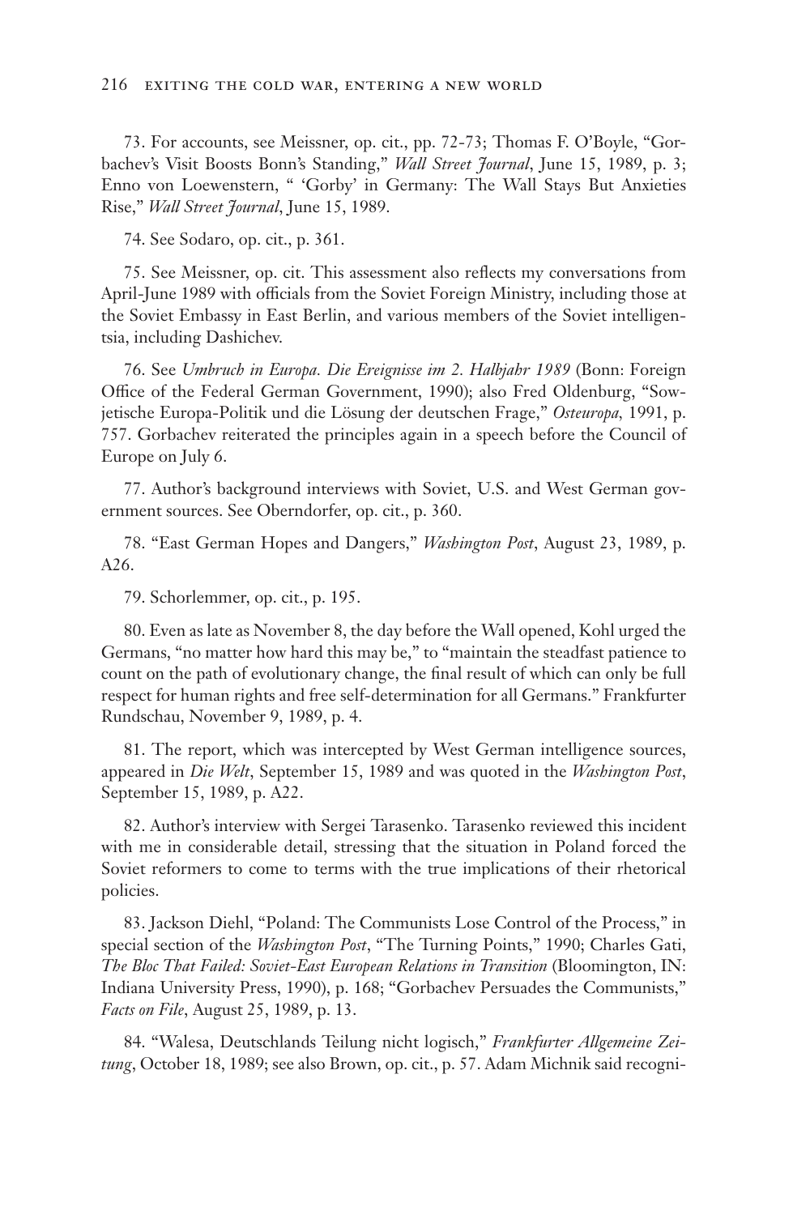73. For accounts, see Meissner, op. cit., pp. 72-73; Thomas F. O'Boyle, "Gorbachev's Visit Boosts Bonn's Standing," *Wall Street Journal*, June 15, 1989, p. 3; Enno von Loewenstern, " 'Gorby' in Germany: The Wall Stays But Anxieties Rise," *Wall Street Journal*, June 15, 1989.

74. See Sodaro, op. cit., p. 361.

75. See Meissner, op. cit. This assessment also reflects my conversations from April-June 1989 with officials from the Soviet Foreign Ministry, including those at the Soviet Embassy in East Berlin, and various members of the Soviet intelligentsia, including Dashichev.

76. See *Umbruch in Europa. Die Ereignisse im 2. Halbjahr 1989* (Bonn: Foreign Office of the Federal German Government, 1990); also Fred Oldenburg, "Sowjetische Europa-Politik und die Lösung der deutschen Frage," *Osteuropa*, 1991, p. 757. Gorbachev reiterated the principles again in a speech before the Council of Europe on July 6.

77. Author's background interviews with Soviet, U.S. and West German government sources. See Oberndorfer, op. cit., p. 360.

78. "East German Hopes and Dangers," *Washington Post*, August 23, 1989, p. A26.

79. Schorlemmer, op. cit., p. 195.

80. Even as late as November 8, the day before the Wall opened, Kohl urged the Germans, "no matter how hard this may be," to "maintain the steadfast patience to count on the path of evolutionary change, the final result of which can only be full respect for human rights and free self-determination for all Germans." Frankfurter Rundschau, November 9, 1989, p. 4.

81. The report, which was intercepted by West German intelligence sources, appeared in *Die Welt*, September 15, 1989 and was quoted in the *Washington Post*, September 15, 1989, p. A22.

82. Author's interview with Sergei Tarasenko. Tarasenko reviewed this incident with me in considerable detail, stressing that the situation in Poland forced the Soviet reformers to come to terms with the true implications of their rhetorical policies.

83. Jackson Diehl, "Poland: The Communists Lose Control of the Process," in special section of the *Washington Post*, "The Turning Points," 1990; Charles Gati, *The Bloc That Failed: Soviet-East European Relations in Transition* (Bloomington, IN: Indiana University Press, 1990), p. 168; "Gorbachev Persuades the Communists," *Facts on File*, August 25, 1989, p. 13.

84. "Walesa, Deutschlands Teilung nicht logisch," *Frankfurter Allgemeine Zeitung*, October 18, 1989; see also Brown, op. cit., p. 57. Adam Michnik said recogni-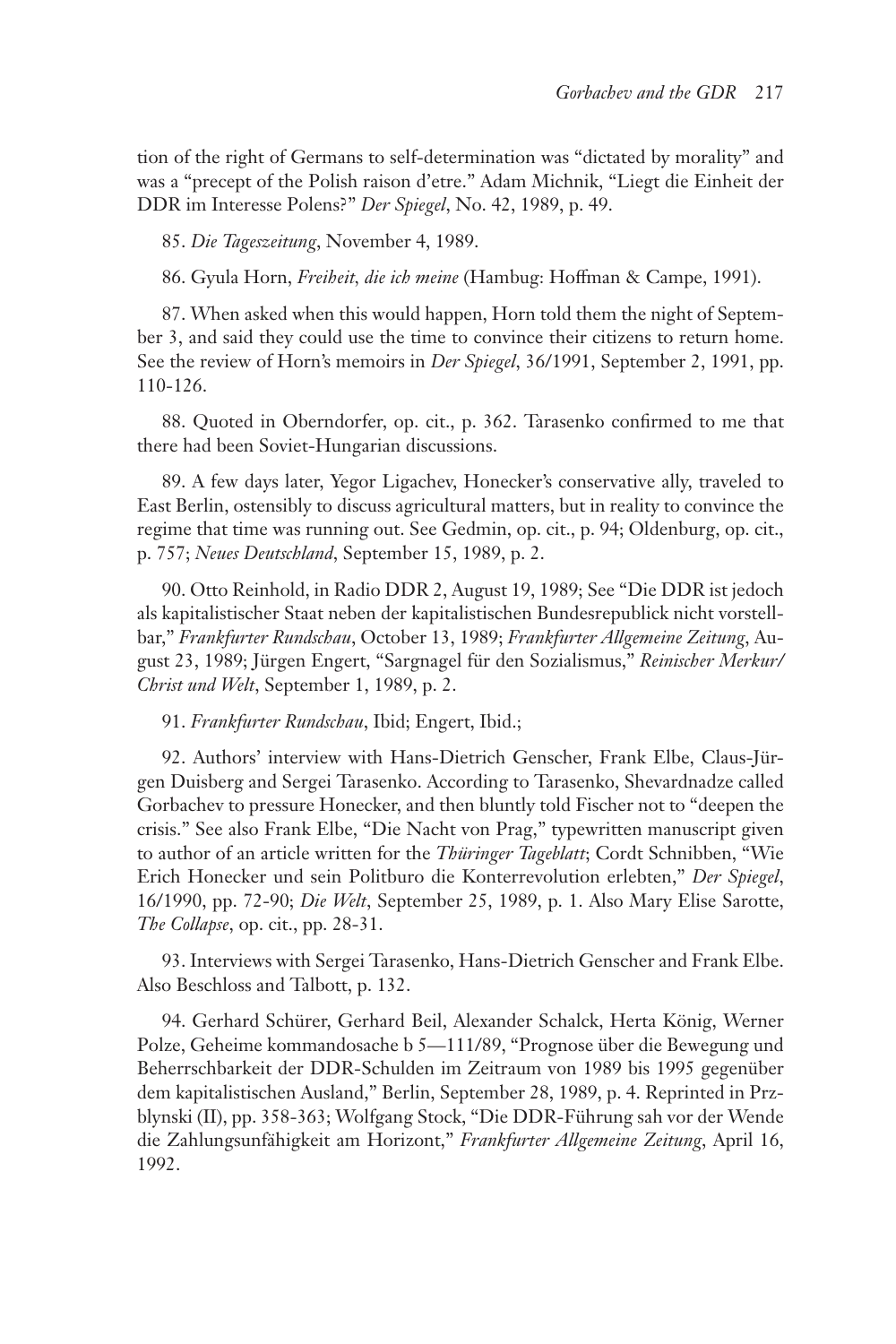tion of the right of Germans to self-determination was "dictated by morality" and was a "precept of the Polish raison d'etre." Adam Michnik, "Liegt die Einheit der DDR im Interesse Polens?" *Der Spiegel*, No. 42, 1989, p. 49.

85. *Die Tageszeitung*, November 4, 1989.

86. Gyula Horn, *Freiheit, die ich meine* (Hambug: Hoffman & Campe, 1991).

87. When asked when this would happen, Horn told them the night of September 3, and said they could use the time to convince their citizens to return home. See the review of Horn's memoirs in *Der Spiegel*, 36/1991, September 2, 1991, pp. 110-126.

88. Quoted in Oberndorfer, op. cit., p. 362. Tarasenko confirmed to me that there had been Soviet-Hungarian discussions.

89. A few days later, Yegor Ligachev, Honecker's conservative ally, traveled to East Berlin, ostensibly to discuss agricultural matters, but in reality to convince the regime that time was running out. See Gedmin, op. cit., p. 94; Oldenburg, op. cit., p. 757; *Neues Deutschland*, September 15, 1989, p. 2.

90. Otto Reinhold, in Radio DDR 2, August 19, 1989; See "Die DDR ist jedoch als kapitalistischer Staat neben der kapitalistischen Bundesrepublik nicht vorstellbar," *Frankfurter Rundschau*, October 13, 1989; *Frankfurter Allgemeine Zeitung*, August 23, 1989; Jürgen Engert, "Sargnagel für den Sozialismus," *Reinischer Merkur/ Christ und Welt*, September 1, 1989, p. 2.

91. *Frankfurter Rundschau*, Ibid; Engert, Ibid.;

92. Authors' interview with Hans-Dietrich Genscher, Frank Elbe, Claus-Jürgen Duisberg and Sergei Tarasenko. According to Tarasenko, Shevardnadze called Gorbachev to pressure Honecker, and then bluntly told Fischer not to "deepen the crisis." See also Frank Elbe, "Die Nacht von Prag," typewritten manuscript given to author of an article written for the *Thüringer Tageblatt*; Cordt Schnibben, "Wie Erich Honecker und sein Politburo die Konterrevolution erlebten," *Der Spiegel*, 16/1990, pp. 72-90; *Die Welt*, September 25, 1989, p. 1. Also Mary Elise Sarotte, *The Collapse*, op. cit., pp. 28-31.

93. Interviews with Sergei Tarasenko, Hans-Dietrich Genscher and Frank Elbe. Also Beschloss and Talbott, p. 132.

94. Gerhard Schürer, Gerhard Beil, Alexander Schalck, Herta König, Werner Polze, Geheime kommandosache b 5—111/89, "Prognose über die Bewegung und Beherrschbarkeit der DDR-Schulden im Zeitraum von 1989 bis 1995 gegenüber dem kapitalistischen Ausland," Berlin, September 28, 1989, p. 4. Reprinted in Przblynski (II), pp. 358-363; Wolfgang Stock, "Die DDR-Führung sah vor der Wende die Zahlungsunfähigkeit am Horizont," *Frankfurter Allgemeine Zeitung*, April 16, 1992.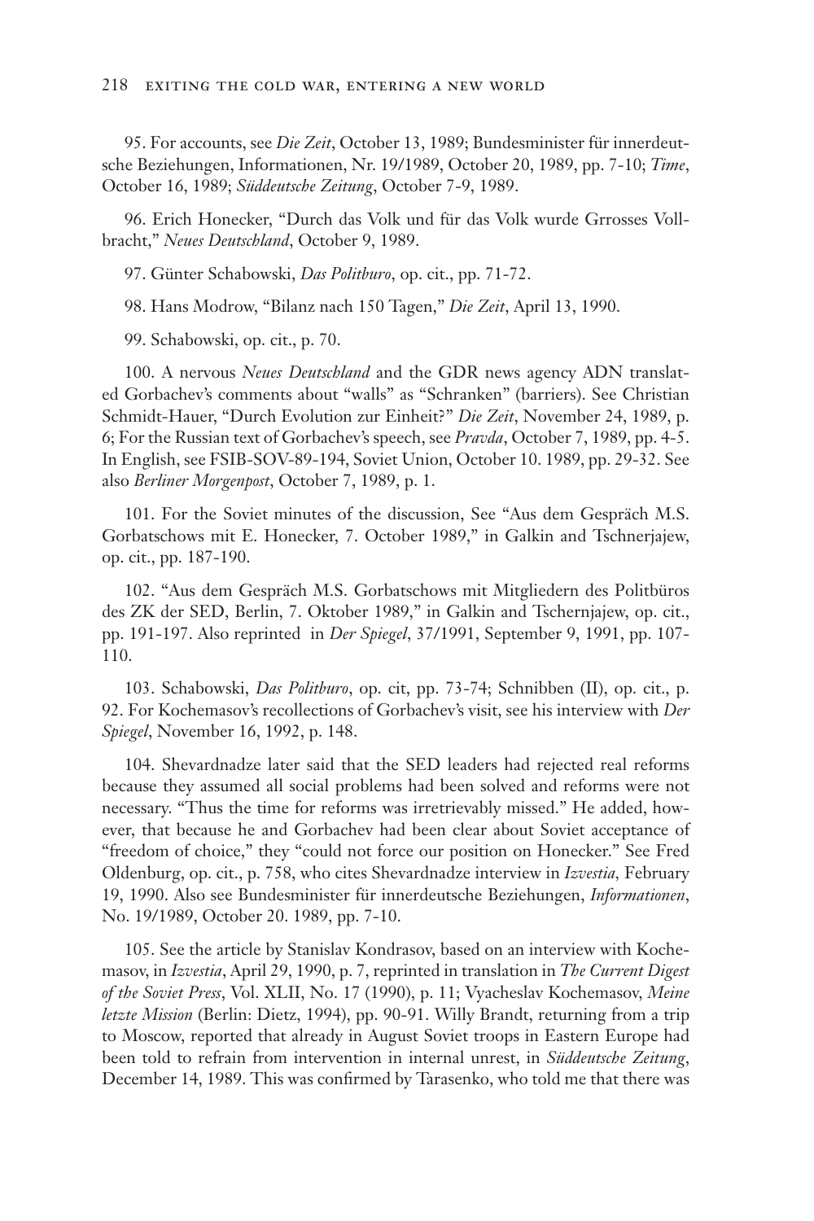95. For accounts, see *Die Zeit*, October 13, 1989; Bundesminister für innerdeutsche Beziehungen, Informationen, Nr. 19/1989, October 20, 1989, pp. 7-10; *Time*, October 16, 1989; *Süddeutsche Zeitung*, October 7-9, 1989.

96. Erich Honecker, "Durch das Volk und für das Volk wurde Grrosses Vollbracht," *Neues Deutschland*, October 9, 1989.

97. Günter Schabowski, *Das Politburo*, op. cit., pp. 71-72.

98. Hans Modrow, "Bilanz nach 150 Tagen," *Die Zeit*, April 13, 1990.

99. Schabowski, op. cit., p. 70.

100. A nervous *Neues Deutschland* and the GDR news agency ADN translated Gorbachev's comments about "walls" as "Schranken" (barriers). See Christian Schmidt-Hauer, "Durch Evolution zur Einheit?" *Die Zeit*, November 24, 1989, p. 6; For the Russian text of Gorbachev's speech, see *Pravda*, October 7, 1989, pp. 4-5. In English, see FSIB-SOV-89-194, Soviet Union, October 10. 1989, pp. 29-32. See also *Berliner Morgenpost*, October 7, 1989, p. 1.

101. For the Soviet minutes of the discussion, See "Aus dem Gespräch M.S. Gorbatschows mit E. Honecker, 7. October 1989," in Galkin and Tschnerjajew, op. cit., pp. 187-190.

102. "Aus dem Gespräch M.S. Gorbatschows mit Mitgliedern des Politbüros des ZK der SED, Berlin, 7. Oktober 1989," in Galkin and Tschernjajew, op. cit., pp. 191-197. Also reprinted in *Der Spiegel*, 37/1991, September 9, 1991, pp. 107-110.

103. Schabowski, *Das Politburo*, op. cit, pp. 73-74; Schnibben (II), op. cit., p. 92. For Kochemasov's recollections of Gorbachev's visit, see his interview with *Der Spiegel*, November 16, 1992, p. 148.

104. Shevardnadze later said that the SED leaders had rejected real reforms because they assumed all social problems had been solved and reforms were not necessary. "Thus the time for reforms was irretrievably missed." He added, however, that because he and Gorbachev had been clear about Soviet acceptance of "freedom of choice," they "could not force our position on Honecker." See Fred Oldenburg, op. cit., p. 758, who cites Shevardnadze interview in *Izvestia*, February 19, 1990. Also see Bundesminister für innerdeutsche Beziehungen, *Informationen*, No. 19/1989, October 20. 1989, pp. 7-10.

105. See the article by Stanislav Kondrasov, based on an interview with Kochemasov, in *Izvestia*, April 29, 1990, p. 7, reprinted in translation in *The Current Digest of the Soviet Press*, Vol. XLII, No. 17 (1990), p. 11; Vyacheslav Kochemasov, *Meine letzte Mission* (Berlin: Dietz, 1994), pp. 90-91. Willy Brandt, returning from a trip to Moscow, reported that already in August Soviet troops in Eastern Europe had been told to refrain from intervention in internal unrest, in *Süddeutsche Zeitung*, December 14, 1989. This was confirmed by Tarasenko, who told me that there was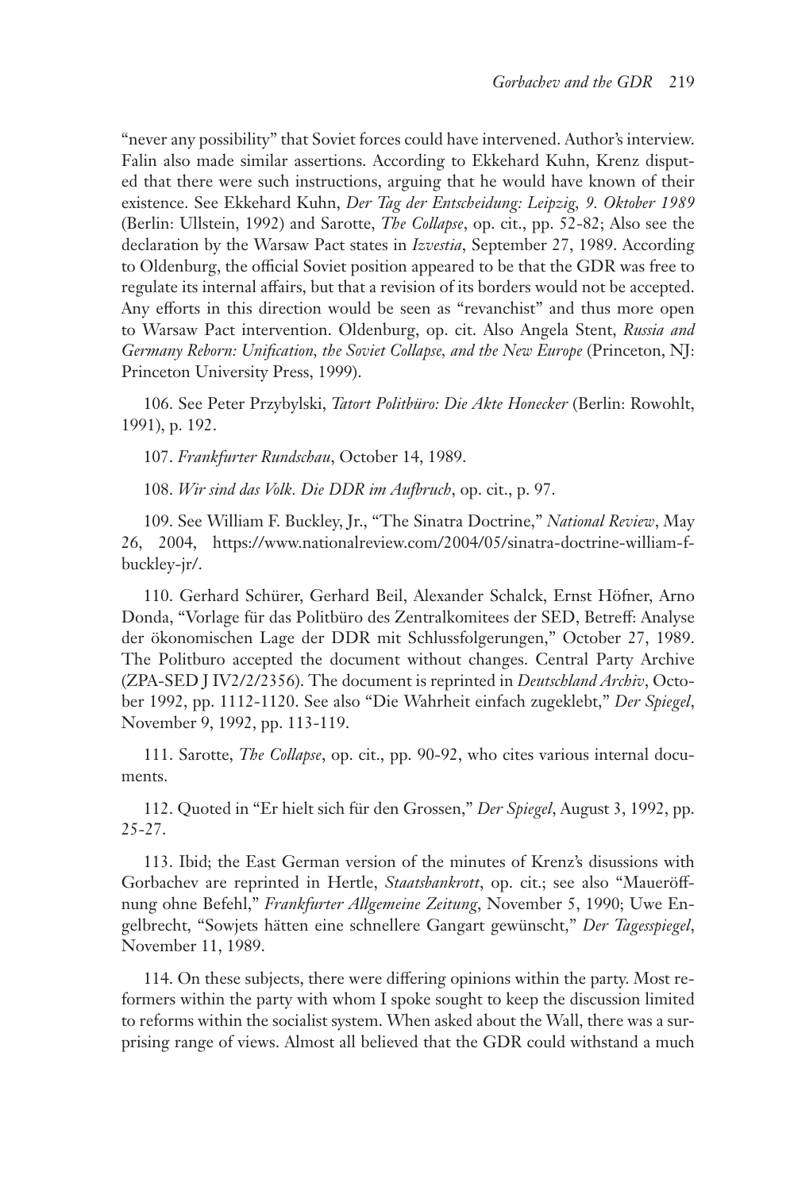"never any possibility" that Soviet forces could have intervened. Author's interview. Falin also made similar assertions. According to Ekkehard Kuhn, Krenz disputed that there were such instructions, arguing that he would have known of their existence. See Ekkehard Kuhn, *Der Tag der Entscheidung: Leipzig, 9. Oktober 1989* (Berlin: Ullstein, 1992) and Sarotte, *The Collapse*, op. cit., pp. 52-82; Also see the declaration by the Warsaw Pact states in *Izvestia*, September 27, 1989. According to Oldenburg, the official Soviet position appeared to be that the GDR was free to regulate its internal affairs, but that a revision of its borders would not be accepted. Any efforts in this direction would be seen as "revanchist" and thus more open to Warsaw Pact intervention. Oldenburg, op. cit. Also Angela Stent, *Russia and Germany Reborn: Unification, the Soviet Collapse, and the New Europe* (Princeton, NJ: Princeton University Press, 1999).

106. See Peter Przybylski, *Tatort Politbüro: Die Akte Honecker* (Berlin: Rowohlt, 1991), p. 192.

107. *Frankfurter Rundschau*, October 14, 1989.

108. *Wir sind das Volk. Die DDR im Aufbruch*, op. cit., p. 97.

109. See William F. Buckley, Jr., "The Sinatra Doctrine," *National Review*, May 26, 2004, https://www.nationalreview.com/2004/05/sinatra-doctrine-william-f-buckley-jr/.

110. Gerhard Schürer, Gerhard Beil, Alexander Schalck, Ernst Höfner, Arno Donda, "Vorlage für das Politbüro des Zentralkomitees der SED, Betreff: Analyse der ökonomischen Lage der DDR mit Schlussfolgerungen," October 27, 1989. The Politburo accepted the document without changes. Central Party Archive (ZPA-SED J IV2/2/2356). The document is reprinted in *Deutschland Archiv*, October 1992, pp. 1112-1120. See also "Die Wahrheit einfach zugeklebt," *Der Spiegel*, November 9, 1992, pp. 113-119.

111. Sarotte, *The Collapse*, op. cit., pp. 90-92, who cites various internal documents.

112. Quoted in "Er hielt sich für den Grossen," *Der Spiegel*, August 3, 1992, pp. 25-27.

113. Ibid; the East German version of the minutes of Krenz's disussions with Gorbachev are reprinted in Hertle, *Staatsbankrott*, op. cit.; see also "Maueröffnung ohne Befehl," *Frankfurter Allgemeine Zeitung*, November 5, 1990; Uwe Engelbrecht, "Sowjets hätten eine schnellere Gangart gewünscht," *Der Tagesspiegel*, November 11, 1989.

114. On these subjects, there were differing opinions within the party. Most reformers within the party with whom I spoke sought to keep the discussion limited to reforms within the socialist system. When asked about the Wall, there was a surprising range of views. Almost all believed that the GDR could withstand a much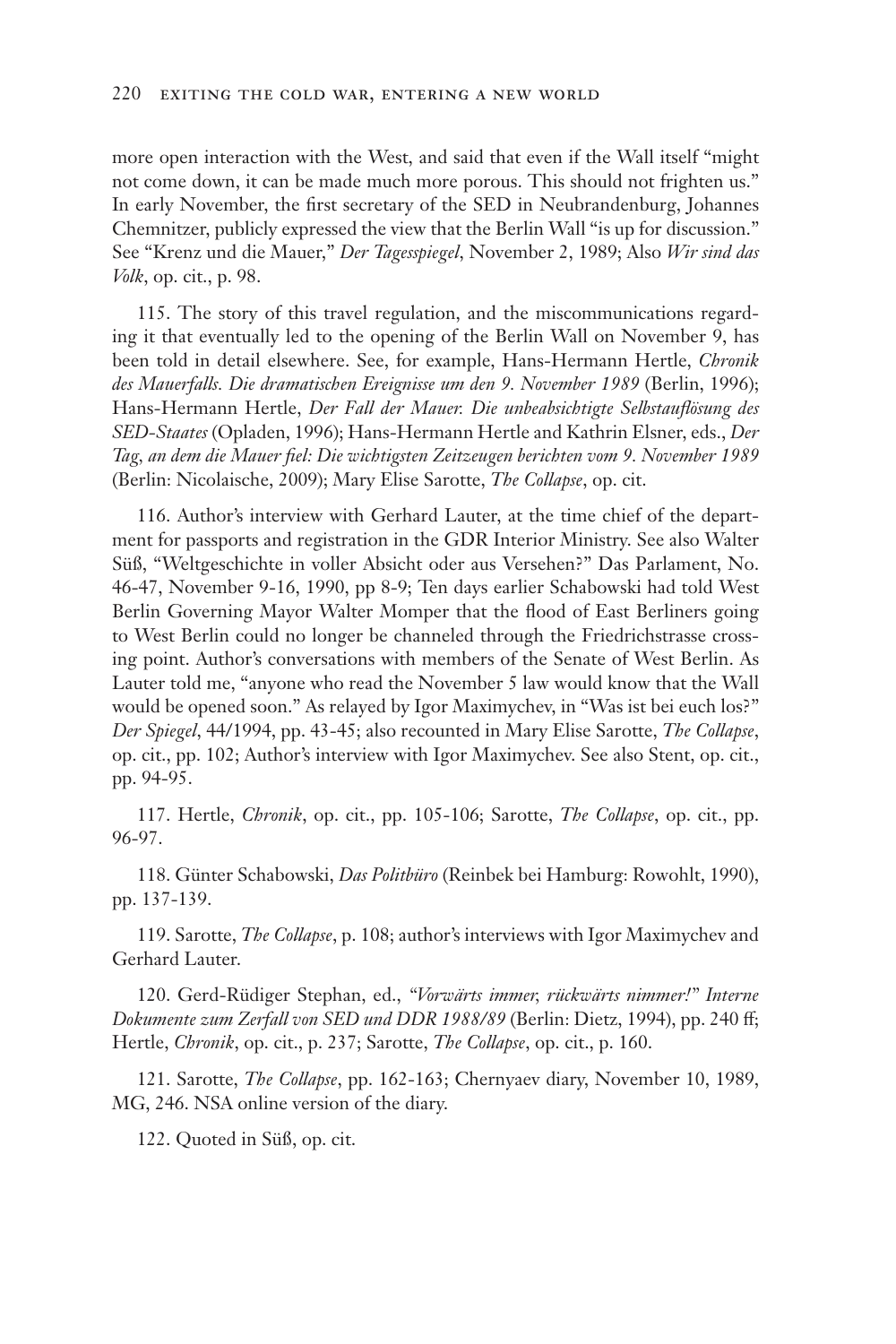more open interaction with the West, and said that even if the Wall itself "might not come down, it can be made much more porous. This should not frighten us." In early November, the first secretary of the SED in Neubrandenburg, Johannes Chemnitzer, publicly expressed the view that the Berlin Wall "is up for discussion." See "Krenz und die Mauer," *Der Tagesspiegel*, November 2, 1989; Also *Wir sind das Volk*, op. cit., p. 98.

115. The story of this travel regulation, and the miscommunications regarding it that eventually led to the opening of the Berlin Wall on November 9, has been told in detail elsewhere. See, for example, Hans-Hermann Hertle, *Chronik des Mauerfalls. Die dramatischen Ereignisse um den 9. November 1989* (Berlin, 1996); Hans-Hermann Hertle, *Der Fall der Mauer. Die unbeabsichtigte Selbstauflösung des SED-Staates* (Opladen, 1996); Hans-Hermann Hertle and Kathrin Elsner, eds., *Der Tag, an dem die Mauer fiel: Die wichtigsten Zeitzeugen berichten vom 9. November 1989* (Berlin: Nicolaische, 2009); Mary Elise Sarotte, *The Collapse*, op. cit.

116. Author's interview with Gerhard Lauter, at the time chief of the department for passports and registration in the GDR Interior Ministry. See also Walter Süß, "Weltgeschichte in voller Absicht oder aus Versehen?" Das Parlament, No. 46-47, November 9-16, 1990, pp 8-9; Ten days earlier Schabowski had told West Berlin Governing Mayor Walter Momper that the flood of East Berliners going to West Berlin could no longer be channeled through the Friedrichstrasse crossing point. Author's conversations with members of the Senate of West Berlin. As Lauter told me, "anyone who read the November 5 law would know that the Wall would be opened soon." As relayed by Igor Maximychev, in "Was ist bei euch los?" *Der Spiegel*, 44/1994, pp. 43-45; also recounted in Mary Elise Sarotte, *The Collapse*, op. cit., pp. 102; Author's interview with Igor Maximychev. See also Stent, op. cit., pp. 94-95.

117. Hertle, *Chronik*, op. cit., pp. 105-106; Sarotte, *The Collapse*, op. cit., pp. 96-97.

118. Günter Schabowski, *Das Politbüro* (Reinbek bei Hamburg: Rowohlt, 1990), pp. 137-139.

119. Sarotte, *The Collapse*, p. 108; author's interviews with Igor Maximychev and Gerhard Lauter.

120. Gerd-Rüdiger Stephan, ed., *"Vorwärts immer, rückwärts nimmer!" Interne Dokumente zum Zerfall von SED und DDR 1988/89* (Berlin: Dietz, 1994), pp. 240 ff; Hertle, *Chronik*, op. cit., p. 237; Sarotte, *The Collapse*, op. cit., p. 160.

121. Sarotte, *The Collapse*, pp. 162-163; Chernyaev diary, November 10, 1989, MG, 246. NSA online version of the diary.

122. Quoted in Süß, op. cit.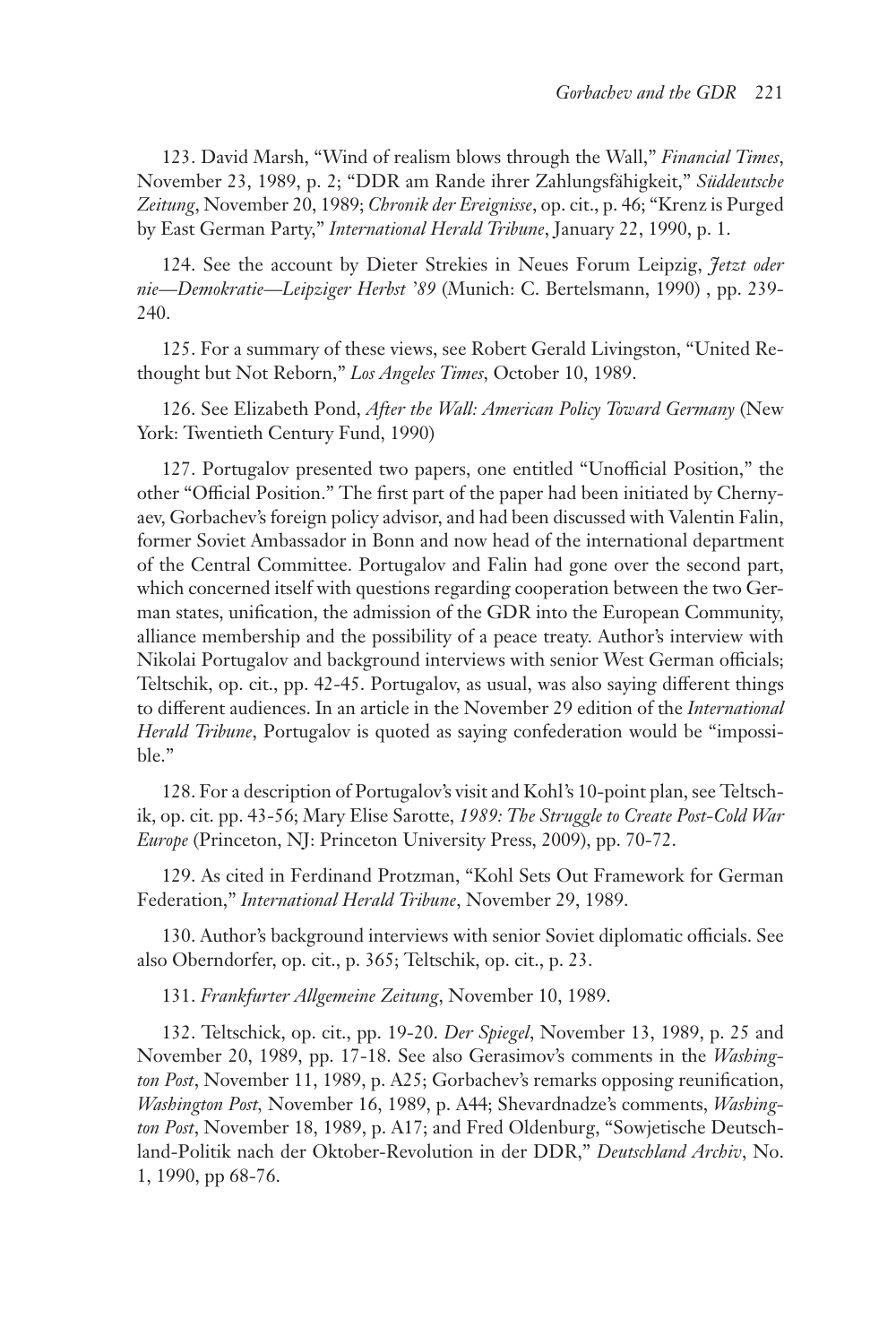123. David Marsh, "Wind of realism blows through the Wall," *Financial Times*, November 23, 1989, p. 2; "DDR am Rande ihrer Zahlungsfähigkeit," *Süddeutsche Zeitung*, November 20, 1989; *Chronik der Ereignisse*, op. cit., p. 46; "Krenz is Purged by East German Party," *International Herald Tribune*, January 22, 1990, p. 1.

124. See the account by Dieter Strekies in Neues Forum Leipzig, *Jetzt oder nie—Demokratie—Leipziger Herbst '89* (Munich: C. Bertelsmann, 1990) , pp. 239-240.

125. For a summary of these views, see Robert Gerald Livingston, "United Re-thought but Not Reborn," *Los Angeles Times*, October 10, 1989.

126. See Elizabeth Pond, *After the Wall: American Policy Toward Germany* (New York: Twentieth Century Fund, 1990)

127. Portugalov presented two papers, one entitled "Unofficial Position," the other "Official Position." The first part of the paper had been initiated by Chernyaev, Gorbachev's foreign policy advisor, and had been discussed with Valentin Falin, former Soviet Ambassador in Bonn and now head of the international department of the Central Committee. Portugalov and Falin had gone over the second part, which concerned itself with questions regarding cooperation between the two German states, unification, the admission of the GDR into the European Community, alliance membership and the possibility of a peace treaty. Author's interview with Nikolai Portugalov and background interviews with senior West German officials; Teltschik, op. cit., pp. 42-45. Portugalov, as usual, was also saying different things to different audiences. In an article in the November 29 edition of the *International Herald Tribune*, Portugalov is quoted as saying confederation would be "impossible."

128. For a description of Portugalov's visit and Kohl's 10-point plan, see Teltschik, op. cit. pp. 43-56; Mary Elise Sarotte, *1989: The Struggle to Create Post-Cold War Europe* (Princeton, NJ: Princeton University Press, 2009), pp. 70-72.

129. As cited in Ferdinand Protzman, "Kohl Sets Out Framework for German Federation," *International Herald Tribune*, November 29, 1989.

130. Author's background interviews with senior Soviet diplomatic officials. See also Oberndorfer, op. cit., p. 365; Teltschik, op. cit., p. 23.

131. *Frankfurter Allgemeine Zeitung*, November 10, 1989.

132. Teltschick, op. cit., pp. 19-20. *Der Spiegel*, November 13, 1989, p. 25 and November 20, 1989, pp. 17-18. See also Gerasimov's comments in the *Washington Post*, November 11, 1989, p. A25; Gorbachev's remarks opposing reunification, *Washington Post*, November 16, 1989, p. A44; Shevardnadze's comments, *Washington Post*, November 18, 1989, p. A17; and Fred Oldenburg, "Sowjetische Deutschland-Politik nach der Oktober-Revolution in der DDR," *Deutschland Archiv*, No. 1, 1990, pp 68-76.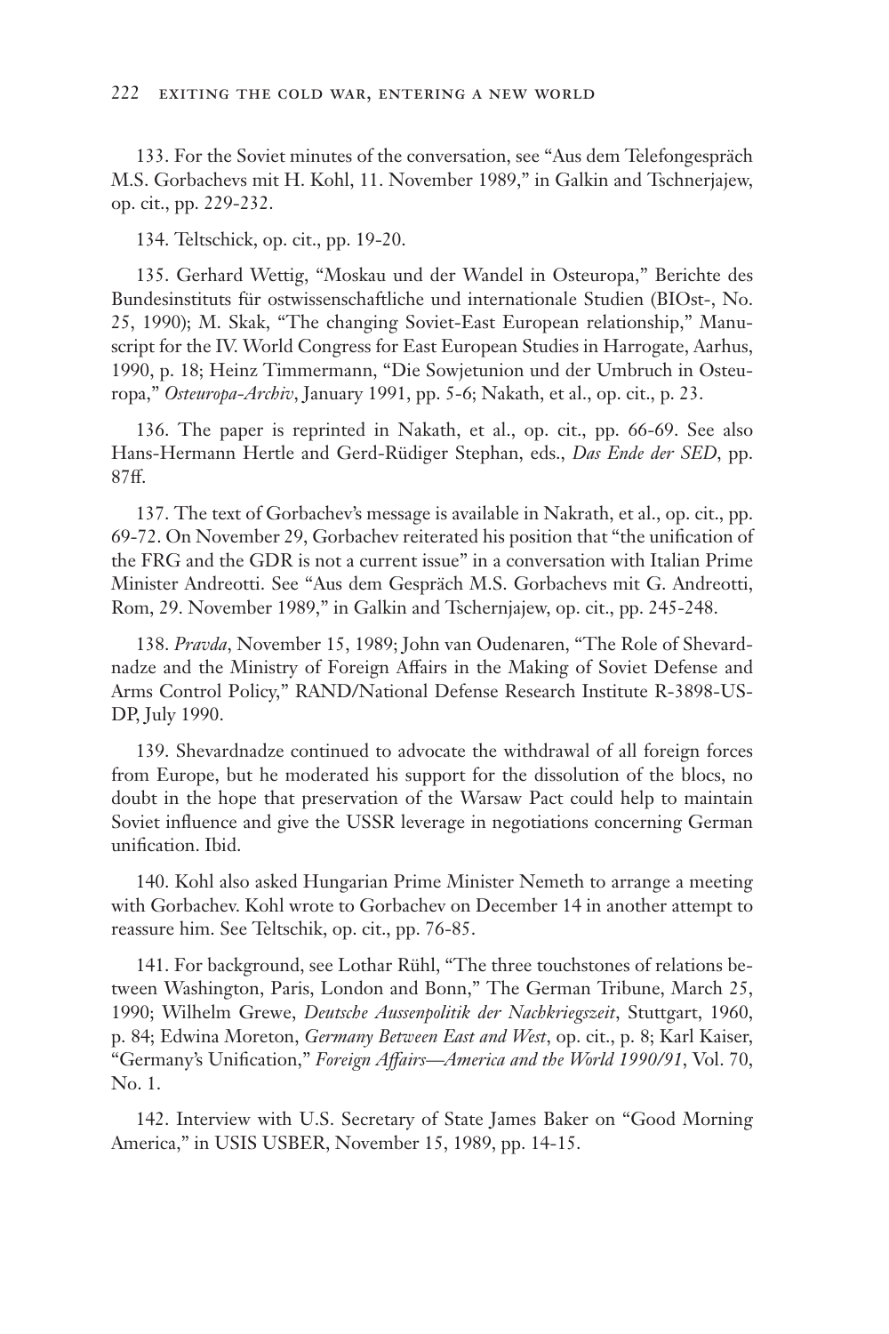133. For the Soviet minutes of the conversation, see "Aus dem Telefongespräch M.S. Gorbachevs mit H. Kohl, 11. November 1989," in Galkin and Tschnerjajew, op. cit., pp. 229-232.

134. Teltschick, op. cit., pp. 19-20.

135. Gerhard Wettig, "Moskau und der Wandel in Osteuropa," Berichte des Bundesinstituts für ostwissenschaftliche und internationale Studien (BIOst-, No. 25, 1990); M. Skak, "The changing Soviet-East European relationship," Manuscript for the IV. World Congress for East European Studies in Harrogate, Aarhus, 1990, p. 18; Heinz Timmermann, "Die Sowjetunion und der Umbruch in Osteuropa," *Osteuropa-Archiv*, January 1991, pp. 5-6; Nakath, et al., op. cit., p. 23.

136. The paper is reprinted in Nakath, et al., op. cit., pp. 66-69. See also Hans-Hermann Hertle and Gerd-Rüdiger Stephan, eds., *Das Ende der SED*, pp. 87ff.

137. The text of Gorbachev's message is available in Nakrath, et al., op. cit., pp. 69-72. On November 29, Gorbachev reiterated his position that "the unification of the FRG and the GDR is not a current issue" in a conversation with Italian Prime Minister Andreotti. See "Aus dem Gespräch M.S. Gorbachevs mit G. Andreotti, Rom, 29. November 1989," in Galkin and Tschernjajew, op. cit., pp. 245-248.

138. *Pravda*, November 15, 1989; John van Oudenaren, "The Role of Shevardnadze and the Ministry of Foreign Affairs in the Making of Soviet Defense and Arms Control Policy," RAND/National Defense Research Institute R-3898-US-DP, July 1990.

139. Shevardnadze continued to advocate the withdrawal of all foreign forces from Europe, but he moderated his support for the dissolution of the blocs, no doubt in the hope that preservation of the Warsaw Pact could help to maintain Soviet influence and give the USSR leverage in negotiations concerning German unification. Ibid.

140. Kohl also asked Hungarian Prime Minister Nemeth to arrange a meeting with Gorbachev. Kohl wrote to Gorbachev on December 14 in another attempt to reassure him. See Teltschik, op. cit., pp. 76-85.

141. For background, see Lothar Rühl, "The three touchstones of relations between Washington, Paris, London and Bonn," The German Tribune, March 25, 1990; Wilhelm Grewe, *Deutsche Aussenpolitik der Nachkriegszeit*, Stuttgart, 1960, p. 84; Edwina Moreton, *Germany Between East and West*, op. cit., p. 8; Karl Kaiser, "Germany's Unification," *Foreign Affairs—America and the World 1990/91*, Vol. 70, No. 1.

142. Interview with U.S. Secretary of State James Baker on "Good Morning America," in USIS USBER, November 15, 1989, pp. 14-15.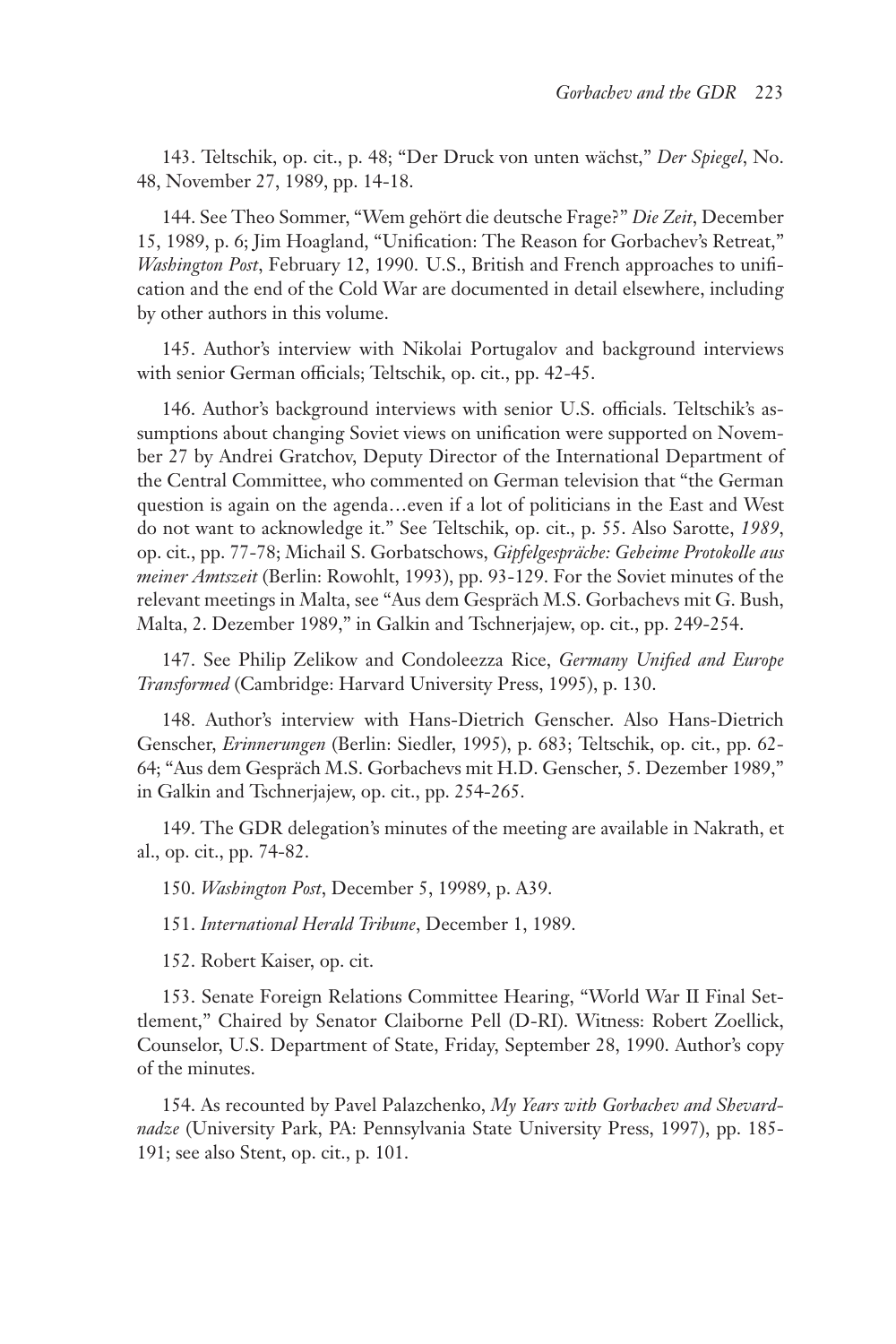143. Teltschik, op. cit., p. 48; "Der Druck von unten wächst," *Der Spiegel*, No. 48, November 27, 1989, pp. 14-18.

144. See Theo Sommer, "Wem gehört die deutsche Frage?" *Die Zeit*, December 15, 1989, p. 6; Jim Hoagland, "Unification: The Reason for Gorbachev's Retreat," *Washington Post*, February 12, 1990. U.S., British and French approaches to unification and the end of the Cold War are documented in detail elsewhere, including by other authors in this volume.

145. Author's interview with Nikolai Portugalov and background interviews with senior German officials; Teltschik, op. cit., pp. 42-45.

146. Author's background interviews with senior U.S. officials. Teltschik's assumptions about changing Soviet views on unification were supported on November 27 by Andrei Gratchov, Deputy Director of the International Department of the Central Committee, who commented on German television that "the German question is again on the agenda…even if a lot of politicians in the East and West do not want to acknowledge it." See Teltschik, op. cit., p. 55. Also Sarotte, *1989*, op. cit., pp. 77-78; Michail S. Gorbatschows, *Gipfelgespräche: Geheime Protokolle aus meiner Amtszeit* (Berlin: Rowohlt, 1993), pp. 93-129. For the Soviet minutes of the relevant meetings in Malta, see "Aus dem Gespräch M.S. Gorbachevs mit G. Bush, Malta, 2. Dezember 1989," in Galkin and Tschnerjajew, op. cit., pp. 249-254.

147. See Philip Zelikow and Condoleezza Rice, *Germany Unified and Europe Transformed* (Cambridge: Harvard University Press, 1995), p. 130.

148. Author's interview with Hans-Dietrich Genscher. Also Hans-Dietrich Genscher, *Erinnerungen* (Berlin: Siedler, 1995), p. 683; Teltschik, op. cit., pp. 62-64; "Aus dem Gespräch M.S. Gorbachevs mit H.D. Genscher, 5. Dezember 1989," in Galkin and Tschnerjajew, op. cit., pp. 254-265.

149. The GDR delegation's minutes of the meeting are available in Nakrath, et al., op. cit., pp. 74-82.

150. *Washington Post*, December 5, 19989, p. A39.

151. *International Herald Tribune*, December 1, 1989.

152. Robert Kaiser, op. cit.

153. Senate Foreign Relations Committee Hearing, "World War II Final Settlement," Chaired by Senator Claiborne Pell (D-RI). Witness: Robert Zoellick, Counselor, U.S. Department of State, Friday, September 28, 1990. Author's copy of the minutes.

154. As recounted by Pavel Palazchenko, *My Years with Gorbachev and Shevardnadze* (University Park, PA: Pennsylvania State University Press, 1997), pp. 185-191; see also Stent, op. cit., p. 101.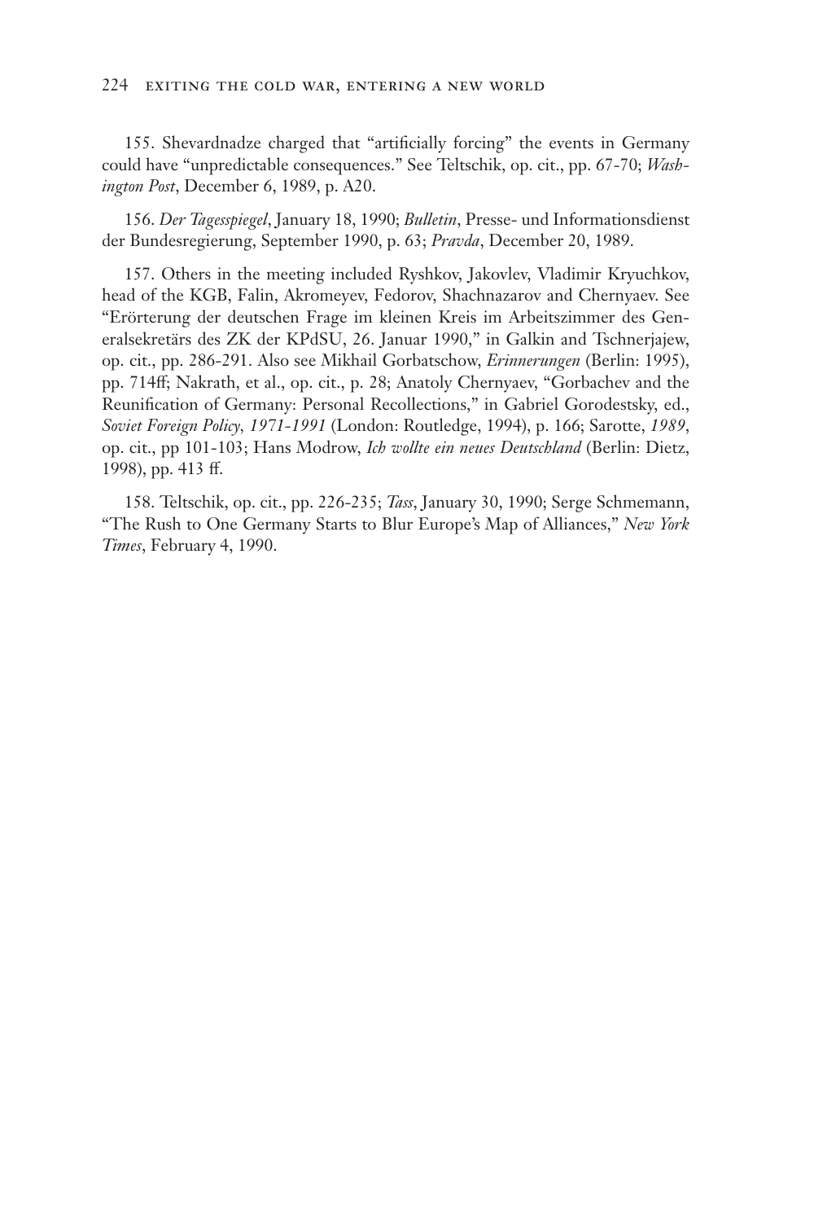155. Shevardnadze charged that "artificially forcing" the events in Germany could have "unpredictable consequences." See Teltschik, op. cit., pp. 67-70; *Washington Post*, December 6, 1989, p. A20.

156. *Der Tagesspiegel*, January 18, 1990; *Bulletin*, Presse- und Informationsdienst der Bundesregierung, September 1990, p. 63; *Pravda*, December 20, 1989.

157. Others in the meeting included Ryshkov, Jakovlev, Vladimir Kryuchkov, head of the KGB, Falin, Akromeyev, Fedorov, Shachnazarov and Chernyaev. See "Erörterung der deutschen Frage im kleinen Kreis im Arbeitszimmer des Generalsekretärs des ZK der KPdSU, 26. Januar 1990," in Galkin and Tschnerjajew, op. cit., pp. 286-291. Also see Mikhail Gorbatschow, *Erinnerungen* (Berlin: 1995), pp. 714ff; Nakrath, et al., op. cit., p. 28; Anatoly Chernyaev, "Gorbachev and the Reunification of Germany: Personal Recollections," in Gabriel Gorodestsky, ed., *Soviet Foreign Policy, 1971-1991* (London: Routledge, 1994), p. 166; Sarotte, *1989*, op. cit., pp 101-103; Hans Modrow, *Ich wollte ein neues Deutschland* (Berlin: Dietz, 1998), pp. 413 ff.

158. Teltschik, op. cit., pp. 226-235; *Tass*, January 30, 1990; Serge Schmemann, "The Rush to One Germany Starts to Blur Europe's Map of Alliances," *New York Times*, February 4, 1990.